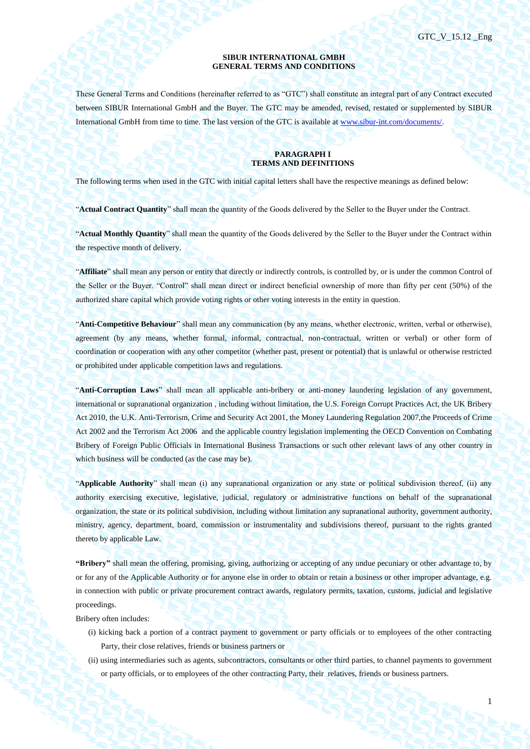# SIBUR INTERNATIONAL GMBH
# GENERAL TERMS AND CONDITIONS

These General Terms and Conditions (hereinafter referred to as "GTC") shall constitute an integral part of any Contract executed between SIBUR International GmbH and the Buyer. The GTC may be amended, revised, restated or supplemented by SIBUR International GmbH from time to time. The last version of the GTC is available at www.sibur-int.com/documents/.

## PARAGRAPH I
## TERMS AND DEFINITIONS

The following terms when used in the GTC with initial capital letters shall have the respective meanings as defined below:

"**Actual Contract Quantity**" shall mean the quantity of the Goods delivered by the Seller to the Buyer under the Contract.

"**Actual Monthly Quantity**" shall mean the quantity of the Goods delivered by the Seller to the Buyer under the Contract within the respective month of delivery.

"**Affiliate**" shall mean any person or entity that directly or indirectly controls, is controlled by, or is under the common Control of the Seller or the Buyer. "Control" shall mean direct or indirect beneficial ownership of more than fifty per cent (50%) of the authorized share capital which provide voting rights or other voting interests in the entity in question.

"**Anti-Competitive Behaviour**" shall mean any communication (by any means, whether electronic, written, verbal or otherwise), agreement (by any means, whether formal, informal, contractual, non-contractual, written or verbal) or other form of coordination or cooperation with any other competitor (whether past, present or potential) that is unlawful or otherwise restricted or prohibited under applicable competition laws and regulations.

"**Anti-Corruption Laws**" shall mean all applicable anti-bribery or anti-money laundering legislation of any government, international or supranational organization , including without limitation, the U.S. Foreign Corrupt Practices Act, the UK Bribery Act 2010, the U.K. Anti-Terrorism, Crime and Security Act 2001, the Money Laundering Regulation 2007,the Proceeds of Crime Act 2002 and the Terrorism Act 2006 and the applicable country legislation implementing the OECD Convention on Combating Bribery of Foreign Public Officials in International Business Transactions or such other relevant laws of any other country in which business will be conducted (as the case may be).

"**Applicable Authority**" shall mean (i) any supranational organization or any state or political subdivision thereof, (ii) any authority exercising executive, legislative, judicial, regulatory or administrative functions on behalf of the supranational organization, the state or its political subdivision, including without limitation any supranational authority, government authority, ministry, agency, department, board, commission or instrumentality and subdivisions thereof, pursuant to the rights granted thereto by applicable Law.

**"Bribery"** shall mean the offering, promising, giving, authorizing or accepting of any undue pecuniary or other advantage to, by or for any of the Applicable Authority or for anyone else in order to obtain or retain a business or other improper advantage, e.g. in connection with public or private procurement contract awards, regulatory permits, taxation, customs, judicial and legislative proceedings.

Bribery often includes:

(i) kicking back a portion of a contract payment to government or party officials or to employees of the other contracting Party, their close relatives, friends or business partners or

(ii) using intermediaries such as agents, subcontractors, consultants or other third parties, to channel payments to government or party officials, or to employees of the other contracting Party, their relatives, friends or business partners.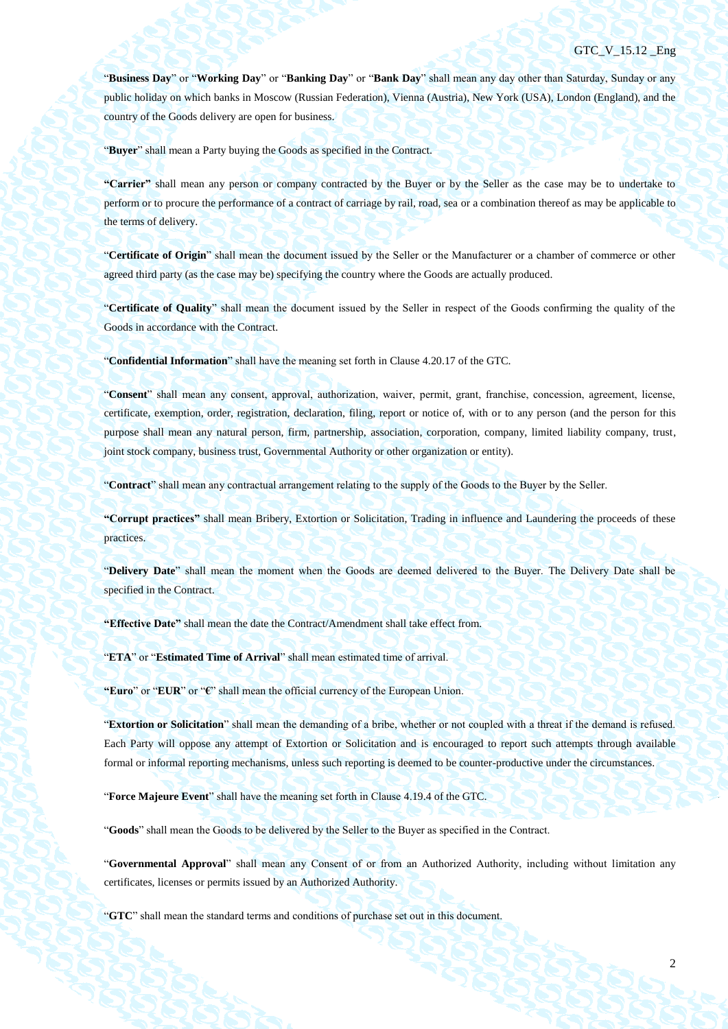"**Business Day**" or "**Working Day**" or "**Banking Day**" or "**Bank Day**" shall mean any day other than Saturday, Sunday or any public holiday on which banks in Moscow (Russian Federation), Vienna (Austria), New York (USA), London (England), and the country of the Goods delivery are open for business.

"**Buyer**" shall mean a Party buying the Goods as specified in the Contract.

**"Carrier"** shall mean any person or company contracted by the Buyer or by the Seller as the case may be to undertake to perform or to procure the performance of a contract of carriage by rail, road, sea or a combination thereof as may be applicable to the terms of delivery.

"**Certificate of Origin**" shall mean the document issued by the Seller or the Manufacturer or a chamber of commerce or other agreed third party (as the case may be) specifying the country where the Goods are actually produced.

"**Certificate of Quality**" shall mean the document issued by the Seller in respect of the Goods confirming the quality of the Goods in accordance with the Contract.

"**Confidential Information**" shall have the meaning set forth in Clause 4.20.17 of the GTC.

"**Consent**" shall mean any consent, approval, authorization, waiver, permit, grant, franchise, concession, agreement, license, certificate, exemption, order, registration, declaration, filing, report or notice of, with or to any person (and the person for this purpose shall mean any natural person, firm, partnership, association, corporation, company, limited liability company, trust, joint stock company, business trust, Governmental Authority or other organization or entity).

"**Contract**" shall mean any contractual arrangement relating to the supply of the Goods to the Buyer by the Seller.

**"Corrupt practices"** shall mean Bribery, Extortion or Solicitation, Trading in influence and Laundering the proceeds of these practices.

"**Delivery Date**" shall mean the moment when the Goods are deemed delivered to the Buyer. The Delivery Date shall be specified in the Contract.

**"Effective Date"** shall mean the date the Contract/Amendment shall take effect from.

"**ETA**" or "**Estimated Time of Arrival**" shall mean estimated time of arrival.

**"Euro**" or "**EUR**" or "**€**" shall mean the official currency of the European Union.

"**Extortion or Solicitation**" shall mean the demanding of a bribe, whether or not coupled with a threat if the demand is refused. Each Party will oppose any attempt of Extortion or Solicitation and is encouraged to report such attempts through available formal or informal reporting mechanisms, unless such reporting is deemed to be counter-productive under the circumstances.

"**Force Majeure Event**" shall have the meaning set forth in Clause 4.19.4 of the GTC.

"**Goods**" shall mean the Goods to be delivered by the Seller to the Buyer as specified in the Contract.

"**Governmental Approval**" shall mean any Consent of or from an Authorized Authority, including without limitation any certificates, licenses or permits issued by an Authorized Authority.

"**GTC**" shall mean the standard terms and conditions of purchase set out in this document.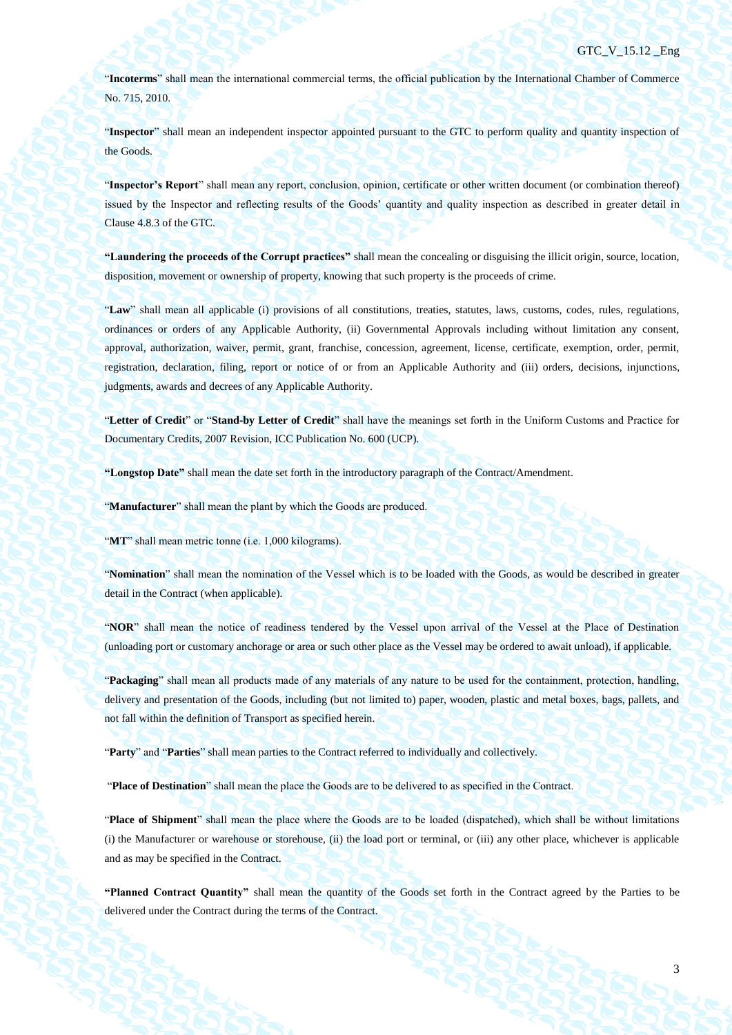"**Incoterms**" shall mean the international commercial terms, the official publication by the International Chamber of Commerce No. 715, 2010.

"**Inspector**" shall mean an independent inspector appointed pursuant to the GTC to perform quality and quantity inspection of the Goods.

"**Inspector's Report**" shall mean any report, conclusion, opinion, certificate or other written document (or combination thereof) issued by the Inspector and reflecting results of the Goods' quantity and quality inspection as described in greater detail in Clause 4.8.3 of the GTC.

**"Laundering the proceeds of the Corrupt practices"** shall mean the concealing or disguising the illicit origin, source, location, disposition, movement or ownership of property, knowing that such property is the proceeds of crime.

"**Law**" shall mean all applicable (i) provisions of all constitutions, treaties, statutes, laws, customs, codes, rules, regulations, ordinances or orders of any Applicable Authority, (ii) Governmental Approvals including without limitation any consent, approval, authorization, waiver, permit, grant, franchise, concession, agreement, license, certificate, exemption, order, permit, registration, declaration, filing, report or notice of or from an Applicable Authority and (iii) orders, decisions, injunctions, judgments, awards and decrees of any Applicable Authority.

"**Letter of Credit**" or "**Stand-by Letter of Credit**" shall have the meanings set forth in the Uniform Customs and Practice for Documentary Credits, 2007 Revision, ICC Publication No. 600 (UCP).

**"Longstop Date"** shall mean the date set forth in the introductory paragraph of the Contract/Amendment.

"**Manufacturer**" shall mean the plant by which the Goods are produced.

"**MT**" shall mean metric tonne (i.e. 1,000 kilograms).

"**Nomination**" shall mean the nomination of the Vessel which is to be loaded with the Goods, as would be described in greater detail in the Contract (when applicable).

"**NOR**" shall mean the notice of readiness tendered by the Vessel upon arrival of the Vessel at the Place of Destination (unloading port or customary anchorage or area or such other place as the Vessel may be ordered to await unload), if applicable.

"**Packaging**" shall mean all products made of any materials of any nature to be used for the containment, protection, handling, delivery and presentation of the Goods, including (but not limited to) paper, wooden, plastic and metal boxes, bags, pallets, and not fall within the definition of Transport as specified herein.

"**Party**" and "**Parties**" shall mean parties to the Contract referred to individually and collectively.

"**Place of Destination**" shall mean the place the Goods are to be delivered to as specified in the Contract.

"**Place of Shipment**" shall mean the place where the Goods are to be loaded (dispatched), which shall be without limitations (i) the Manufacturer or warehouse or storehouse, (ii) the load port or terminal, or (iii) any other place, whichever is applicable and as may be specified in the Contract.

**"Planned Contract Quantity"** shall mean the quantity of the Goods set forth in the Contract agreed by the Parties to be delivered under the Contract during the terms of the Contract.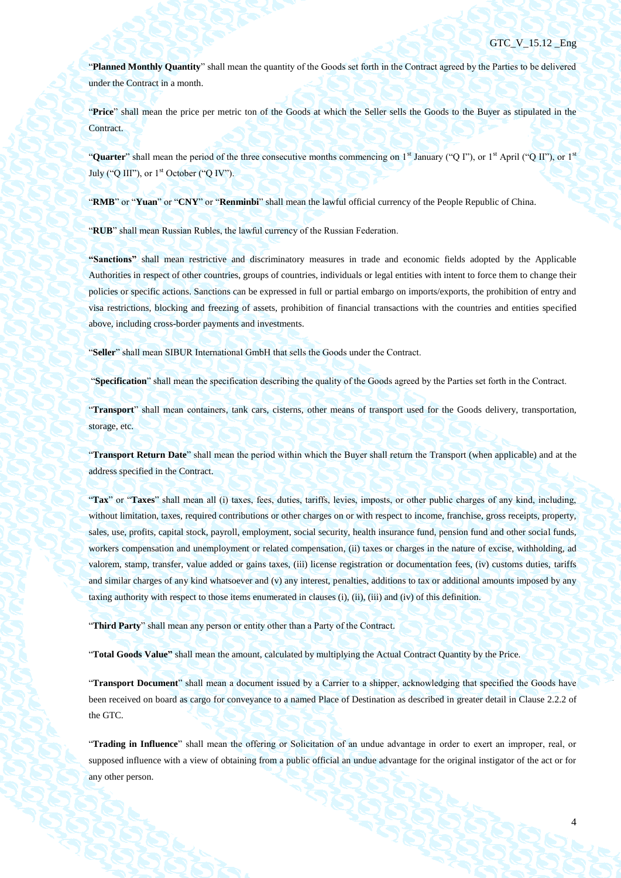"**Planned Monthly Quantity**" shall mean the quantity of the Goods set forth in the Contract agreed by the Parties to be delivered under the Contract in a month.

"**Price**" shall mean the price per metric ton of the Goods at which the Seller sells the Goods to the Buyer as stipulated in the Contract.

"**Quarter**" shall mean the period of the three consecutive months commencing on 1st January ("Q I"), or 1st April ("Q II"), or 1st July ("Q III"), or 1st October ("Q IV").

"**RMB**" or "**Yuan**" or "**CNY**" or "**Renminbi**" shall mean the lawful official currency of the People Republic of China.

"**RUB**" shall mean Russian Rubles, the lawful currency of the Russian Federation.

**"Sanctions"** shall mean restrictive and discriminatory measures in trade and economic fields adopted by the Applicable Authorities in respect of other countries, groups of countries, individuals or legal entities with intent to force them to change their policies or specific actions. Sanctions can be expressed in full or partial embargo on imports/exports, the prohibition of entry and visa restrictions, blocking and freezing of assets, prohibition of financial transactions with the countries and entities specified above, including cross-border payments and investments.

"**Seller**" shall mean SIBUR International GmbH that sells the Goods under the Contract.

"**Specification**" shall mean the specification describing the quality of the Goods agreed by the Parties set forth in the Contract.

"**Transport**" shall mean containers, tank cars, cisterns, other means of transport used for the Goods delivery, transportation, storage, etc.

"**Transport Return Date**" shall mean the period within which the Buyer shall return the Transport (when applicable) and at the address specified in the Contract.

"**Tax**" or "**Taxes**" shall mean all (i) taxes, fees, duties, tariffs, levies, imposts, or other public charges of any kind, including, without limitation, taxes, required contributions or other charges on or with respect to income, franchise, gross receipts, property, sales, use, profits, capital stock, payroll, employment, social security, health insurance fund, pension fund and other social funds, workers compensation and unemployment or related compensation, (ii) taxes or charges in the nature of excise, withholding, ad valorem, stamp, transfer, value added or gains taxes, (iii) license registration or documentation fees, (iv) customs duties, tariffs and similar charges of any kind whatsoever and (v) any interest, penalties, additions to tax or additional amounts imposed by any taxing authority with respect to those items enumerated in clauses (i), (ii), (iii) and (iv) of this definition.

"**Third Party**" shall mean any person or entity other than a Party of the Contract.

"**Total Goods Value"** shall mean the amount, calculated by multiplying the Actual Contract Quantity by the Price.

"**Transport Document**" shall mean a document issued by a Carrier to a shipper, acknowledging that specified the Goods have been received on board as cargo for conveyance to a named Place of Destination as described in greater detail in Clause 2.2.2 of the GTC.

"**Trading in Influence**" shall mean the offering or Solicitation of an undue advantage in order to exert an improper, real, or supposed influence with a view of obtaining from a public official an undue advantage for the original instigator of the act or for any other person.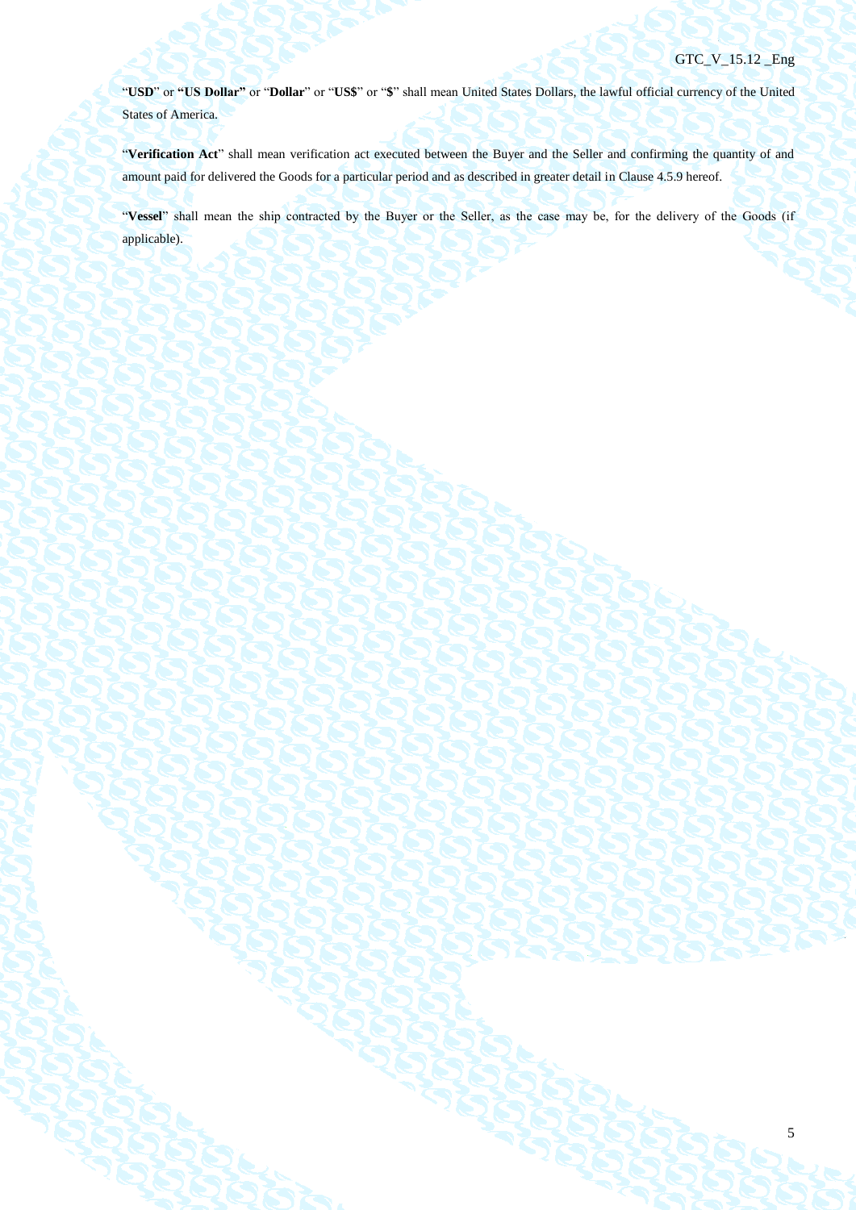"**USD**" or **"US Dollar"** or "**Dollar**" or "**US$**" or "**$**" shall mean United States Dollars, the lawful official currency of the United States of America.

"**Verification Act**" shall mean verification act executed between the Buyer and the Seller and confirming the quantity of and amount paid for delivered the Goods for a particular period and as described in greater detail in Clause 4.5.9 hereof.

"**Vessel**" shall mean the ship contracted by the Buyer or the Seller, as the case may be, for the delivery of the Goods (if applicable).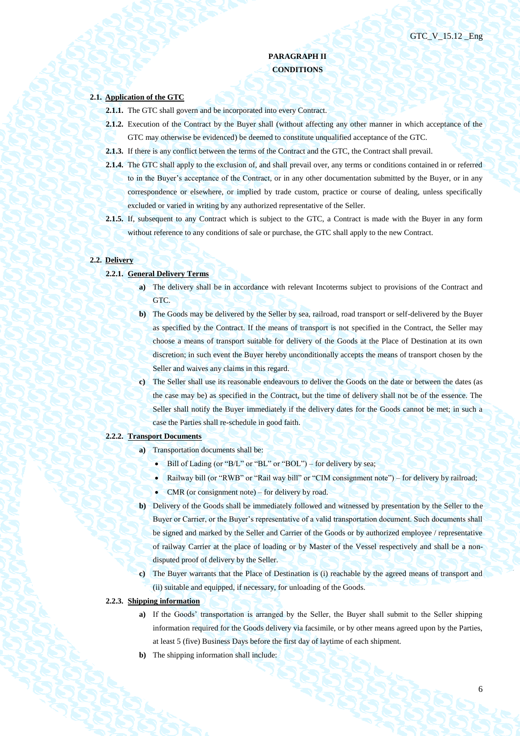# PARAGRAPH II
## CONDITIONS

**2.1. Application of the GTC**

**2.1.1.** The GTC shall govern and be incorporated into every Contract.

**2.1.2.** Execution of the Contract by the Buyer shall (without affecting any other manner in which acceptance of the GTC may otherwise be evidenced) be deemed to constitute unqualified acceptance of the GTC.

**2.1.3.** If there is any conflict between the terms of the Contract and the GTC, the Contract shall prevail.

**2.1.4.** The GTC shall apply to the exclusion of, and shall prevail over, any terms or conditions contained in or referred to in the Buyer's acceptance of the Contract, or in any other documentation submitted by the Buyer, or in any correspondence or elsewhere, or implied by trade custom, practice or course of dealing, unless specifically excluded or varied in writing by any authorized representative of the Seller.

**2.1.5.** If, subsequent to any Contract which is subject to the GTC, a Contract is made with the Buyer in any form without reference to any conditions of sale or purchase, the GTC shall apply to the new Contract.

**2.2. Delivery**

**2.2.1. General Delivery Terms**

**a)** The delivery shall be in accordance with relevant Incoterms subject to provisions of the Contract and GTC.

**b)** The Goods may be delivered by the Seller by sea, railroad, road transport or self-delivered by the Buyer as specified by the Contract. If the means of transport is not specified in the Contract, the Seller may choose a means of transport suitable for delivery of the Goods at the Place of Destination at its own discretion; in such event the Buyer hereby unconditionally accepts the means of transport chosen by the Seller and waives any claims in this regard.

**c)** The Seller shall use its reasonable endeavours to deliver the Goods on the date or between the dates (as the case may be) as specified in the Contract, but the time of delivery shall not be of the essence. The Seller shall notify the Buyer immediately if the delivery dates for the Goods cannot be met; in such a case the Parties shall re-schedule in good faith.

**2.2.2. Transport Documents**

**a)** Transportation documents shall be:

- Bill of Lading (or "B/L" or "BL" or "BOL") – for delivery by sea;
- Railway bill (or "RWB" or "Rail way bill" or "CIM consignment note") – for delivery by railroad;
- CMR (or consignment note) – for delivery by road.

**b)** Delivery of the Goods shall be immediately followed and witnessed by presentation by the Seller to the Buyer or Carrier, or the Buyer's representative of a valid transportation document. Such documents shall be signed and marked by the Seller and Carrier of the Goods or by authorized employee / representative of railway Carrier at the place of loading or by Master of the Vessel respectively and shall be a non-disputed proof of delivery by the Seller.

**c)** The Buyer warrants that the Place of Destination is (i) reachable by the agreed means of transport and (ii) suitable and equipped, if necessary, for unloading of the Goods.

**2.2.3. Shipping information**

**a)** If the Goods' transportation is arranged by the Seller, the Buyer shall submit to the Seller shipping information required for the Goods delivery via facsimile, or by other means agreed upon by the Parties, at least 5 (five) Business Days before the first day of laytime of each shipment.

**b)** The shipping information shall include: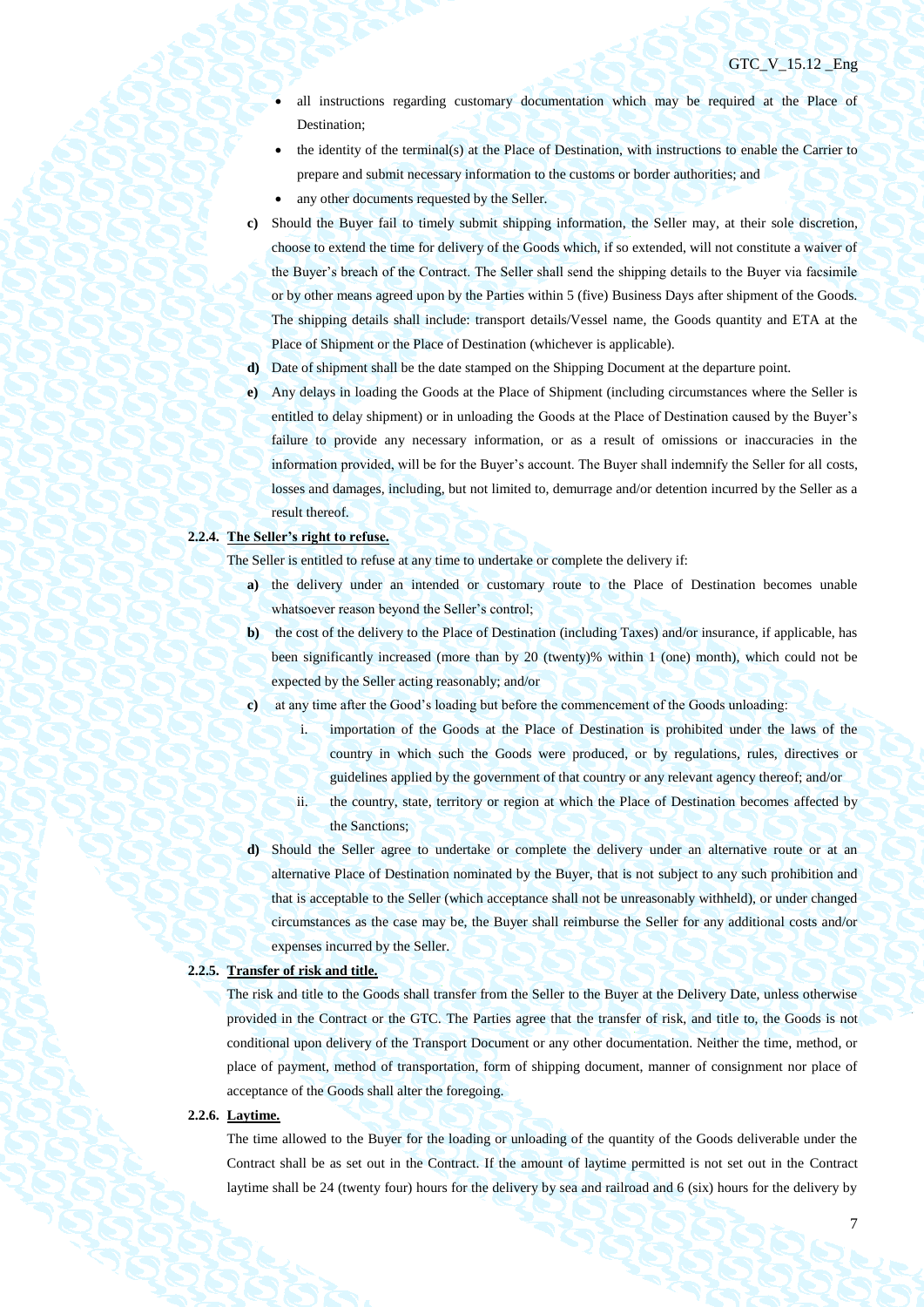- all instructions regarding customary documentation which may be required at the Place of Destination;
- the identity of the terminal(s) at the Place of Destination, with instructions to enable the Carrier to prepare and submit necessary information to the customs or border authorities; and
- any other documents requested by the Seller.

**c)** Should the Buyer fail to timely submit shipping information, the Seller may, at their sole discretion, choose to extend the time for delivery of the Goods which, if so extended, will not constitute a waiver of the Buyer's breach of the Contract. The Seller shall send the shipping details to the Buyer via facsimile or by other means agreed upon by the Parties within 5 (five) Business Days after shipment of the Goods. The shipping details shall include: transport details/Vessel name, the Goods quantity and ETA at the Place of Shipment or the Place of Destination (whichever is applicable).

**d)** Date of shipment shall be the date stamped on the Shipping Document at the departure point.

**e)** Any delays in loading the Goods at the Place of Shipment (including circumstances where the Seller is entitled to delay shipment) or in unloading the Goods at the Place of Destination caused by the Buyer's failure to provide any necessary information, or as a result of omissions or inaccuracies in the information provided, will be for the Buyer's account. The Buyer shall indemnify the Seller for all costs, losses and damages, including, but not limited to, demurrage and/or detention incurred by the Seller as a result thereof.

**2.2.4. The Seller's right to refuse.**

The Seller is entitled to refuse at any time to undertake or complete the delivery if:

**a)** the delivery under an intended or customary route to the Place of Destination becomes unable whatsoever reason beyond the Seller's control;

**b)** the cost of the delivery to the Place of Destination (including Taxes) and/or insurance, if applicable, has been significantly increased (more than by 20 (twenty)% within 1 (one) month), which could not be expected by the Seller acting reasonably; and/or

**c)** at any time after the Good's loading but before the commencement of the Goods unloading:

  i. importation of the Goods at the Place of Destination is prohibited under the laws of the country in which such the Goods were produced, or by regulations, rules, directives or guidelines applied by the government of that country or any relevant agency thereof; and/or

  ii. the country, state, territory or region at which the Place of Destination becomes affected by the Sanctions;

**d)** Should the Seller agree to undertake or complete the delivery under an alternative route or at an alternative Place of Destination nominated by the Buyer, that is not subject to any such prohibition and that is acceptable to the Seller (which acceptance shall not be unreasonably withheld), or under changed circumstances as the case may be, the Buyer shall reimburse the Seller for any additional costs and/or expenses incurred by the Seller.

**2.2.5. Transfer of risk and title.**

The risk and title to the Goods shall transfer from the Seller to the Buyer at the Delivery Date, unless otherwise provided in the Contract or the GTC. The Parties agree that the transfer of risk, and title to, the Goods is not conditional upon delivery of the Transport Document or any other documentation. Neither the time, method, or place of payment, method of transportation, form of shipping document, manner of consignment nor place of acceptance of the Goods shall alter the foregoing.

**2.2.6. Laytime.**

The time allowed to the Buyer for the loading or unloading of the quantity of the Goods deliverable under the Contract shall be as set out in the Contract. If the amount of laytime permitted is not set out in the Contract laytime shall be 24 (twenty four) hours for the delivery by sea and railroad and 6 (six) hours for the delivery by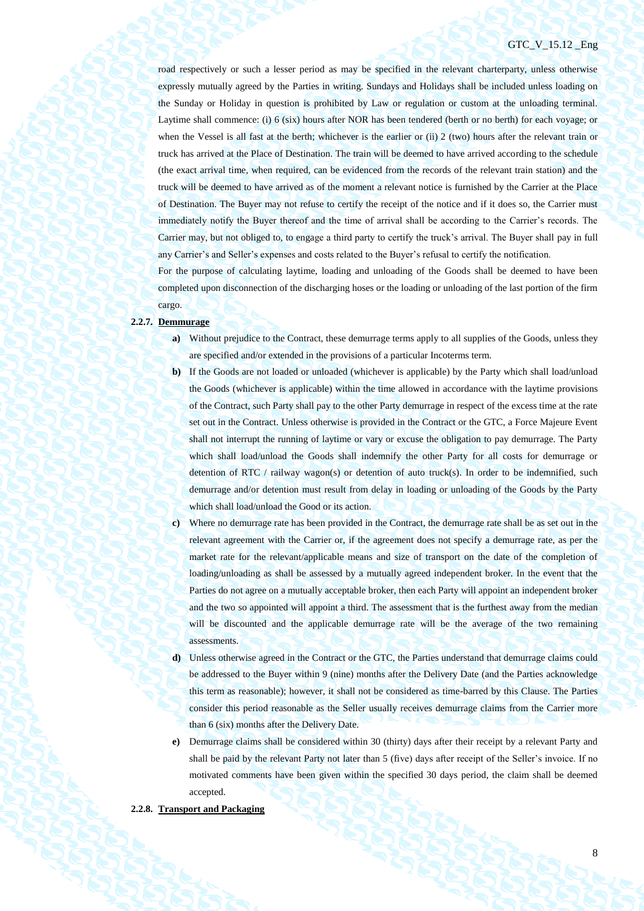road respectively or such a lesser period as may be specified in the relevant charterparty, unless otherwise expressly mutually agreed by the Parties in writing. Sundays and Holidays shall be included unless loading on the Sunday or Holiday in question is prohibited by Law or regulation or custom at the unloading terminal. Laytime shall commence: (i) 6 (six) hours after NOR has been tendered (berth or no berth) for each voyage; or when the Vessel is all fast at the berth; whichever is the earlier or (ii) 2 (two) hours after the relevant train or truck has arrived at the Place of Destination. The train will be deemed to have arrived according to the schedule (the exact arrival time, when required, can be evidenced from the records of the relevant train station) and the truck will be deemed to have arrived as of the moment a relevant notice is furnished by the Carrier at the Place of Destination. The Buyer may not refuse to certify the receipt of the notice and if it does so, the Carrier must immediately notify the Buyer thereof and the time of arrival shall be according to the Carrier's records. The Carrier may, but not obliged to, to engage a third party to certify the truck's arrival. The Buyer shall pay in full any Carrier's and Seller's expenses and costs related to the Buyer's refusal to certify the notification.

For the purpose of calculating laytime, loading and unloading of the Goods shall be deemed to have been completed upon disconnection of the discharging hoses or the loading or unloading of the last portion of the firm cargo.

**2.2.7. Demmurage**

**a)** Without prejudice to the Contract, these demurrage terms apply to all supplies of the Goods, unless they are specified and/or extended in the provisions of a particular Incoterms term.

**b)** If the Goods are not loaded or unloaded (whichever is applicable) by the Party which shall load/unload the Goods (whichever is applicable) within the time allowed in accordance with the laytime provisions of the Contract, such Party shall pay to the other Party demurrage in respect of the excess time at the rate set out in the Contract. Unless otherwise is provided in the Contract or the GTC, a Force Majeure Event shall not interrupt the running of laytime or vary or excuse the obligation to pay demurrage. The Party which shall load/unload the Goods shall indemnify the other Party for all costs for demurrage or detention of RTC / railway wagon(s) or detention of auto truck(s). In order to be indemnified, such demurrage and/or detention must result from delay in loading or unloading of the Goods by the Party which shall load/unload the Good or its action.

**c)** Where no demurrage rate has been provided in the Contract, the demurrage rate shall be as set out in the relevant agreement with the Carrier or, if the agreement does not specify a demurrage rate, as per the market rate for the relevant/applicable means and size of transport on the date of the completion of loading/unloading as shall be assessed by a mutually agreed independent broker. In the event that the Parties do not agree on a mutually acceptable broker, then each Party will appoint an independent broker and the two so appointed will appoint a third. The assessment that is the furthest away from the median will be discounted and the applicable demurrage rate will be the average of the two remaining assessments.

**d)** Unless otherwise agreed in the Contract or the GTC, the Parties understand that demurrage claims could be addressed to the Buyer within 9 (nine) months after the Delivery Date (and the Parties acknowledge this term as reasonable); however, it shall not be considered as time-barred by this Clause. The Parties consider this period reasonable as the Seller usually receives demurrage claims from the Carrier more than 6 (six) months after the Delivery Date.

**e)** Demurrage claims shall be considered within 30 (thirty) days after their receipt by a relevant Party and shall be paid by the relevant Party not later than 5 (five) days after receipt of the Seller's invoice. If no motivated comments have been given within the specified 30 days period, the claim shall be deemed accepted.

**2.2.8. Transport and Packaging**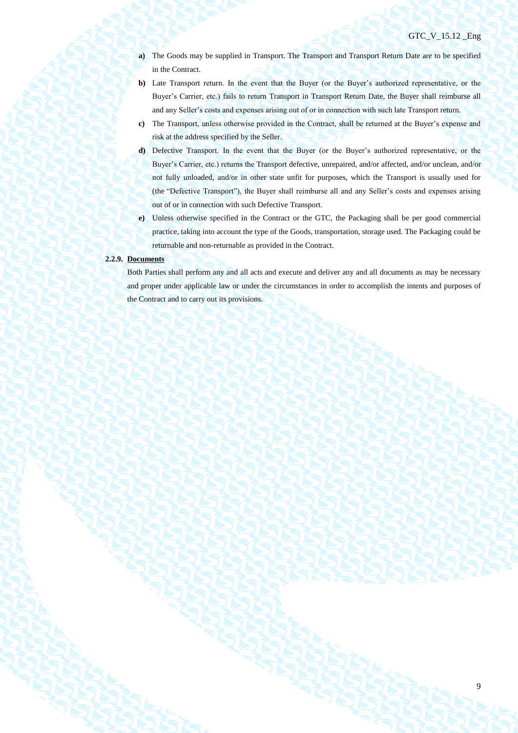**a)** The Goods may be supplied in Transport. The Transport and Transport Return Date are to be specified in the Contract.

**b)** Late Transport return. In the event that the Buyer (or the Buyer's authorized representative, or the Buyer's Carrier, etc.) fails to return Transport in Transport Return Date, the Buyer shall reimburse all and any Seller's costs and expenses arising out of or in connection with such late Transport return.

**c)** The Transport, unless otherwise provided in the Contract, shall be returned at the Buyer's expense and risk at the address specified by the Seller.

**d)** Defective Transport. In the event that the Buyer (or the Buyer's authorized representative, or the Buyer's Carrier, etc.) returns the Transport defective, unrepaired, and/or affected, and/or unclean, and/or not fully unloaded, and/or in other state unfit for purposes, which the Transport is usually used for (the "Defective Transport"), the Buyer shall reimburse all and any Seller's costs and expenses arising out of or in connection with such Defective Transport.

**e)** Unless otherwise specified in the Contract or the GTC, the Packaging shall be per good commercial practice, taking into account the type of the Goods, transportation, storage used. The Packaging could be returnable and non-returnable as provided in the Contract.

**2.2.9. <u>Documents</u>**

Both Parties shall perform any and all acts and execute and deliver any and all documents as may be necessary and proper under applicable law or under the circumstances in order to accomplish the intents and purposes of the Contract and to carry out its provisions.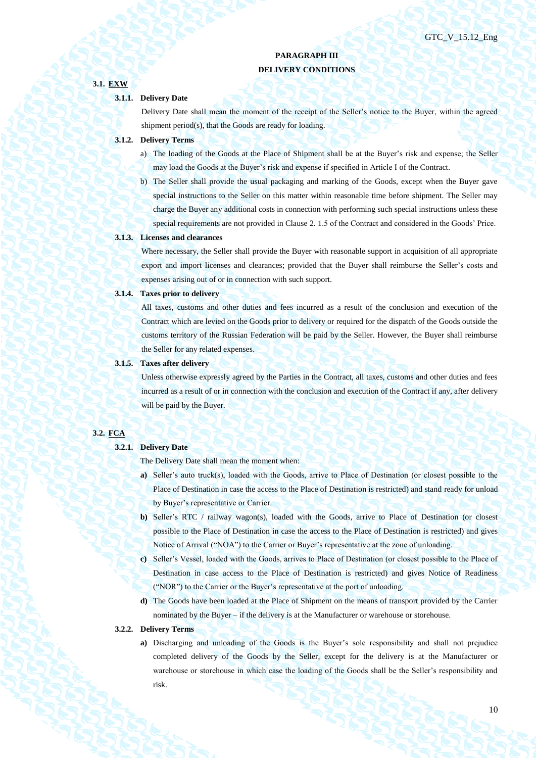## PARAGRAPH III
## DELIVERY CONDITIONS

### 3.1. EXW

**3.1.1. Delivery Date**

Delivery Date shall mean the moment of the receipt of the Seller's notice to the Buyer, within the agreed shipment period(s), that the Goods are ready for loading.

**3.1.2. Delivery Terms**

a) The loading of the Goods at the Place of Shipment shall be at the Buyer's risk and expense; the Seller may load the Goods at the Buyer's risk and expense if specified in Article I of the Contract.

b) The Seller shall provide the usual packaging and marking of the Goods, except when the Buyer gave special instructions to the Seller on this matter within reasonable time before shipment. The Seller may charge the Buyer any additional costs in connection with performing such special instructions unless these special requirements are not provided in Clause 2. 1.5 of the Contract and considered in the Goods' Price.

**3.1.3. Licenses and clearances**

Where necessary, the Seller shall provide the Buyer with reasonable support in acquisition of all appropriate export and import licenses and clearances; provided that the Buyer shall reimburse the Seller's costs and expenses arising out of or in connection with such support.

**3.1.4. Taxes prior to delivery**

All taxes, customs and other duties and fees incurred as a result of the conclusion and execution of the Contract which are levied on the Goods prior to delivery or required for the dispatch of the Goods outside the customs territory of the Russian Federation will be paid by the Seller. However, the Buyer shall reimburse the Seller for any related expenses.

**3.1.5. Taxes after delivery**

Unless otherwise expressly agreed by the Parties in the Contract, all taxes, customs and other duties and fees incurred as a result of or in connection with the conclusion and execution of the Contract if any, after delivery will be paid by the Buyer.

### 3.2. FCA

**3.2.1. Delivery Date**

The Delivery Date shall mean the moment when:

**a)** Seller's auto truck(s), loaded with the Goods, arrive to Place of Destination (or closest possible to the Place of Destination in case the access to the Place of Destination is restricted) and stand ready for unload by Buyer's representative or Carrier.

**b)** Seller's RTC / railway wagon(s), loaded with the Goods, arrive to Place of Destination (or closest possible to the Place of Destination in case the access to the Place of Destination is restricted) and gives Notice of Arrival ("NOA") to the Carrier or Buyer's representative at the zone of unloading.

**c)** Seller's Vessel, loaded with the Goods, arrives to Place of Destination (or closest possible to the Place of Destination in case access to the Place of Destination is restricted) and gives Notice of Readiness ("NOR") to the Carrier or the Buyer's representative at the port of unloading.

**d)** The Goods have been loaded at the Place of Shipment on the means of transport provided by the Carrier nominated by the Buyer – if the delivery is at the Manufacturer or warehouse or storehouse.

**3.2.2. Delivery Terms**

**a)** Discharging and unloading of the Goods is the Buyer's sole responsibility and shall not prejudice completed delivery of the Goods by the Seller, except for the delivery is at the Manufacturer or warehouse or storehouse in which case the loading of the Goods shall be the Seller's responsibility and risk.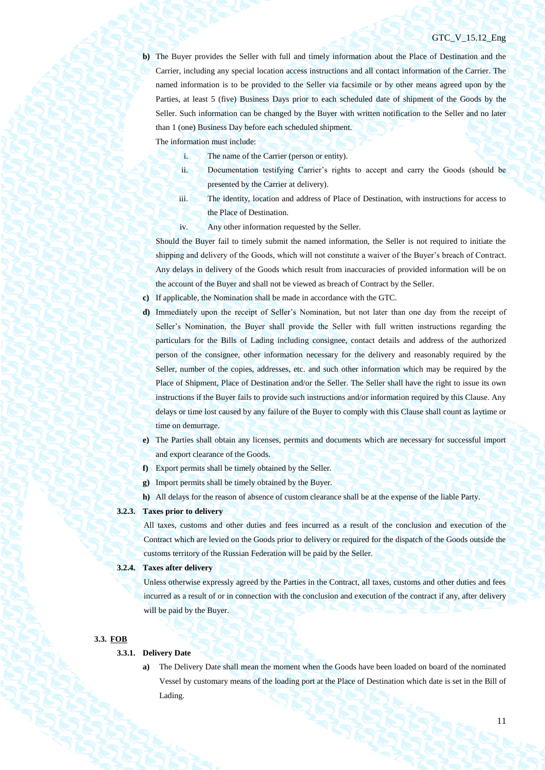**b)** The Buyer provides the Seller with full and timely information about the Place of Destination and the Carrier, including any special location access instructions and all contact information of the Carrier. The named information is to be provided to the Seller via facsimile or by other means agreed upon by the Parties, at least 5 (five) Business Days prior to each scheduled date of shipment of the Goods by the Seller. Such information can be changed by the Buyer with written notification to the Seller and no later than 1 (one) Business Day before each scheduled shipment.

The information must include:

i. The name of the Carrier (person or entity).

ii. Documentation testifying Carrier's rights to accept and carry the Goods (should be presented by the Carrier at delivery).

iii. The identity, location and address of Place of Destination, with instructions for access to the Place of Destination.

iv. Any other information requested by the Seller.

Should the Buyer fail to timely submit the named information, the Seller is not required to initiate the shipping and delivery of the Goods, which will not constitute a waiver of the Buyer's breach of Contract. Any delays in delivery of the Goods which result from inaccuracies of provided information will be on the account of the Buyer and shall not be viewed as breach of Contract by the Seller.

**c)** If applicable, the Nomination shall be made in accordance with the GTC.

**d)** Immediately upon the receipt of Seller's Nomination, but not later than one day from the receipt of Seller's Nomination, the Buyer shall provide the Seller with full written instructions regarding the particulars for the Bills of Lading including consignee, contact details and address of the authorized person of the consignee, other information necessary for the delivery and reasonably required by the Seller, number of the copies, addresses, etc. and such other information which may be required by the Place of Shipment, Place of Destination and/or the Seller. The Seller shall have the right to issue its own instructions if the Buyer fails to provide such instructions and/or information required by this Clause. Any delays or time lost caused by any failure of the Buyer to comply with this Clause shall count as laytime or time on demurrage.

**e)** The Parties shall obtain any licenses, permits and documents which are necessary for successful import and export clearance of the Goods.

**f)** Export permits shall be timely obtained by the Seller.

**g)** Import permits shall be timely obtained by the Buyer.

**h)** All delays for the reason of absence of custom clearance shall be at the expense of the liable Party.

**3.2.3. Taxes prior to delivery**

All taxes, customs and other duties and fees incurred as a result of the conclusion and execution of the Contract which are levied on the Goods prior to delivery or required for the dispatch of the Goods outside the customs territory of the Russian Federation will be paid by the Seller.

**3.2.4. Taxes after delivery**

Unless otherwise expressly agreed by the Parties in the Contract, all taxes, customs and other duties and fees incurred as a result of or in connection with the conclusion and execution of the contract if any, after delivery will be paid by the Buyer.

**3.3. <u>FOB</u>**

**3.3.1. Delivery Date**

**a)** The Delivery Date shall mean the moment when the Goods have been loaded on board of the nominated Vessel by customary means of the loading port at the Place of Destination which date is set in the Bill of Lading.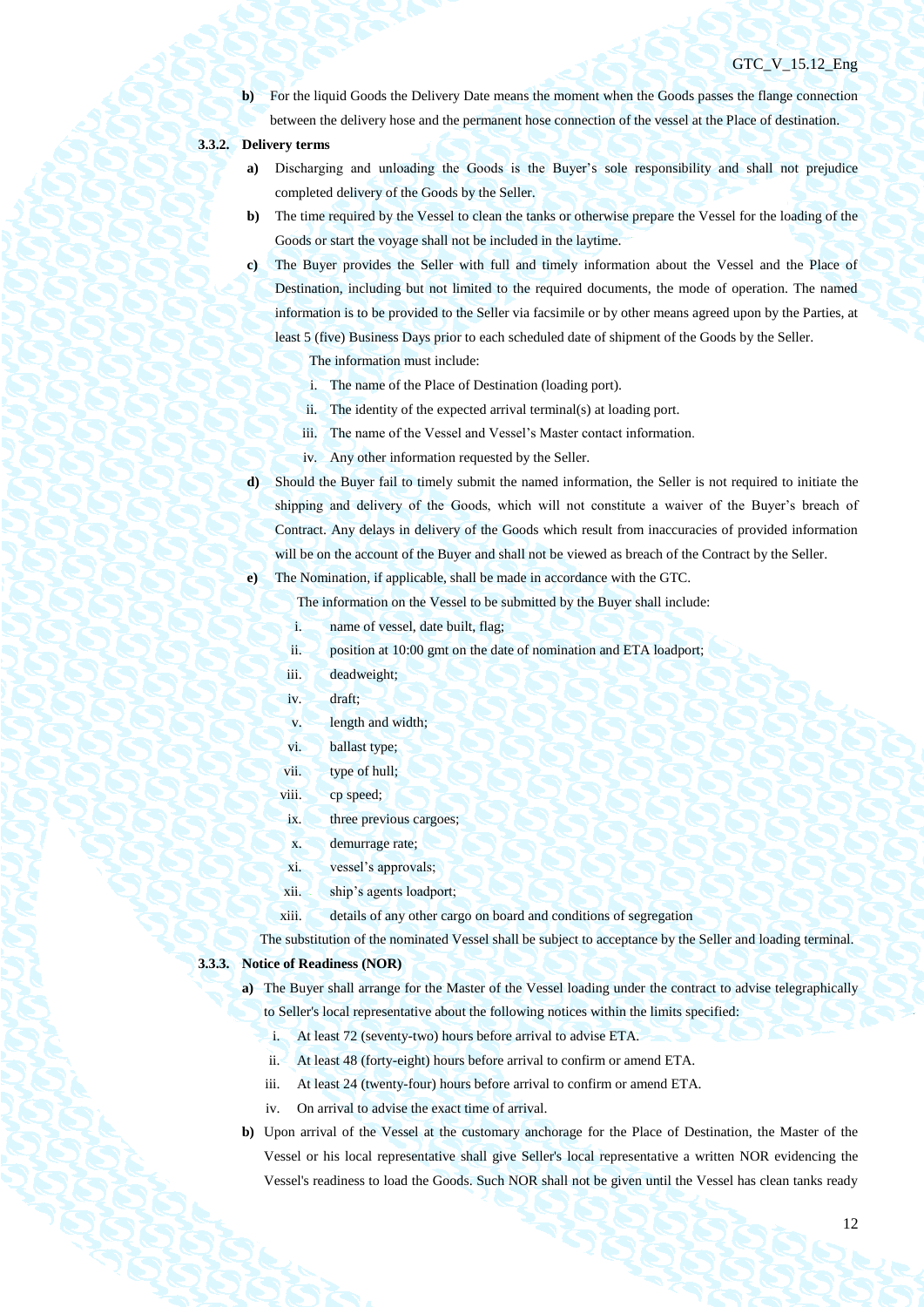**b)** For the liquid Goods the Delivery Date means the moment when the Goods passes the flange connection between the delivery hose and the permanent hose connection of the vessel at the Place of destination.

**3.3.2. Delivery terms**

**a)** Discharging and unloading the Goods is the Buyer's sole responsibility and shall not prejudice completed delivery of the Goods by the Seller.

**b)** The time required by the Vessel to clean the tanks or otherwise prepare the Vessel for the loading of the Goods or start the voyage shall not be included in the laytime.

**c)** The Buyer provides the Seller with full and timely information about the Vessel and the Place of Destination, including but not limited to the required documents, the mode of operation. The named information is to be provided to the Seller via facsimile or by other means agreed upon by the Parties, at least 5 (five) Business Days prior to each scheduled date of shipment of the Goods by the Seller.

The information must include:

i. The name of the Place of Destination (loading port).

ii. The identity of the expected arrival terminal(s) at loading port.

iii. The name of the Vessel and Vessel's Master contact information.

iv. Any other information requested by the Seller.

**d)** Should the Buyer fail to timely submit the named information, the Seller is not required to initiate the shipping and delivery of the Goods, which will not constitute a waiver of the Buyer's breach of Contract. Any delays in delivery of the Goods which result from inaccuracies of provided information will be on the account of the Buyer and shall not be viewed as breach of the Contract by the Seller.

**e)** The Nomination, if applicable, shall be made in accordance with the GTC.

The information on the Vessel to be submitted by the Buyer shall include:

i. name of vessel, date built, flag;

ii. position at 10:00 gmt on the date of nomination and ETA loadport;

iii. deadweight;

iv. draft;

v. length and width;

vi. ballast type;

vii. type of hull;

viii. cp speed;

ix. three previous cargoes;

x. demurrage rate;

xi. vessel's approvals;

xii. ship's agents loadport;

xiii. details of any other cargo on board and conditions of segregation

The substitution of the nominated Vessel shall be subject to acceptance by the Seller and loading terminal.

**3.3.3. Notice of Readiness (NOR)**

**a)** The Buyer shall arrange for the Master of the Vessel loading under the contract to advise telegraphically to Seller's local representative about the following notices within the limits specified:

i. At least 72 (seventy-two) hours before arrival to advise ETA.

ii. At least 48 (forty-eight) hours before arrival to confirm or amend ETA.

iii. At least 24 (twenty-four) hours before arrival to confirm or amend ETA.

iv. On arrival to advise the exact time of arrival.

**b)** Upon arrival of the Vessel at the customary anchorage for the Place of Destination, the Master of the Vessel or his local representative shall give Seller's local representative a written NOR evidencing the Vessel's readiness to load the Goods. Such NOR shall not be given until the Vessel has clean tanks ready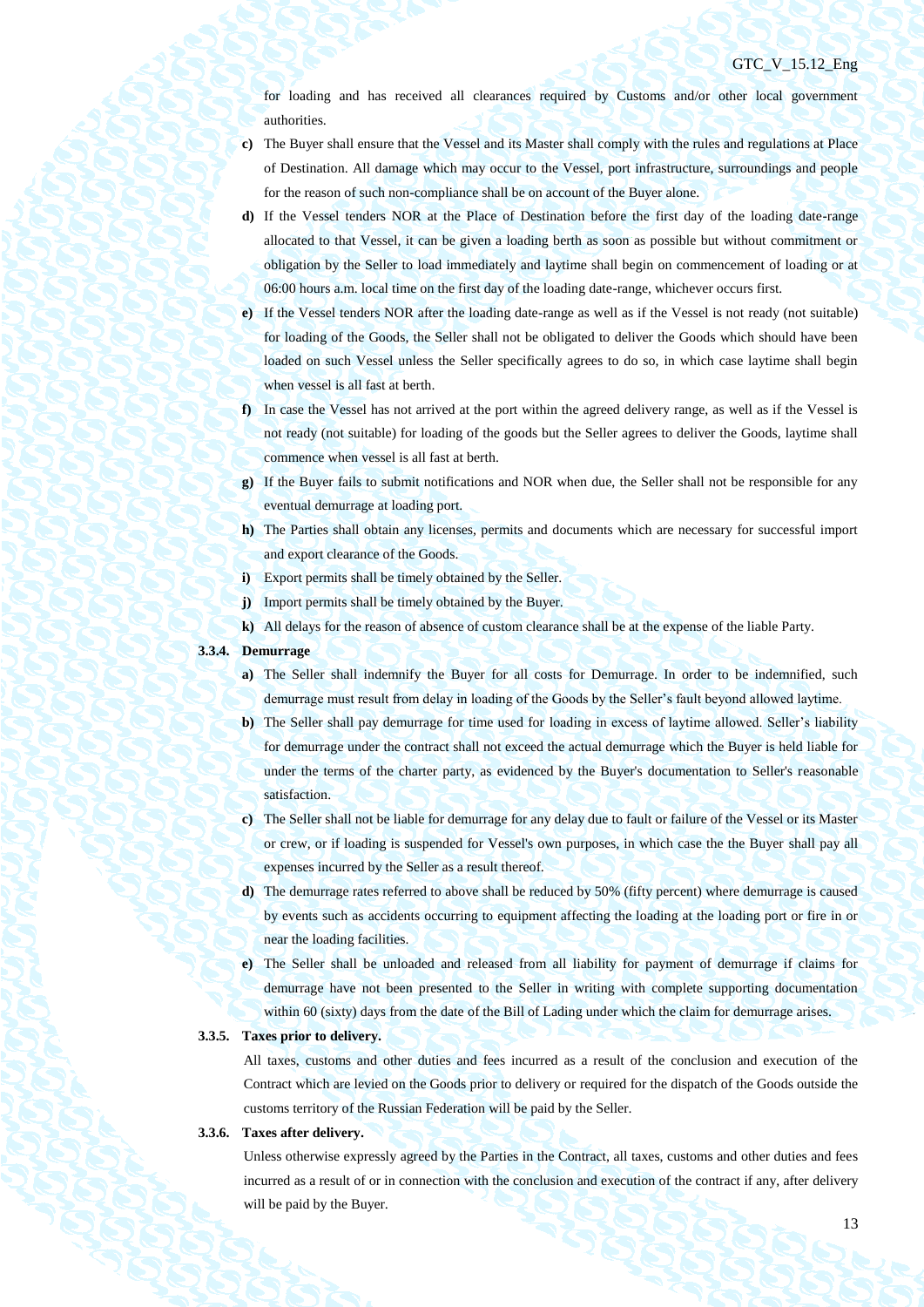for loading and has received all clearances required by Customs and/or other local government authorities.

**c)** The Buyer shall ensure that the Vessel and its Master shall comply with the rules and regulations at Place of Destination. All damage which may occur to the Vessel, port infrastructure, surroundings and people for the reason of such non-compliance shall be on account of the Buyer alone.

**d)** If the Vessel tenders NOR at the Place of Destination before the first day of the loading date-range allocated to that Vessel, it can be given a loading berth as soon as possible but without commitment or obligation by the Seller to load immediately and laytime shall begin on commencement of loading or at 06:00 hours a.m. local time on the first day of the loading date-range, whichever occurs first.

**e)** If the Vessel tenders NOR after the loading date-range as well as if the Vessel is not ready (not suitable) for loading of the Goods, the Seller shall not be obligated to deliver the Goods which should have been loaded on such Vessel unless the Seller specifically agrees to do so, in which case laytime shall begin when vessel is all fast at berth.

**f)** In case the Vessel has not arrived at the port within the agreed delivery range, as well as if the Vessel is not ready (not suitable) for loading of the goods but the Seller agrees to deliver the Goods, laytime shall commence when vessel is all fast at berth.

**g)** If the Buyer fails to submit notifications and NOR when due, the Seller shall not be responsible for any eventual demurrage at loading port.

**h)** The Parties shall obtain any licenses, permits and documents which are necessary for successful import and export clearance of the Goods.

**i)** Export permits shall be timely obtained by the Seller.

**j)** Import permits shall be timely obtained by the Buyer.

**k)** All delays for the reason of absence of custom clearance shall be at the expense of the liable Party.

### 3.3.4. Demurrage

**a)** The Seller shall indemnify the Buyer for all costs for Demurrage. In order to be indemnified, such demurrage must result from delay in loading of the Goods by the Seller's fault beyond allowed laytime.

**b)** The Seller shall pay demurrage for time used for loading in excess of laytime allowed. Seller's liability for demurrage under the contract shall not exceed the actual demurrage which the Buyer is held liable for under the terms of the charter party, as evidenced by the Buyer's documentation to Seller's reasonable satisfaction.

**c)** The Seller shall not be liable for demurrage for any delay due to fault or failure of the Vessel or its Master or crew, or if loading is suspended for Vessel's own purposes, in which case the the Buyer shall pay all expenses incurred by the Seller as a result thereof.

**d)** The demurrage rates referred to above shall be reduced by 50% (fifty percent) where demurrage is caused by events such as accidents occurring to equipment affecting the loading at the loading port or fire in or near the loading facilities.

**e)** The Seller shall be unloaded and released from all liability for payment of demurrage if claims for demurrage have not been presented to the Seller in writing with complete supporting documentation within 60 (sixty) days from the date of the Bill of Lading under which the claim for demurrage arises.

### 3.3.5. Taxes prior to delivery.

All taxes, customs and other duties and fees incurred as a result of the conclusion and execution of the Contract which are levied on the Goods prior to delivery or required for the dispatch of the Goods outside the customs territory of the Russian Federation will be paid by the Seller.

### 3.3.6. Taxes after delivery.

Unless otherwise expressly agreed by the Parties in the Contract, all taxes, customs and other duties and fees incurred as a result of or in connection with the conclusion and execution of the contract if any, after delivery will be paid by the Buyer.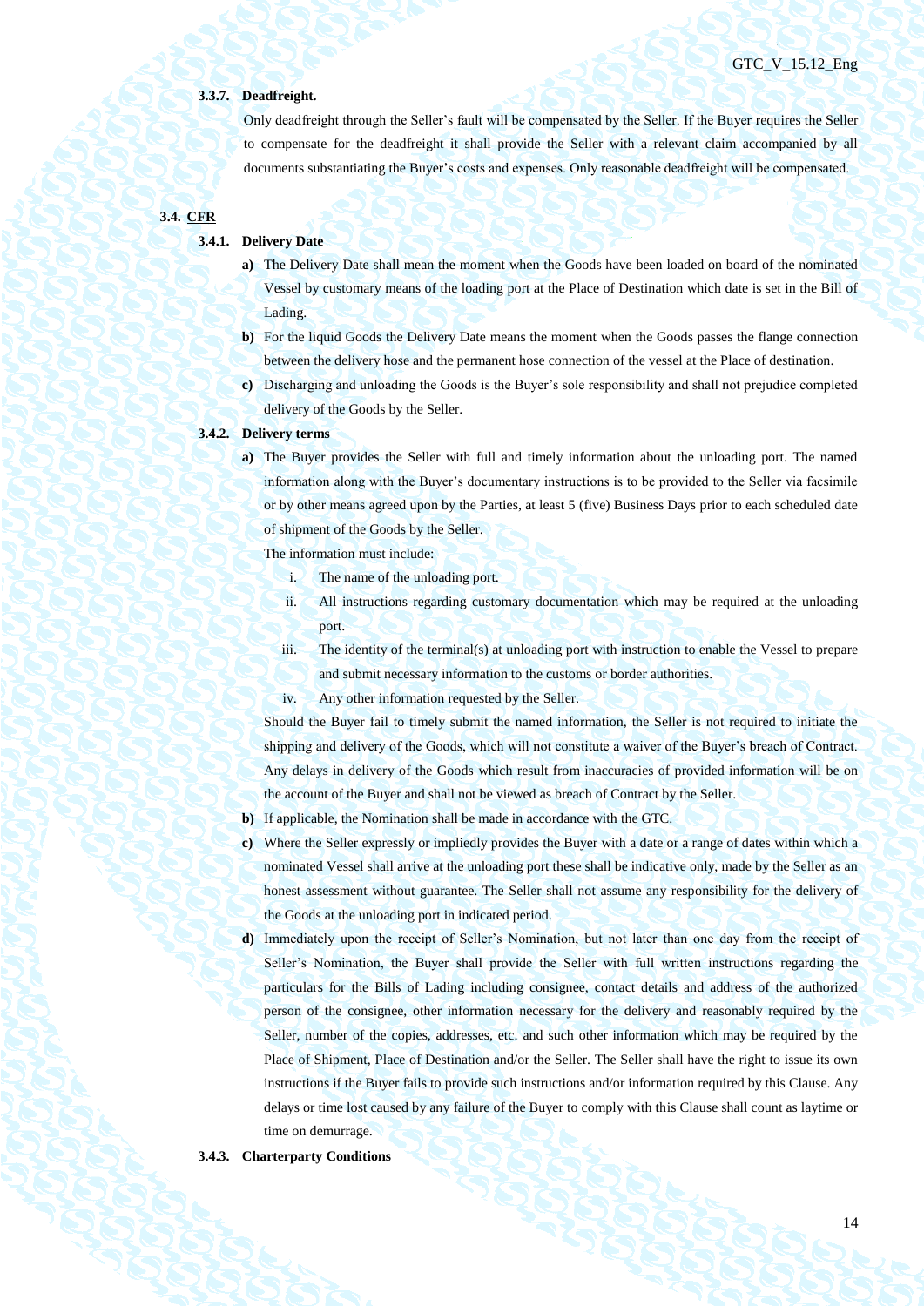#### 3.3.7. Deadfreight.

Only deadfreight through the Seller's fault will be compensated by the Seller. If the Buyer requires the Seller to compensate for the deadfreight it shall provide the Seller with a relevant claim accompanied by all documents substantiating the Buyer's costs and expenses. Only reasonable deadfreight will be compensated.

### 3.4. CFR

#### 3.4.1. Delivery Date

**a)** The Delivery Date shall mean the moment when the Goods have been loaded on board of the nominated Vessel by customary means of the loading port at the Place of Destination which date is set in the Bill of Lading.

**b)** For the liquid Goods the Delivery Date means the moment when the Goods passes the flange connection between the delivery hose and the permanent hose connection of the vessel at the Place of destination.

**c)** Discharging and unloading the Goods is the Buyer's sole responsibility and shall not prejudice completed delivery of the Goods by the Seller.

#### 3.4.2. Delivery terms

**a)** The Buyer provides the Seller with full and timely information about the unloading port. The named information along with the Buyer's documentary instructions is to be provided to the Seller via facsimile or by other means agreed upon by the Parties, at least 5 (five) Business Days prior to each scheduled date of shipment of the Goods by the Seller.

The information must include:

1. The name of the unloading port.
2. All instructions regarding customary documentation which may be required at the unloading port.
3. The identity of the terminal(s) at unloading port with instruction to enable the Vessel to prepare and submit necessary information to the customs or border authorities.
4. Any other information requested by the Seller.

Should the Buyer fail to timely submit the named information, the Seller is not required to initiate the shipping and delivery of the Goods, which will not constitute a waiver of the Buyer's breach of Contract. Any delays in delivery of the Goods which result from inaccuracies of provided information will be on the account of the Buyer and shall not be viewed as breach of Contract by the Seller.

**b)** If applicable, the Nomination shall be made in accordance with the GTC.

**c)** Where the Seller expressly or impliedly provides the Buyer with a date or a range of dates within which a nominated Vessel shall arrive at the unloading port these shall be indicative only, made by the Seller as an honest assessment without guarantee. The Seller shall not assume any responsibility for the delivery of the Goods at the unloading port in indicated period.

**d)** Immediately upon the receipt of Seller's Nomination, but not later than one day from the receipt of Seller's Nomination, the Buyer shall provide the Seller with full written instructions regarding the particulars for the Bills of Lading including consignee, contact details and address of the authorized person of the consignee, other information necessary for the delivery and reasonably required by the Seller, number of the copies, addresses, etc. and such other information which may be required by the Place of Shipment, Place of Destination and/or the Seller. The Seller shall have the right to issue its own instructions if the Buyer fails to provide such instructions and/or information required by this Clause. Any delays or time lost caused by any failure of the Buyer to comply with this Clause shall count as laytime or time on demurrage.

#### 3.4.3. Charterparty Conditions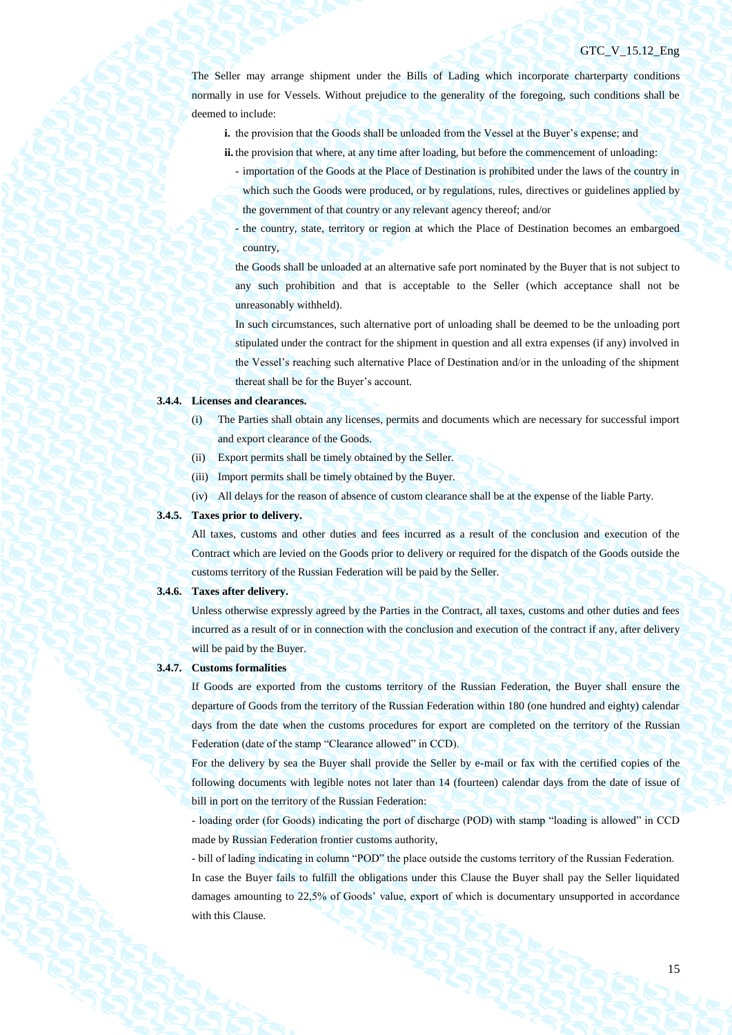The Seller may arrange shipment under the Bills of Lading which incorporate charterparty conditions normally in use for Vessels. Without prejudice to the generality of the foregoing, such conditions shall be deemed to include:

**i.** the provision that the Goods shall be unloaded from the Vessel at the Buyer's expense; and

**ii.** the provision that where, at any time after loading, but before the commencement of unloading:

- importation of the Goods at the Place of Destination is prohibited under the laws of the country in which such the Goods were produced, or by regulations, rules, directives or guidelines applied by the government of that country or any relevant agency thereof; and/or
- the country, state, territory or region at which the Place of Destination becomes an embargoed country,

the Goods shall be unloaded at an alternative safe port nominated by the Buyer that is not subject to any such prohibition and that is acceptable to the Seller (which acceptance shall not be unreasonably withheld).

In such circumstances, such alternative port of unloading shall be deemed to be the unloading port stipulated under the contract for the shipment in question and all extra expenses (if any) involved in the Vessel's reaching such alternative Place of Destination and/or in the unloading of the shipment thereat shall be for the Buyer's account.

**3.4.4. Licenses and clearances.**

(i) The Parties shall obtain any licenses, permits and documents which are necessary for successful import and export clearance of the Goods.

(ii) Export permits shall be timely obtained by the Seller.

(iii) Import permits shall be timely obtained by the Buyer.

(iv) All delays for the reason of absence of custom clearance shall be at the expense of the liable Party.

**3.4.5. Taxes prior to delivery.**

All taxes, customs and other duties and fees incurred as a result of the conclusion and execution of the Contract which are levied on the Goods prior to delivery or required for the dispatch of the Goods outside the customs territory of the Russian Federation will be paid by the Seller.

**3.4.6. Taxes after delivery.**

Unless otherwise expressly agreed by the Parties in the Contract, all taxes, customs and other duties and fees incurred as a result of or in connection with the conclusion and execution of the contract if any, after delivery will be paid by the Buyer.

**3.4.7. Customs formalities**

If Goods are exported from the customs territory of the Russian Federation, the Buyer shall ensure the departure of Goods from the territory of the Russian Federation within 180 (one hundred and eighty) calendar days from the date when the customs procedures for export are completed on the territory of the Russian Federation (date of the stamp "Clearance allowed" in CCD).

For the delivery by sea the Buyer shall provide the Seller by e-mail or fax with the certified copies of the following documents with legible notes not later than 14 (fourteen) calendar days from the date of issue of bill in port on the territory of the Russian Federation:

- loading order (for Goods) indicating the port of discharge (POD) with stamp "loading is allowed" in CCD made by Russian Federation frontier customs authority,

- bill of lading indicating in column "POD" the place outside the customs territory of the Russian Federation.

In case the Buyer fails to fulfill the obligations under this Clause the Buyer shall pay the Seller liquidated damages amounting to 22,5% of Goods' value, export of which is documentary unsupported in accordance with this Clause.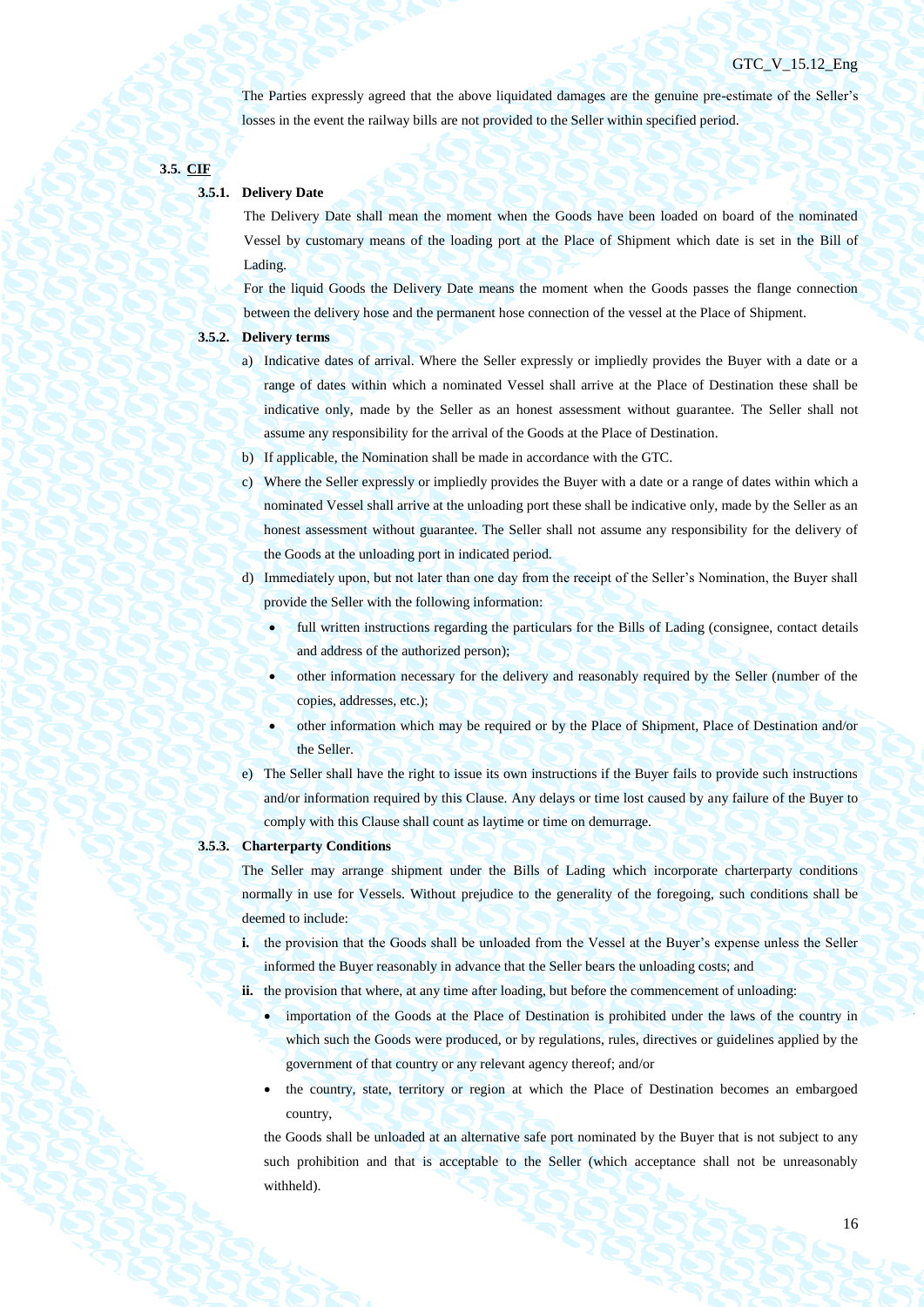The Parties expressly agreed that the above liquidated damages are the genuine pre-estimate of the Seller's losses in the event the railway bills are not provided to the Seller within specified period.

### 3.5. CIF

#### 3.5.1. Delivery Date

The Delivery Date shall mean the moment when the Goods have been loaded on board of the nominated Vessel by customary means of the loading port at the Place of Shipment which date is set in the Bill of Lading.

For the liquid Goods the Delivery Date means the moment when the Goods passes the flange connection between the delivery hose and the permanent hose connection of the vessel at the Place of Shipment.

#### 3.5.2. Delivery terms

a) Indicative dates of arrival. Where the Seller expressly or impliedly provides the Buyer with a date or a range of dates within which a nominated Vessel shall arrive at the Place of Destination these shall be indicative only, made by the Seller as an honest assessment without guarantee. The Seller shall not assume any responsibility for the arrival of the Goods at the Place of Destination.

b) If applicable, the Nomination shall be made in accordance with the GTC.

c) Where the Seller expressly or impliedly provides the Buyer with a date or a range of dates within which a nominated Vessel shall arrive at the unloading port these shall be indicative only, made by the Seller as an honest assessment without guarantee. The Seller shall not assume any responsibility for the delivery of the Goods at the unloading port in indicated period.

d) Immediately upon, but not later than one day from the receipt of the Seller's Nomination, the Buyer shall provide the Seller with the following information:
   - full written instructions regarding the particulars for the Bills of Lading (consignee, contact details and address of the authorized person);
   - other information necessary for the delivery and reasonably required by the Seller (number of the copies, addresses, etc.);
   - other information which may be required or by the Place of Shipment, Place of Destination and/or the Seller.

e) The Seller shall have the right to issue its own instructions if the Buyer fails to provide such instructions and/or information required by this Clause. Any delays or time lost caused by any failure of the Buyer to comply with this Clause shall count as laytime or time on demurrage.

#### 3.5.3. Charterparty Conditions

The Seller may arrange shipment under the Bills of Lading which incorporate charterparty conditions normally in use for Vessels. Without prejudice to the generality of the foregoing, such conditions shall be deemed to include:

**i.** the provision that the Goods shall be unloaded from the Vessel at the Buyer's expense unless the Seller informed the Buyer reasonably in advance that the Seller bears the unloading costs; and

**ii.** the provision that where, at any time after loading, but before the commencement of unloading:
   - importation of the Goods at the Place of Destination is prohibited under the laws of the country in which such the Goods were produced, or by regulations, rules, directives or guidelines applied by the government of that country or any relevant agency thereof; and/or
   - the country, state, territory or region at which the Place of Destination becomes an embargoed country,

   the Goods shall be unloaded at an alternative safe port nominated by the Buyer that is not subject to any such prohibition and that is acceptable to the Seller (which acceptance shall not be unreasonably withheld).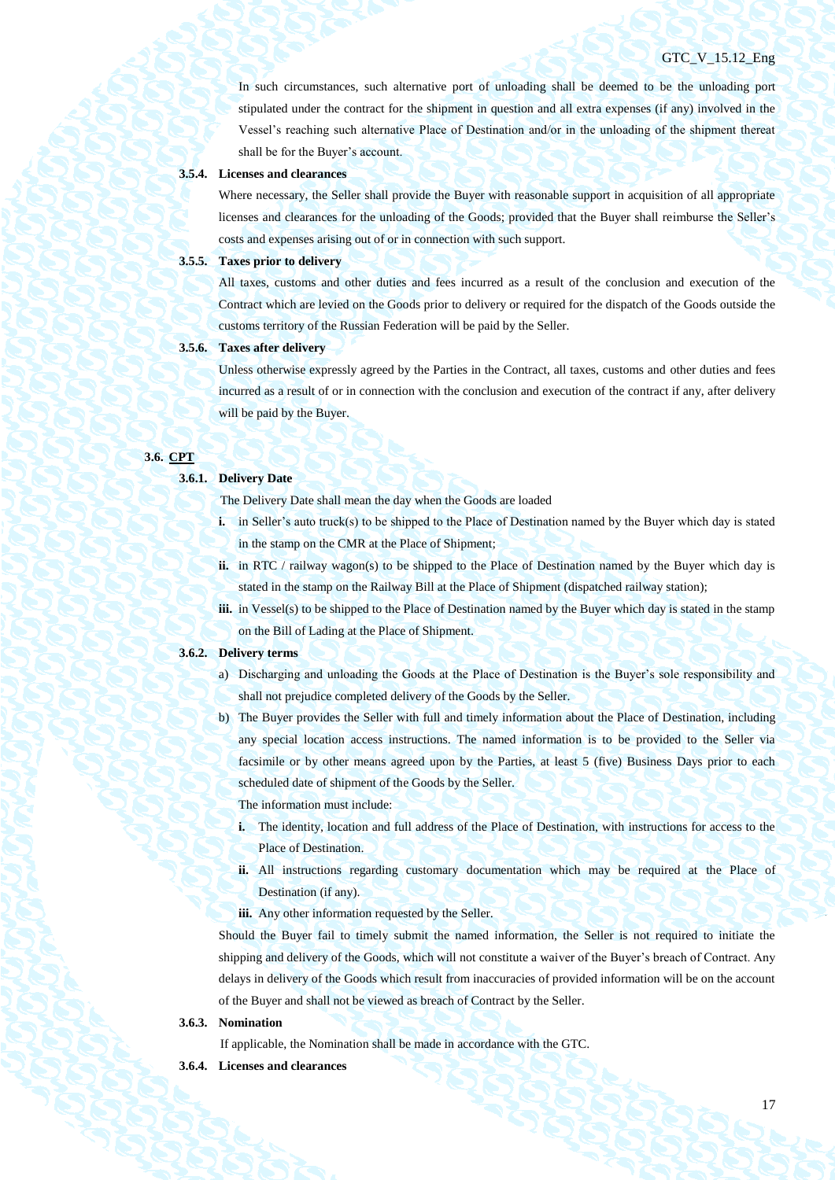In such circumstances, such alternative port of unloading shall be deemed to be the unloading port stipulated under the contract for the shipment in question and all extra expenses (if any) involved in the Vessel's reaching such alternative Place of Destination and/or in the unloading of the shipment thereat shall be for the Buyer's account.

**3.5.4. Licenses and clearances**

Where necessary, the Seller shall provide the Buyer with reasonable support in acquisition of all appropriate licenses and clearances for the unloading of the Goods; provided that the Buyer shall reimburse the Seller's costs and expenses arising out of or in connection with such support.

**3.5.5. Taxes prior to delivery**

All taxes, customs and other duties and fees incurred as a result of the conclusion and execution of the Contract which are levied on the Goods prior to delivery or required for the dispatch of the Goods outside the customs territory of the Russian Federation will be paid by the Seller.

**3.5.6. Taxes after delivery**

Unless otherwise expressly agreed by the Parties in the Contract, all taxes, customs and other duties and fees incurred as a result of or in connection with the conclusion and execution of the contract if any, after delivery will be paid by the Buyer.

## 3.6. CPT

**3.6.1. Delivery Date**

The Delivery Date shall mean the day when the Goods are loaded

- **i.** in Seller's auto truck(s) to be shipped to the Place of Destination named by the Buyer which day is stated in the stamp on the CMR at the Place of Shipment;
- **ii.** in RTC / railway wagon(s) to be shipped to the Place of Destination named by the Buyer which day is stated in the stamp on the Railway Bill at the Place of Shipment (dispatched railway station);
- **iii.** in Vessel(s) to be shipped to the Place of Destination named by the Buyer which day is stated in the stamp on the Bill of Lading at the Place of Shipment.

**3.6.2. Delivery terms**

a) Discharging and unloading the Goods at the Place of Destination is the Buyer's sole responsibility and shall not prejudice completed delivery of the Goods by the Seller.

b) The Buyer provides the Seller with full and timely information about the Place of Destination, including any special location access instructions. The named information is to be provided to the Seller via facsimile or by other means agreed upon by the Parties, at least 5 (five) Business Days prior to each scheduled date of shipment of the Goods by the Seller.

The information must include:

- **i.** The identity, location and full address of the Place of Destination, with instructions for access to the Place of Destination.
- **ii.** All instructions regarding customary documentation which may be required at the Place of Destination (if any).
- **iii.** Any other information requested by the Seller.

Should the Buyer fail to timely submit the named information, the Seller is not required to initiate the shipping and delivery of the Goods, which will not constitute a waiver of the Buyer's breach of Contract. Any delays in delivery of the Goods which result from inaccuracies of provided information will be on the account of the Buyer and shall not be viewed as breach of Contract by the Seller.

**3.6.3. Nomination**

If applicable, the Nomination shall be made in accordance with the GTC.

**3.6.4. Licenses and clearances**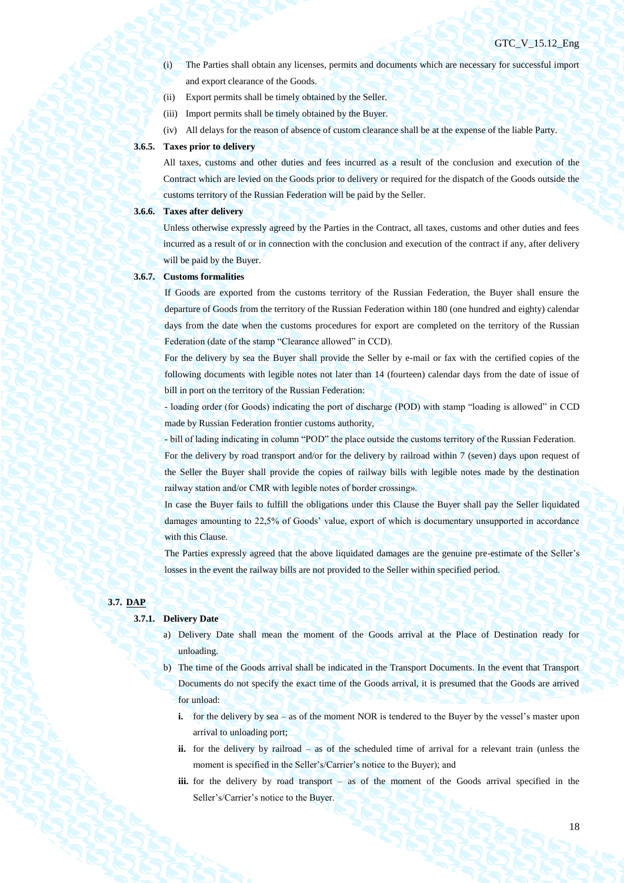(i) The Parties shall obtain any licenses, permits and documents which are necessary for successful import and export clearance of the Goods.

(ii) Export permits shall be timely obtained by the Seller.

(iii) Import permits shall be timely obtained by the Buyer.

(iv) All delays for the reason of absence of custom clearance shall be at the expense of the liable Party.

**3.6.5. Taxes prior to delivery**

All taxes, customs and other duties and fees incurred as a result of the conclusion and execution of the Contract which are levied on the Goods prior to delivery or required for the dispatch of the Goods outside the customs territory of the Russian Federation will be paid by the Seller.

**3.6.6. Taxes after delivery**

Unless otherwise expressly agreed by the Parties in the Contract, all taxes, customs and other duties and fees incurred as a result of or in connection with the conclusion and execution of the contract if any, after delivery will be paid by the Buyer.

**3.6.7. Customs formalities**

If Goods are exported from the customs territory of the Russian Federation, the Buyer shall ensure the departure of Goods from the territory of the Russian Federation within 180 (one hundred and eighty) calendar days from the date when the customs procedures for export are completed on the territory of the Russian Federation (date of the stamp "Clearance allowed" in CCD).

For the delivery by sea the Buyer shall provide the Seller by e-mail or fax with the certified copies of the following documents with legible notes not later than 14 (fourteen) calendar days from the date of issue of bill in port on the territory of the Russian Federation:

- loading order (for Goods) indicating the port of discharge (POD) with stamp "loading is allowed" in CCD made by Russian Federation frontier customs authority,

- bill of lading indicating in column "POD" the place outside the customs territory of the Russian Federation.

For the delivery by road transport and/or for the delivery by railroad within 7 (seven) days upon request of the Seller the Buyer shall provide the copies of railway bills with legible notes made by the destination railway station and/or CMR with legible notes of border crossing».

In case the Buyer fails to fulfill the obligations under this Clause the Buyer shall pay the Seller liquidated damages amounting to 22,5% of Goods' value, export of which is documentary unsupported in accordance with this Clause.

The Parties expressly agreed that the above liquidated damages are the genuine pre-estimate of the Seller's losses in the event the railway bills are not provided to the Seller within specified period.

**3.7. DAP**

**3.7.1. Delivery Date**

a) Delivery Date shall mean the moment of the Goods arrival at the Place of Destination ready for unloading.

b) The time of the Goods arrival shall be indicated in the Transport Documents. In the event that Transport Documents do not specify the exact time of the Goods arrival, it is presumed that the Goods are arrived for unload:

   **i.** for the delivery by sea – as of the moment NOR is tendered to the Buyer by the vessel's master upon arrival to unloading port;

   **ii.** for the delivery by railroad – as of the scheduled time of arrival for a relevant train (unless the moment is specified in the Seller's/Carrier's notice to the Buyer); and

   **iii.** for the delivery by road transport – as of the moment of the Goods arrival specified in the Seller's/Carrier's notice to the Buyer.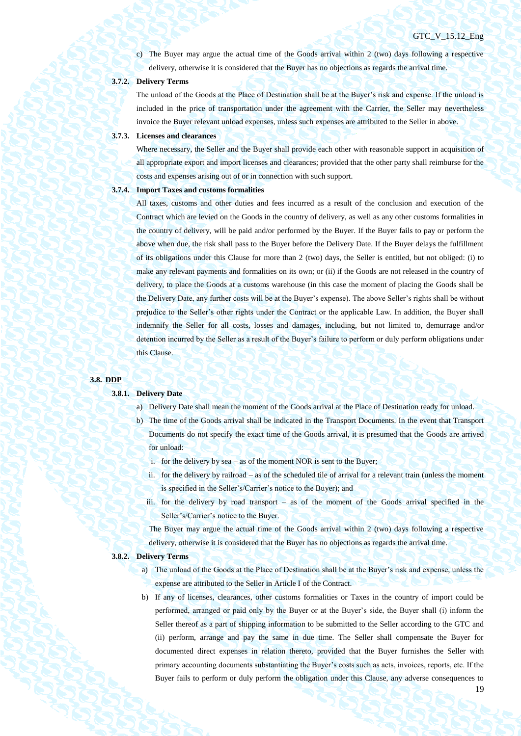c) The Buyer may argue the actual time of the Goods arrival within 2 (two) days following a respective delivery, otherwise it is considered that the Buyer has no objections as regards the arrival time.

**3.7.2. Delivery Terms**

The unload of the Goods at the Place of Destination shall be at the Buyer's risk and expense. If the unload is included in the price of transportation under the agreement with the Carrier, the Seller may nevertheless invoice the Buyer relevant unload expenses, unless such expenses are attributed to the Seller in above.

**3.7.3. Licenses and clearances**

Where necessary, the Seller and the Buyer shall provide each other with reasonable support in acquisition of all appropriate export and import licenses and clearances; provided that the other party shall reimburse for the costs and expenses arising out of or in connection with such support.

**3.7.4. Import Taxes and customs formalities**

All taxes, customs and other duties and fees incurred as a result of the conclusion and execution of the Contract which are levied on the Goods in the country of delivery, as well as any other customs formalities in the country of delivery, will be paid and/or performed by the Buyer. If the Buyer fails to pay or perform the above when due, the risk shall pass to the Buyer before the Delivery Date. If the Buyer delays the fulfillment of its obligations under this Clause for more than 2 (two) days, the Seller is entitled, but not obliged: (i) to make any relevant payments and formalities on its own; or (ii) if the Goods are not released in the country of delivery, to place the Goods at a customs warehouse (in this case the moment of placing the Goods shall be the Delivery Date, any further costs will be at the Buyer's expense). The above Seller's rights shall be without prejudice to the Seller's other rights under the Contract or the applicable Law. In addition, the Buyer shall indemnify the Seller for all costs, losses and damages, including, but not limited to, demurrage and/or detention incurred by the Seller as a result of the Buyer's failure to perform or duly perform obligations under this Clause.

**3.8. <u>DDP</u>**

**3.8.1. Delivery Date**

a) Delivery Date shall mean the moment of the Goods arrival at the Place of Destination ready for unload.

b) The time of the Goods arrival shall be indicated in the Transport Documents. In the event that Transport Documents do not specify the exact time of the Goods arrival, it is presumed that the Goods are arrived for unload:

   i. for the delivery by sea – as of the moment NOR is sent to the Buyer;

   ii. for the delivery by railroad – as of the scheduled tile of arrival for a relevant train (unless the moment is specified in the Seller's/Carrier's notice to the Buyer); and

   iii. for the delivery by road transport – as of the moment of the Goods arrival specified in the Seller's/Carrier's notice to the Buyer.

   The Buyer may argue the actual time of the Goods arrival within 2 (two) days following a respective delivery, otherwise it is considered that the Buyer has no objections as regards the arrival time.

**3.8.2. Delivery Terms**

a) The unload of the Goods at the Place of Destination shall be at the Buyer's risk and expense, unless the expense are attributed to the Seller in Article I of the Contract.

b) If any of licenses, clearances, other customs formalities or Taxes in the country of import could be performed, arranged or paid only by the Buyer or at the Buyer's side, the Buyer shall (i) inform the Seller thereof as a part of shipping information to be submitted to the Seller according to the GTC and (ii) perform, arrange and pay the same in due time. The Seller shall compensate the Buyer for documented direct expenses in relation thereto, provided that the Buyer furnishes the Seller with primary accounting documents substantiating the Buyer's costs such as acts, invoices, reports, etc. If the Buyer fails to perform or duly perform the obligation under this Clause, any adverse consequences to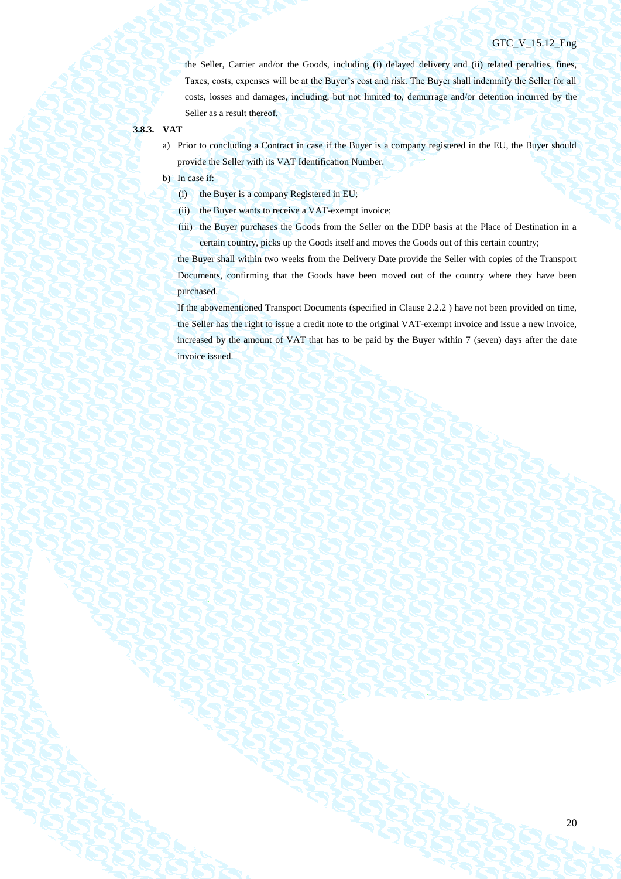the Seller, Carrier and/or the Goods, including (i) delayed delivery and (ii) related penalties, fines, Taxes, costs, expenses will be at the Buyer's cost and risk. The Buyer shall indemnify the Seller for all costs, losses and damages, including, but not limited to, demurrage and/or detention incurred by the Seller as a result thereof.

**3.8.3. VAT**

a) Prior to concluding a Contract in case if the Buyer is a company registered in the EU, the Buyer should provide the Seller with its VAT Identification Number.

b) In case if:

   (i) the Buyer is a company Registered in EU;

   (ii) the Buyer wants to receive a VAT-exempt invoice;

   (iii) the Buyer purchases the Goods from the Seller on the DDP basis at the Place of Destination in a certain country, picks up the Goods itself and moves the Goods out of this certain country;

   the Buyer shall within two weeks from the Delivery Date provide the Seller with copies of the Transport Documents, confirming that the Goods have been moved out of the country where they have been purchased.

   If the abovementioned Transport Documents (specified in Clause 2.2.2 ) have not been provided on time, the Seller has the right to issue a credit note to the original VAT-exempt invoice and issue a new invoice, increased by the amount of VAT that has to be paid by the Buyer within 7 (seven) days after the date invoice issued.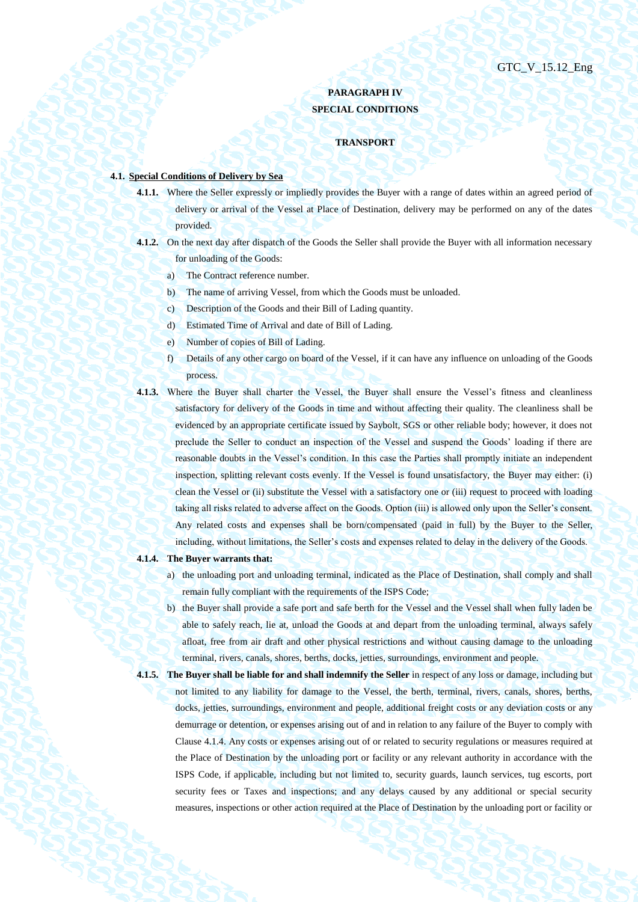**PARAGRAPH IV**

**SPECIAL CONDITIONS**

**TRANSPORT**

**4.1. Special Conditions of Delivery by Sea**

**4.1.1.** Where the Seller expressly or impliedly provides the Buyer with a range of dates within an agreed period of delivery or arrival of the Vessel at Place of Destination, delivery may be performed on any of the dates provided.

**4.1.2.** On the next day after dispatch of the Goods the Seller shall provide the Buyer with all information necessary for unloading of the Goods:

a) The Contract reference number.

b) The name of arriving Vessel, from which the Goods must be unloaded.

c) Description of the Goods and their Bill of Lading quantity.

d) Estimated Time of Arrival and date of Bill of Lading.

e) Number of copies of Bill of Lading.

f) Details of any other cargo on board of the Vessel, if it can have any influence on unloading of the Goods process.

**4.1.3.** Where the Buyer shall charter the Vessel, the Buyer shall ensure the Vessel's fitness and cleanliness satisfactory for delivery of the Goods in time and without affecting their quality. The cleanliness shall be evidenced by an appropriate certificate issued by Saybolt, SGS or other reliable body; however, it does not preclude the Seller to conduct an inspection of the Vessel and suspend the Goods' loading if there are reasonable doubts in the Vessel's condition. In this case the Parties shall promptly initiate an independent inspection, splitting relevant costs evenly. If the Vessel is found unsatisfactory, the Buyer may either: (i) clean the Vessel or (ii) substitute the Vessel with a satisfactory one or (iii) request to proceed with loading taking all risks related to adverse affect on the Goods. Option (iii) is allowed only upon the Seller's consent. Any related costs and expenses shall be born/compensated (paid in full) by the Buyer to the Seller, including, without limitations, the Seller's costs and expenses related to delay in the delivery of the Goods.

**4.1.4. The Buyer warrants that:**

a) the unloading port and unloading terminal, indicated as the Place of Destination, shall comply and shall remain fully compliant with the requirements of the ISPS Code;

b) the Buyer shall provide a safe port and safe berth for the Vessel and the Vessel shall when fully laden be able to safely reach, lie at, unload the Goods at and depart from the unloading terminal, always safely afloat, free from air draft and other physical restrictions and without causing damage to the unloading terminal, rivers, canals, shores, berths, docks, jetties, surroundings, environment and people.

**4.1.5. The Buyer shall be liable for and shall indemnify the Seller** in respect of any loss or damage, including but not limited to any liability for damage to the Vessel, the berth, terminal, rivers, canals, shores, berths, docks, jetties, surroundings, environment and people, additional freight costs or any deviation costs or any demurrage or detention, or expenses arising out of and in relation to any failure of the Buyer to comply with Clause 4.1.4. Any costs or expenses arising out of or related to security regulations or measures required at the Place of Destination by the unloading port or facility or any relevant authority in accordance with the ISPS Code, if applicable, including but not limited to, security guards, launch services, tug escorts, port security fees or Taxes and inspections; and any delays caused by any additional or special security measures, inspections or other action required at the Place of Destination by the unloading port or facility or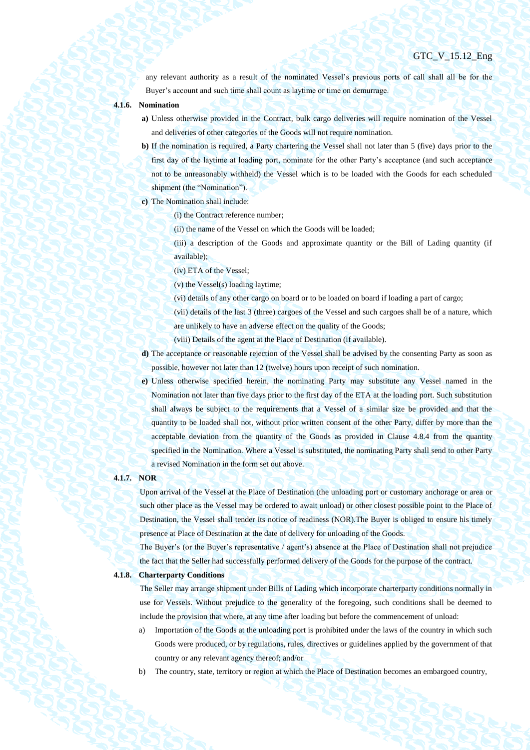any relevant authority as a result of the nominated Vessel's previous ports of call shall all be for the Buyer's account and such time shall count as laytime or time on demurrage.

#### 4.1.6. Nomination

**a)** Unless otherwise provided in the Contract, bulk cargo deliveries will require nomination of the Vessel and deliveries of other categories of the Goods will not require nomination.

**b)** If the nomination is required, a Party chartering the Vessel shall not later than 5 (five) days prior to the first day of the laytime at loading port, nominate for the other Party's acceptance (and such acceptance not to be unreasonably withheld) the Vessel which is to be loaded with the Goods for each scheduled shipment (the "Nomination").

**c)** The Nomination shall include:

(i) the Contract reference number;

(ii) the name of the Vessel on which the Goods will be loaded;

(iii) a description of the Goods and approximate quantity or the Bill of Lading quantity (if available);

(iv) ETA of the Vessel;

(v) the Vessel(s) loading laytime;

(vi) details of any other cargo on board or to be loaded on board if loading a part of cargo;

(vii) details of the last 3 (three) cargoes of the Vessel and such cargoes shall be of a nature, which are unlikely to have an adverse effect on the quality of the Goods;

(viii) Details of the agent at the Place of Destination (if available).

**d)** The acceptance or reasonable rejection of the Vessel shall be advised by the consenting Party as soon as possible, however not later than 12 (twelve) hours upon receipt of such nomination.

**e)** Unless otherwise specified herein, the nominating Party may substitute any Vessel named in the Nomination not later than five days prior to the first day of the ETA at the loading port. Such substitution shall always be subject to the requirements that a Vessel of a similar size be provided and that the quantity to be loaded shall not, without prior written consent of the other Party, differ by more than the acceptable deviation from the quantity of the Goods as provided in Clause 4.8.4 from the quantity specified in the Nomination. Where a Vessel is substituted, the nominating Party shall send to other Party a revised Nomination in the form set out above.

#### 4.1.7. NOR

Upon arrival of the Vessel at the Place of Destination (the unloading port or customary anchorage or area or such other place as the Vessel may be ordered to await unload) or other closest possible point to the Place of Destination, the Vessel shall tender its notice of readiness (NOR).The Buyer is obliged to ensure his timely presence at Place of Destination at the date of delivery for unloading of the Goods.

The Buyer's (or the Buyer's representative / agent's) absence at the Place of Destination shall not prejudice the fact that the Seller had successfully performed delivery of the Goods for the purpose of the contract.

#### 4.1.8. Charterparty Conditions

The Seller may arrange shipment under Bills of Lading which incorporate charterparty conditions normally in use for Vessels. Without prejudice to the generality of the foregoing, such conditions shall be deemed to include the provision that where, at any time after loading but before the commencement of unload:

a) Importation of the Goods at the unloading port is prohibited under the laws of the country in which such Goods were produced, or by regulations, rules, directives or guidelines applied by the government of that country or any relevant agency thereof; and/or

b) The country, state, territory or region at which the Place of Destination becomes an embargoed country,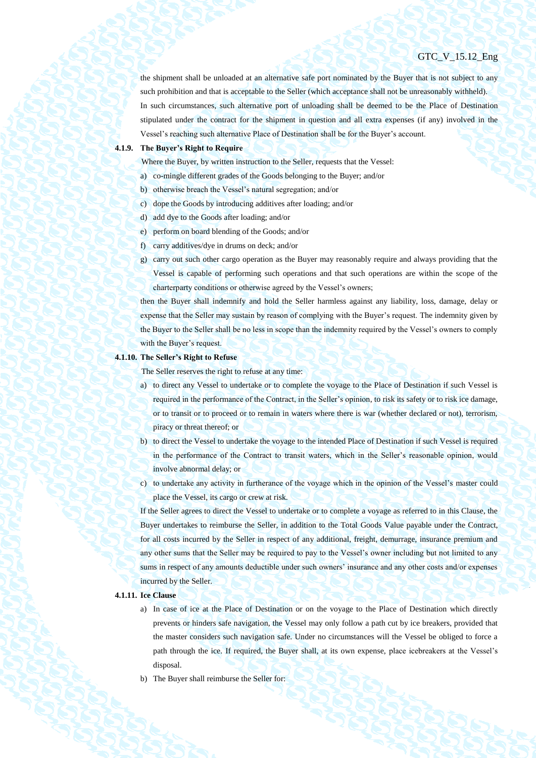the shipment shall be unloaded at an alternative safe port nominated by the Buyer that is not subject to any such prohibition and that is acceptable to the Seller (which acceptance shall not be unreasonably withheld).

In such circumstances, such alternative port of unloading shall be deemed to be the Place of Destination stipulated under the contract for the shipment in question and all extra expenses (if any) involved in the Vessel's reaching such alternative Place of Destination shall be for the Buyer's account.

**4.1.9. The Buyer's Right to Require**

Where the Buyer, by written instruction to the Seller, requests that the Vessel:

a) co-mingle different grades of the Goods belonging to the Buyer; and/or
b) otherwise breach the Vessel's natural segregation; and/or
c) dope the Goods by introducing additives after loading; and/or
d) add dye to the Goods after loading; and/or
e) perform on board blending of the Goods; and/or
f) carry additives/dye in drums on deck; and/or
g) carry out such other cargo operation as the Buyer may reasonably require and always providing that the Vessel is capable of performing such operations and that such operations are within the scope of the charterparty conditions or otherwise agreed by the Vessel's owners;

then the Buyer shall indemnify and hold the Seller harmless against any liability, loss, damage, delay or expense that the Seller may sustain by reason of complying with the Buyer's request. The indemnity given by the Buyer to the Seller shall be no less in scope than the indemnity required by the Vessel's owners to comply with the Buyer's request.

**4.1.10. The Seller's Right to Refuse**

The Seller reserves the right to refuse at any time:

a) to direct any Vessel to undertake or to complete the voyage to the Place of Destination if such Vessel is required in the performance of the Contract, in the Seller's opinion, to risk its safety or to risk ice damage, or to transit or to proceed or to remain in waters where there is war (whether declared or not), terrorism, piracy or threat thereof; or
b) to direct the Vessel to undertake the voyage to the intended Place of Destination if such Vessel is required in the performance of the Contract to transit waters, which in the Seller's reasonable opinion, would involve abnormal delay; or
c) to undertake any activity in furtherance of the voyage which in the opinion of the Vessel's master could place the Vessel, its cargo or crew at risk.

If the Seller agrees to direct the Vessel to undertake or to complete a voyage as referred to in this Clause, the Buyer undertakes to reimburse the Seller, in addition to the Total Goods Value payable under the Contract, for all costs incurred by the Seller in respect of any additional, freight, demurrage, insurance premium and any other sums that the Seller may be required to pay to the Vessel's owner including but not limited to any sums in respect of any amounts deductible under such owners' insurance and any other costs and/or expenses incurred by the Seller.

**4.1.11. Ice Clause**

a) In case of ice at the Place of Destination or on the voyage to the Place of Destination which directly prevents or hinders safe navigation, the Vessel may only follow a path cut by ice breakers, provided that the master considers such navigation safe. Under no circumstances will the Vessel be obliged to force a path through the ice. If required, the Buyer shall, at its own expense, place icebreakers at the Vessel's disposal.
b) The Buyer shall reimburse the Seller for: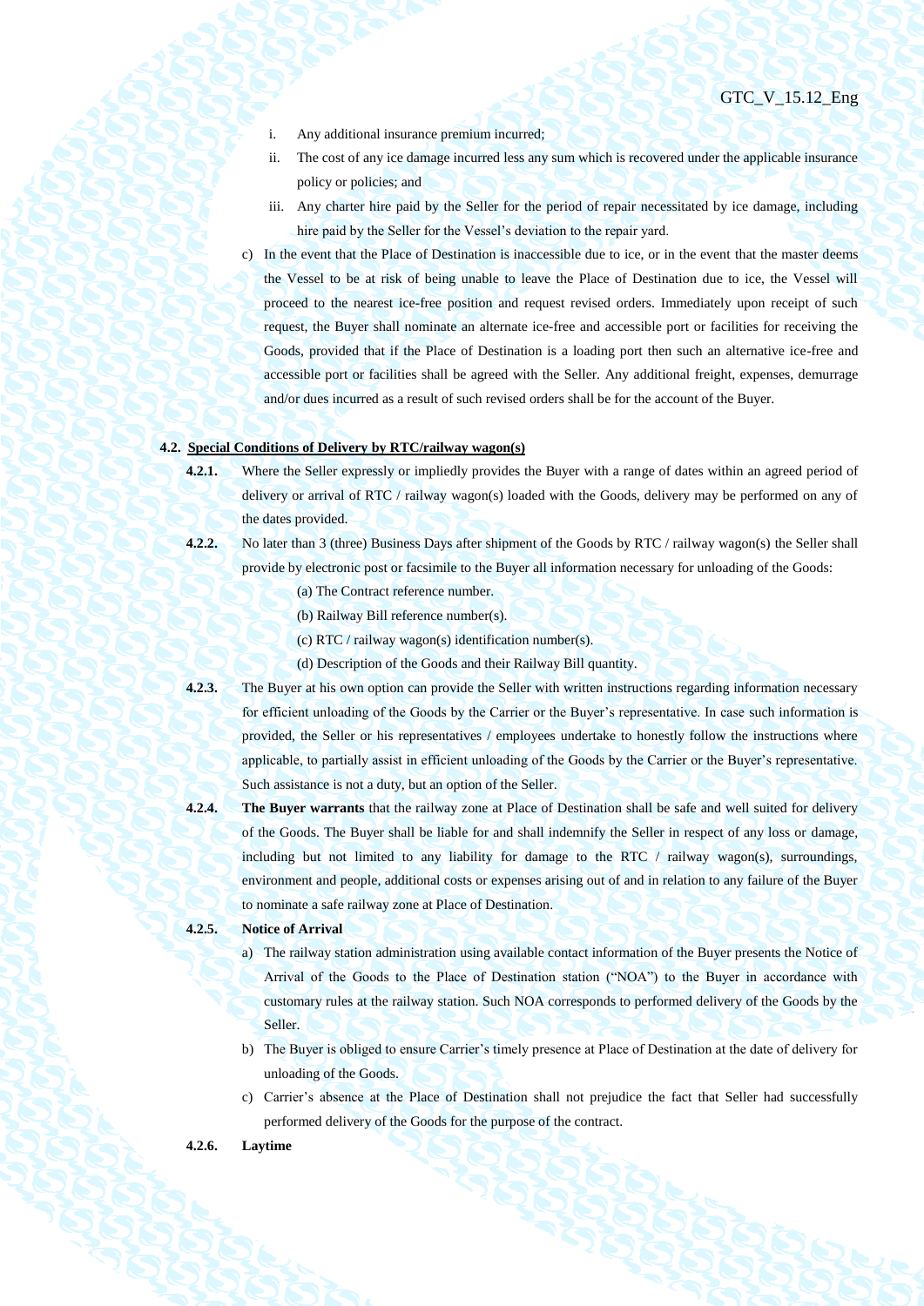i. Any additional insurance premium incurred;

ii. The cost of any ice damage incurred less any sum which is recovered under the applicable insurance policy or policies; and

iii. Any charter hire paid by the Seller for the period of repair necessitated by ice damage, including hire paid by the Seller for the Vessel's deviation to the repair yard.

c) In the event that the Place of Destination is inaccessible due to ice, or in the event that the master deems the Vessel to be at risk of being unable to leave the Place of Destination due to ice, the Vessel will proceed to the nearest ice-free position and request revised orders. Immediately upon receipt of such request, the Buyer shall nominate an alternate ice-free and accessible port or facilities for receiving the Goods, provided that if the Place of Destination is a loading port then such an alternative ice-free and accessible port or facilities shall be agreed with the Seller. Any additional freight, expenses, demurrage and/or dues incurred as a result of such revised orders shall be for the account of the Buyer.

**4.2. Special Conditions of Delivery by RTC/railway wagon(s)**

**4.2.1.** Where the Seller expressly or impliedly provides the Buyer with a range of dates within an agreed period of delivery or arrival of RTC / railway wagon(s) loaded with the Goods, delivery may be performed on any of the dates provided.

**4.2.2.** No later than 3 (three) Business Days after shipment of the Goods by RTC / railway wagon(s) the Seller shall provide by electronic post or facsimile to the Buyer all information necessary for unloading of the Goods:

(a) The Contract reference number.

(b) Railway Bill reference number(s).

(c) RTC / railway wagon(s) identification number(s).

(d) Description of the Goods and their Railway Bill quantity.

**4.2.3.** The Buyer at his own option can provide the Seller with written instructions regarding information necessary for efficient unloading of the Goods by the Carrier or the Buyer's representative. In case such information is provided, the Seller or his representatives / employees undertake to honestly follow the instructions where applicable, to partially assist in efficient unloading of the Goods by the Carrier or the Buyer's representative. Such assistance is not a duty, but an option of the Seller.

**4.2.4.** **The Buyer warrants** that the railway zone at Place of Destination shall be safe and well suited for delivery of the Goods. The Buyer shall be liable for and shall indemnify the Seller in respect of any loss or damage, including but not limited to any liability for damage to the RTC / railway wagon(s), surroundings, environment and people, additional costs or expenses arising out of and in relation to any failure of the Buyer to nominate a safe railway zone at Place of Destination.

**4.2.5. Notice of Arrival**

a) The railway station administration using available contact information of the Buyer presents the Notice of Arrival of the Goods to the Place of Destination station ("NOA") to the Buyer in accordance with customary rules at the railway station. Such NOA corresponds to performed delivery of the Goods by the Seller.

b) The Buyer is obliged to ensure Carrier's timely presence at Place of Destination at the date of delivery for unloading of the Goods.

c) Carrier's absence at the Place of Destination shall not prejudice the fact that Seller had successfully performed delivery of the Goods for the purpose of the contract.

**4.2.6. Laytime**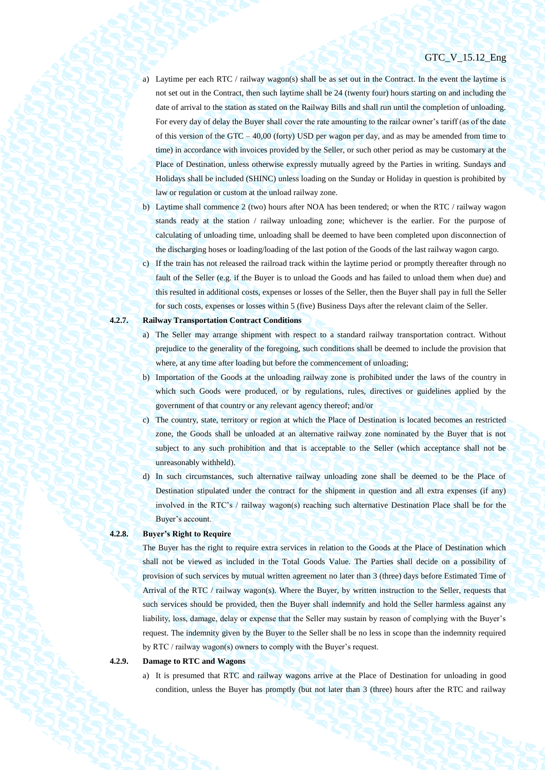a) Laytime per each RTC / railway wagon(s) shall be as set out in the Contract. In the event the laytime is not set out in the Contract, then such laytime shall be 24 (twenty four) hours starting on and including the date of arrival to the station as stated on the Railway Bills and shall run until the completion of unloading. For every day of delay the Buyer shall cover the rate amounting to the railcar owner's tariff (as of the date of this version of the GTC – 40,00 (forty) USD per wagon per day, and as may be amended from time to time) in accordance with invoices provided by the Seller, or such other period as may be customary at the Place of Destination, unless otherwise expressly mutually agreed by the Parties in writing. Sundays and Holidays shall be included (SHINC) unless loading on the Sunday or Holiday in question is prohibited by law or regulation or custom at the unload railway zone.

b) Laytime shall commence 2 (two) hours after NOA has been tendered; or when the RTC / railway wagon stands ready at the station / railway unloading zone; whichever is the earlier. For the purpose of calculating of unloading time, unloading shall be deemed to have been completed upon disconnection of the discharging hoses or loading/loading of the last potion of the Goods of the last railway wagon cargo.

c) If the train has not released the railroad track within the laytime period or promptly thereafter through no fault of the Seller (e.g. if the Buyer is to unload the Goods and has failed to unload them when due) and this resulted in additional costs, expenses or losses of the Seller, then the Buyer shall pay in full the Seller for such costs, expenses or losses within 5 (five) Business Days after the relevant claim of the Seller.

**4.2.7. Railway Transportation Contract Conditions**

a) The Seller may arrange shipment with respect to a standard railway transportation contract. Without prejudice to the generality of the foregoing, such conditions shall be deemed to include the provision that where, at any time after loading but before the commencement of unloading;

b) Importation of the Goods at the unloading railway zone is prohibited under the laws of the country in which such Goods were produced, or by regulations, rules, directives or guidelines applied by the government of that country or any relevant agency thereof; and/or

c) The country, state, territory or region at which the Place of Destination is located becomes an restricted zone, the Goods shall be unloaded at an alternative railway zone nominated by the Buyer that is not subject to any such prohibition and that is acceptable to the Seller (which acceptance shall not be unreasonably withheld).

d) In such circumstances, such alternative railway unloading zone shall be deemed to be the Place of Destination stipulated under the contract for the shipment in question and all extra expenses (if any) involved in the RTC's / railway wagon(s) reaching such alternative Destination Place shall be for the Buyer's account.

**4.2.8. Buyer's Right to Require**

The Buyer has the right to require extra services in relation to the Goods at the Place of Destination which shall not be viewed as included in the Total Goods Value. The Parties shall decide on a possibility of provision of such services by mutual written agreement no later than 3 (three) days before Estimated Time of Arrival of the RTC / railway wagon(s). Where the Buyer, by written instruction to the Seller, requests that such services should be provided, then the Buyer shall indemnify and hold the Seller harmless against any liability, loss, damage, delay or expense that the Seller may sustain by reason of complying with the Buyer's request. The indemnity given by the Buyer to the Seller shall be no less in scope than the indemnity required by RTC / railway wagon(s) owners to comply with the Buyer's request.

**4.2.9. Damage to RTC and Wagons**

a) It is presumed that RTC and railway wagons arrive at the Place of Destination for unloading in good condition, unless the Buyer has promptly (but not later than 3 (three) hours after the RTC and railway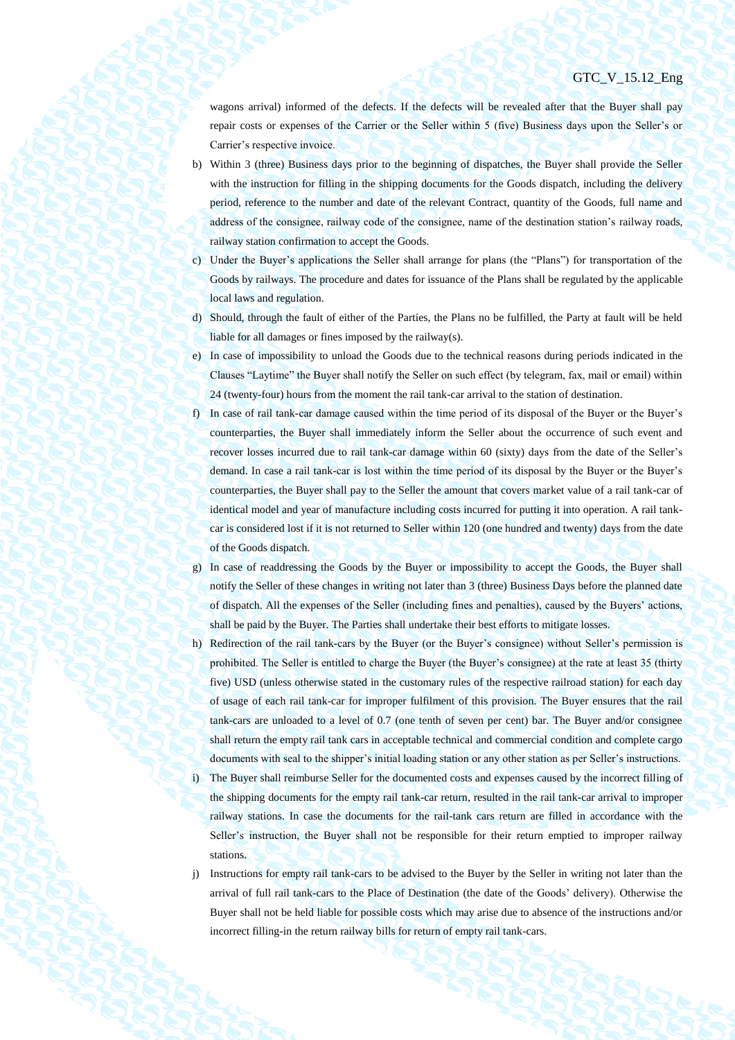wagons arrival) informed of the defects. If the defects will be revealed after that the Buyer shall pay repair costs or expenses of the Carrier or the Seller within 5 (five) Business days upon the Seller's or Carrier's respective invoice.

b) Within 3 (three) Business days prior to the beginning of dispatches, the Buyer shall provide the Seller with the instruction for filling in the shipping documents for the Goods dispatch, including the delivery period, reference to the number and date of the relevant Contract, quantity of the Goods, full name and address of the consignee, railway code of the consignee, name of the destination station's railway roads, railway station confirmation to accept the Goods.

c) Under the Buyer's applications the Seller shall arrange for plans (the "Plans") for transportation of the Goods by railways. The procedure and dates for issuance of the Plans shall be regulated by the applicable local laws and regulation.

d) Should, through the fault of either of the Parties, the Plans no be fulfilled, the Party at fault will be held liable for all damages or fines imposed by the railway(s).

e) In case of impossibility to unload the Goods due to the technical reasons during periods indicated in the Clauses "Laytime" the Buyer shall notify the Seller on such effect (by telegram, fax, mail or email) within 24 (twenty-four) hours from the moment the rail tank-car arrival to the station of destination.

f) In case of rail tank-car damage caused within the time period of its disposal of the Buyer or the Buyer's counterparties, the Buyer shall immediately inform the Seller about the occurrence of such event and recover losses incurred due to rail tank-car damage within 60 (sixty) days from the date of the Seller's demand. In case a rail tank-car is lost within the time period of its disposal by the Buyer or the Buyer's counterparties, the Buyer shall pay to the Seller the amount that covers market value of a rail tank-car of identical model and year of manufacture including costs incurred for putting it into operation. A rail tank-car is considered lost if it is not returned to Seller within 120 (one hundred and twenty) days from the date of the Goods dispatch.

g) In case of readdressing the Goods by the Buyer or impossibility to accept the Goods, the Buyer shall notify the Seller of these changes in writing not later than 3 (three) Business Days before the planned date of dispatch. All the expenses of the Seller (including fines and penalties), caused by the Buyers' actions, shall be paid by the Buyer. The Parties shall undertake their best efforts to mitigate losses.

h) Redirection of the rail tank-cars by the Buyer (or the Buyer's consignee) without Seller's permission is prohibited. The Seller is entitled to charge the Buyer (the Buyer's consignee) at the rate at least 35 (thirty five) USD (unless otherwise stated in the customary rules of the respective railroad station) for each day of usage of each rail tank-car for improper fulfilment of this provision. The Buyer ensures that the rail tank-cars are unloaded to a level of 0.7 (one tenth of seven per cent) bar. The Buyer and/or consignee shall return the empty rail tank cars in acceptable technical and commercial condition and complete cargo documents with seal to the shipper's initial loading station or any other station as per Seller's instructions.

i) The Buyer shall reimburse Seller for the documented costs and expenses caused by the incorrect filling of the shipping documents for the empty rail tank-car return, resulted in the rail tank-car arrival to improper railway stations. In case the documents for the rail-tank cars return are filled in accordance with the Seller's instruction, the Buyer shall not be responsible for their return emptied to improper railway stations.

j) Instructions for empty rail tank-cars to be advised to the Buyer by the Seller in writing not later than the arrival of full rail tank-cars to the Place of Destination (the date of the Goods' delivery). Otherwise the Buyer shall not be held liable for possible costs which may arise due to absence of the instructions and/or incorrect filling-in the return railway bills for return of empty rail tank-cars.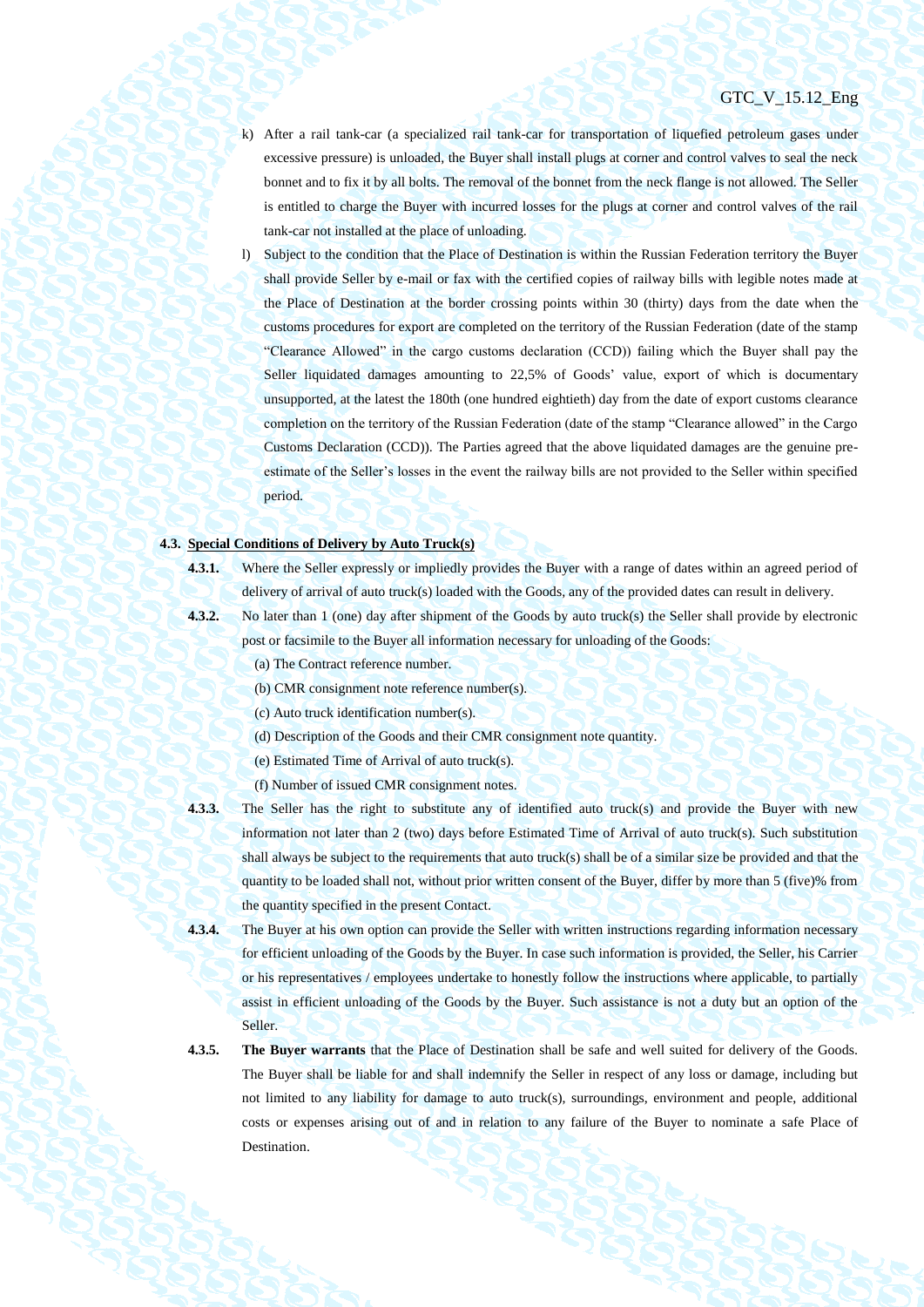k) After a rail tank-car (a specialized rail tank-car for transportation of liquefied petroleum gases under excessive pressure) is unloaded, the Buyer shall install plugs at corner and control valves to seal the neck bonnet and to fix it by all bolts. The removal of the bonnet from the neck flange is not allowed. The Seller is entitled to charge the Buyer with incurred losses for the plugs at corner and control valves of the rail tank-car not installed at the place of unloading.

l) Subject to the condition that the Place of Destination is within the Russian Federation territory the Buyer shall provide Seller by e-mail or fax with the certified copies of railway bills with legible notes made at the Place of Destination at the border crossing points within 30 (thirty) days from the date when the customs procedures for export are completed on the territory of the Russian Federation (date of the stamp "Clearance Allowed" in the cargo customs declaration (CCD)) failing which the Buyer shall pay the Seller liquidated damages amounting to 22,5% of Goods' value, export of which is documentary unsupported, at the latest the 180th (one hundred eightieth) day from the date of export customs clearance completion on the territory of the Russian Federation (date of the stamp "Clearance allowed" in the Cargo Customs Declaration (CCD)). The Parties agreed that the above liquidated damages are the genuine pre-estimate of the Seller's losses in the event the railway bills are not provided to the Seller within specified period.

**4.3. Special Conditions of Delivery by Auto Truck(s)**

**4.3.1.** Where the Seller expressly or impliedly provides the Buyer with a range of dates within an agreed period of delivery of arrival of auto truck(s) loaded with the Goods, any of the provided dates can result in delivery.

**4.3.2.** No later than 1 (one) day after shipment of the Goods by auto truck(s) the Seller shall provide by electronic post or facsimile to the Buyer all information necessary for unloading of the Goods:

(a) The Contract reference number.

(b) CMR consignment note reference number(s).

(c) Auto truck identification number(s).

(d) Description of the Goods and their CMR consignment note quantity.

(e) Estimated Time of Arrival of auto truck(s).

(f) Number of issued CMR consignment notes.

**4.3.3.** The Seller has the right to substitute any of identified auto truck(s) and provide the Buyer with new information not later than 2 (two) days before Estimated Time of Arrival of auto truck(s). Such substitution shall always be subject to the requirements that auto truck(s) shall be of a similar size be provided and that the quantity to be loaded shall not, without prior written consent of the Buyer, differ by more than 5 (five)% from the quantity specified in the present Contact.

**4.3.4.** The Buyer at his own option can provide the Seller with written instructions regarding information necessary for efficient unloading of the Goods by the Buyer. In case such information is provided, the Seller, his Carrier or his representatives / employees undertake to honestly follow the instructions where applicable, to partially assist in efficient unloading of the Goods by the Buyer. Such assistance is not a duty but an option of the Seller.

**4.3.5.** **The Buyer warrants** that the Place of Destination shall be safe and well suited for delivery of the Goods. The Buyer shall be liable for and shall indemnify the Seller in respect of any loss or damage, including but not limited to any liability for damage to auto truck(s), surroundings, environment and people, additional costs or expenses arising out of and in relation to any failure of the Buyer to nominate a safe Place of Destination.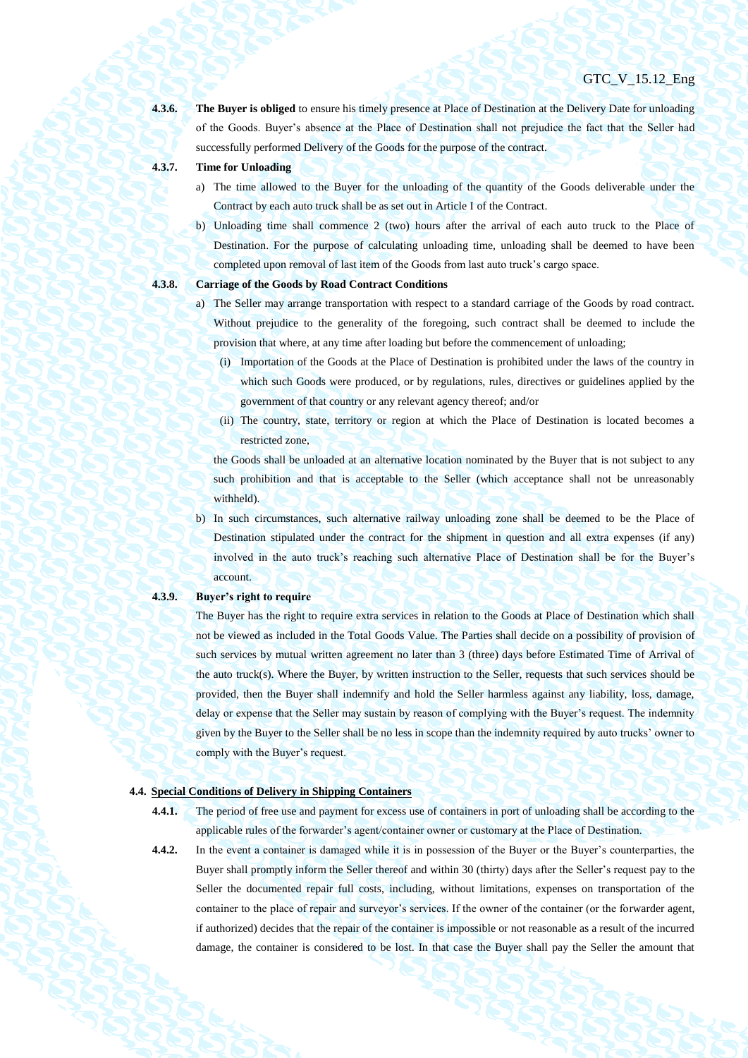**4.3.6.** **The Buyer is obliged** to ensure his timely presence at Place of Destination at the Delivery Date for unloading of the Goods. Buyer's absence at the Place of Destination shall not prejudice the fact that the Seller had successfully performed Delivery of the Goods for the purpose of the contract.

**4.3.7.** **Time for Unloading**

a) The time allowed to the Buyer for the unloading of the quantity of the Goods deliverable under the Contract by each auto truck shall be as set out in Article I of the Contract.

b) Unloading time shall commence 2 (two) hours after the arrival of each auto truck to the Place of Destination. For the purpose of calculating unloading time, unloading shall be deemed to have been completed upon removal of last item of the Goods from last auto truck's cargo space.

**4.3.8.** **Carriage of the Goods by Road Contract Conditions**

a) The Seller may arrange transportation with respect to a standard carriage of the Goods by road contract. Without prejudice to the generality of the foregoing, such contract shall be deemed to include the provision that where, at any time after loading but before the commencement of unloading;

   (i) Importation of the Goods at the Place of Destination is prohibited under the laws of the country in which such Goods were produced, or by regulations, rules, directives or guidelines applied by the government of that country or any relevant agency thereof; and/or

   (ii) The country, state, territory or region at which the Place of Destination is located becomes a restricted zone,

   the Goods shall be unloaded at an alternative location nominated by the Buyer that is not subject to any such prohibition and that is acceptable to the Seller (which acceptance shall not be unreasonably withheld).

b) In such circumstances, such alternative railway unloading zone shall be deemed to be the Place of Destination stipulated under the contract for the shipment in question and all extra expenses (if any) involved in the auto truck's reaching such alternative Place of Destination shall be for the Buyer's account.

**4.3.9.** **Buyer's right to require**

The Buyer has the right to require extra services in relation to the Goods at Place of Destination which shall not be viewed as included in the Total Goods Value. The Parties shall decide on a possibility of provision of such services by mutual written agreement no later than 3 (three) days before Estimated Time of Arrival of the auto truck(s). Where the Buyer, by written instruction to the Seller, requests that such services should be provided, then the Buyer shall indemnify and hold the Seller harmless against any liability, loss, damage, delay or expense that the Seller may sustain by reason of complying with the Buyer's request. The indemnity given by the Buyer to the Seller shall be no less in scope than the indemnity required by auto trucks' owner to comply with the Buyer's request.

**4.4.** **<u>Special Conditions of Delivery in Shipping Containers</u>**

**4.4.1.** The period of free use and payment for excess use of containers in port of unloading shall be according to the applicable rules of the forwarder's agent/container owner or customary at the Place of Destination.

**4.4.2.** In the event a container is damaged while it is in possession of the Buyer or the Buyer's counterparties, the Buyer shall promptly inform the Seller thereof and within 30 (thirty) days after the Seller's request pay to the Seller the documented repair full costs, including, without limitations, expenses on transportation of the container to the place of repair and surveyor's services. If the owner of the container (or the forwarder agent, if authorized) decides that the repair of the container is impossible or not reasonable as a result of the incurred damage, the container is considered to be lost. In that case the Buyer shall pay the Seller the amount that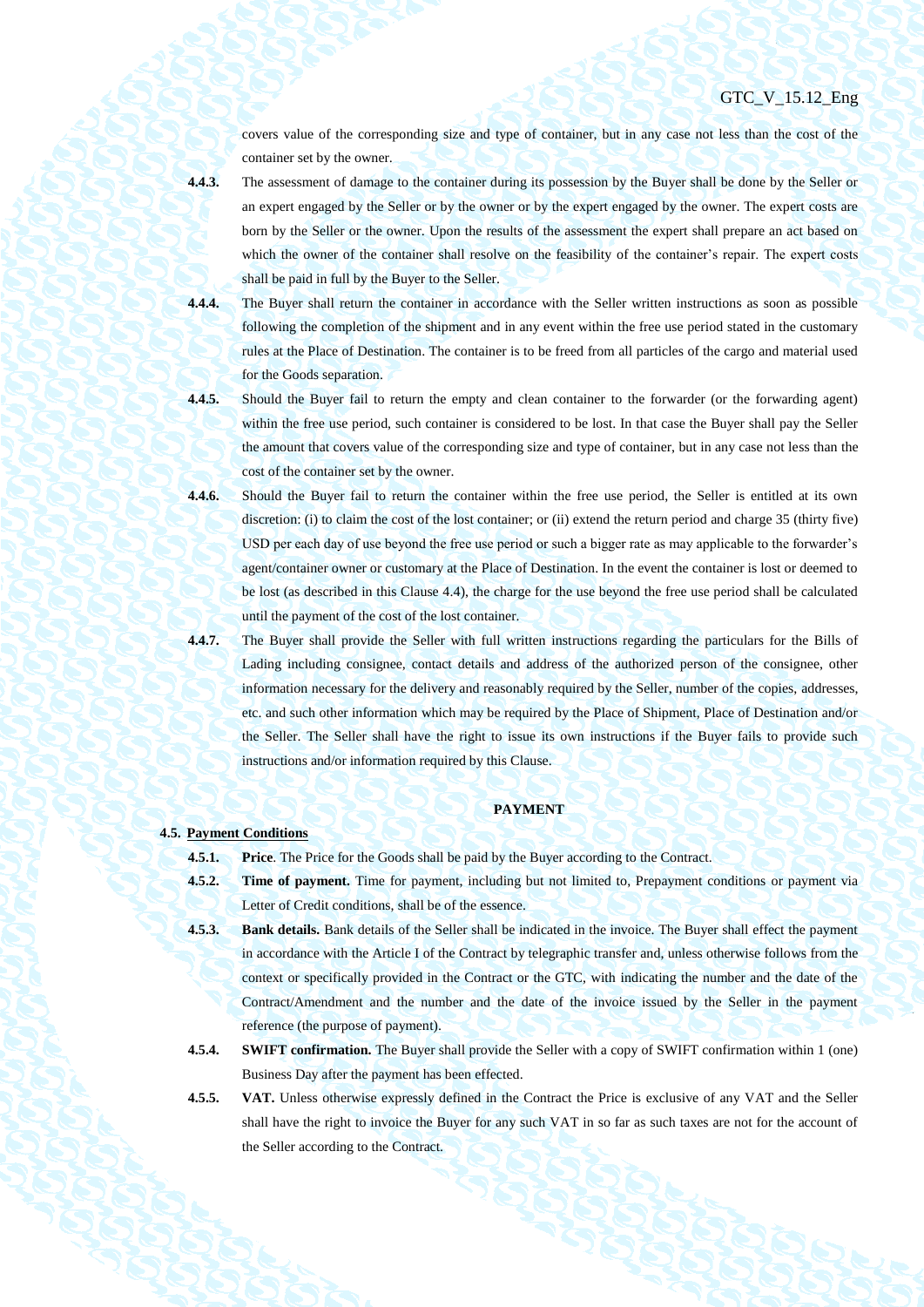covers value of the corresponding size and type of container, but in any case not less than the cost of the container set by the owner.

**4.4.3.** The assessment of damage to the container during its possession by the Buyer shall be done by the Seller or an expert engaged by the Seller or by the owner or by the expert engaged by the owner. The expert costs are born by the Seller or the owner. Upon the results of the assessment the expert shall prepare an act based on which the owner of the container shall resolve on the feasibility of the container's repair. The expert costs shall be paid in full by the Buyer to the Seller.

**4.4.4.** The Buyer shall return the container in accordance with the Seller written instructions as soon as possible following the completion of the shipment and in any event within the free use period stated in the customary rules at the Place of Destination. The container is to be freed from all particles of the cargo and material used for the Goods separation.

**4.4.5.** Should the Buyer fail to return the empty and clean container to the forwarder (or the forwarding agent) within the free use period, such container is considered to be lost. In that case the Buyer shall pay the Seller the amount that covers value of the corresponding size and type of container, but in any case not less than the cost of the container set by the owner.

**4.4.6.** Should the Buyer fail to return the container within the free use period, the Seller is entitled at its own discretion: (i) to claim the cost of the lost container; or (ii) extend the return period and charge 35 (thirty five) USD per each day of use beyond the free use period or such a bigger rate as may applicable to the forwarder's agent/container owner or customary at the Place of Destination. In the event the container is lost or deemed to be lost (as described in this Clause 4.4), the charge for the use beyond the free use period shall be calculated until the payment of the cost of the lost container.

**4.4.7.** The Buyer shall provide the Seller with full written instructions regarding the particulars for the Bills of Lading including consignee, contact details and address of the authorized person of the consignee, other information necessary for the delivery and reasonably required by the Seller, number of the copies, addresses, etc. and such other information which may be required by the Place of Shipment, Place of Destination and/or the Seller. The Seller shall have the right to issue its own instructions if the Buyer fails to provide such instructions and/or information required by this Clause.

## PAYMENT

### 4.5. Payment Conditions

**4.5.1.** **Price**. The Price for the Goods shall be paid by the Buyer according to the Contract.

**4.5.2.** **Time of payment.** Time for payment, including but not limited to, Prepayment conditions or payment via Letter of Credit conditions, shall be of the essence.

**4.5.3.** **Bank details.** Bank details of the Seller shall be indicated in the invoice. The Buyer shall effect the payment in accordance with the Article I of the Contract by telegraphic transfer and, unless otherwise follows from the context or specifically provided in the Contract or the GTC, with indicating the number and the date of the Contract/Amendment and the number and the date of the invoice issued by the Seller in the payment reference (the purpose of payment).

**4.5.4.** **SWIFT confirmation.** The Buyer shall provide the Seller with a copy of SWIFT confirmation within 1 (one) Business Day after the payment has been effected.

**4.5.5.** **VAT.** Unless otherwise expressly defined in the Contract the Price is exclusive of any VAT and the Seller shall have the right to invoice the Buyer for any such VAT in so far as such taxes are not for the account of the Seller according to the Contract.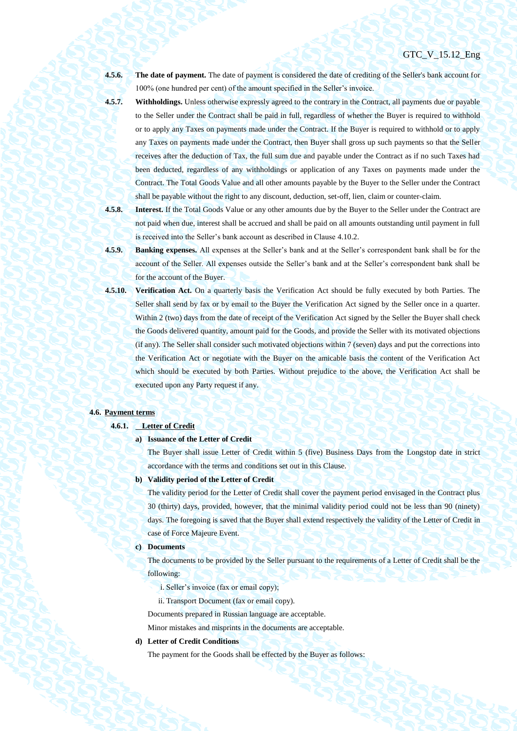**4.5.6.** **The date of payment.** The date of payment is considered the date of crediting of the Seller's bank account for 100% (one hundred per cent) of the amount specified in the Seller's invoice.

**4.5.7.** **Withholdings.** Unless otherwise expressly agreed to the contrary in the Contract, all payments due or payable to the Seller under the Contract shall be paid in full, regardless of whether the Buyer is required to withhold or to apply any Taxes on payments made under the Contract. If the Buyer is required to withhold or to apply any Taxes on payments made under the Contract, then Buyer shall gross up such payments so that the Seller receives after the deduction of Tax, the full sum due and payable under the Contract as if no such Taxes had been deducted, regardless of any withholdings or application of any Taxes on payments made under the Contract. The Total Goods Value and all other amounts payable by the Buyer to the Seller under the Contract shall be payable without the right to any discount, deduction, set-off, lien, claim or counter-claim.

**4.5.8.** **Interest.** If the Total Goods Value or any other amounts due by the Buyer to the Seller under the Contract are not paid when due, interest shall be accrued and shall be paid on all amounts outstanding until payment in full is received into the Seller's bank account as described in Clause 4.10.2.

**4.5.9.** **Banking expenses.** All expenses at the Seller's bank and at the Seller's correspondent bank shall be for the account of the Seller. All expenses outside the Seller's bank and at the Seller's correspondent bank shall be for the account of the Buyer.

**4.5.10.** **Verification Act.** On a quarterly basis the Verification Act should be fully executed by both Parties. The Seller shall send by fax or by email to the Buyer the Verification Act signed by the Seller once in a quarter. Within 2 (two) days from the date of receipt of the Verification Act signed by the Seller the Buyer shall check the Goods delivered quantity, amount paid for the Goods, and provide the Seller with its motivated objections (if any). The Seller shall consider such motivated objections within 7 (seven) days and put the corrections into the Verification Act or negotiate with the Buyer on the amicable basis the content of the Verification Act which should be executed by both Parties. Without prejudice to the above, the Verification Act shall be executed upon any Party request if any.

**4.6.** **Payment terms**

**4.6.1.** **Letter of Credit**

**a) Issuance of the Letter of Credit**

The Buyer shall issue Letter of Credit within 5 (five) Business Days from the Longstop date in strict accordance with the terms and conditions set out in this Clause.

**b) Validity period of the Letter of Credit**

The validity period for the Letter of Credit shall cover the payment period envisaged in the Contract plus 30 (thirty) days, provided, however, that the minimal validity period could not be less than 90 (ninety) days. The foregoing is saved that the Buyer shall extend respectively the validity of the Letter of Credit in case of Force Majeure Event.

**c) Documents**

The documents to be provided by the Seller pursuant to the requirements of a Letter of Credit shall be the following:

i. Seller's invoice (fax or email copy);

ii. Transport Document (fax or email copy).

Documents prepared in Russian language are acceptable.

Minor mistakes and misprints in the documents are acceptable.

**d) Letter of Credit Conditions**

The payment for the Goods shall be effected by the Buyer as follows: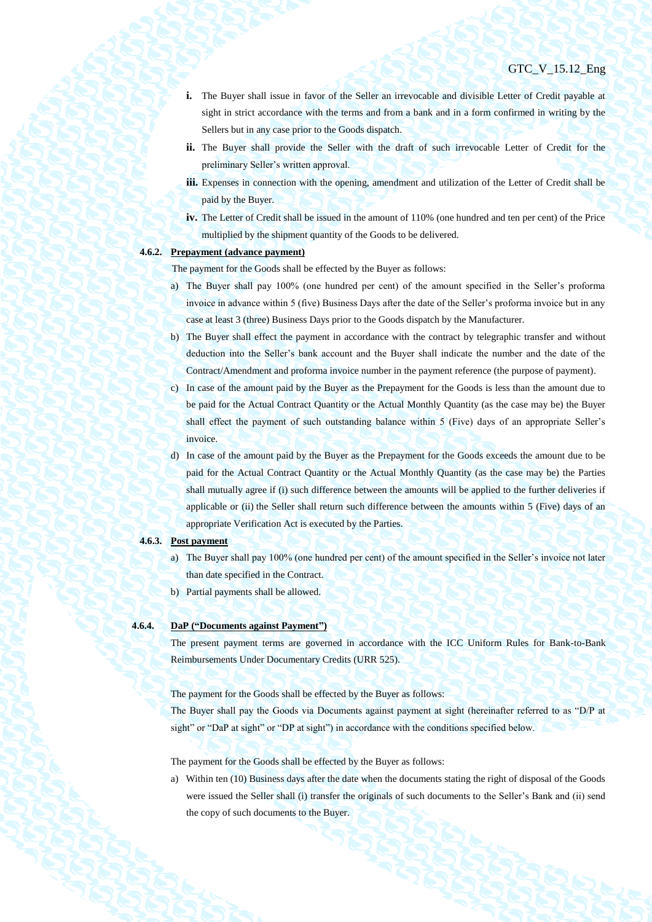- **i.** The Buyer shall issue in favor of the Seller an irrevocable and divisible Letter of Credit payable at sight in strict accordance with the terms and from a bank and in a form confirmed in writing by the Sellers but in any case prior to the Goods dispatch.
- **ii.** The Buyer shall provide the Seller with the draft of such irrevocable Letter of Credit for the preliminary Seller's written approval.
- **iii.** Expenses in connection with the opening, amendment and utilization of the Letter of Credit shall be paid by the Buyer.
- **iv.** The Letter of Credit shall be issued in the amount of 110% (one hundred and ten per cent) of the Price multiplied by the shipment quantity of the Goods to be delivered.

**4.6.2. <u>Prepayment (advance payment)</u>**

The payment for the Goods shall be effected by the Buyer as follows:

a) The Buyer shall pay 100% (one hundred per cent) of the amount specified in the Seller's proforma invoice in advance within 5 (five) Business Days after the date of the Seller's proforma invoice but in any case at least 3 (three) Business Days prior to the Goods dispatch by the Manufacturer.

b) The Buyer shall effect the payment in accordance with the contract by telegraphic transfer and without deduction into the Seller's bank account and the Buyer shall indicate the number and the date of the Contract/Amendment and proforma invoice number in the payment reference (the purpose of payment).

c) In case of the amount paid by the Buyer as the Prepayment for the Goods is less than the amount due to be paid for the Actual Contract Quantity or the Actual Monthly Quantity (as the case may be) the Buyer shall effect the payment of such outstanding balance within 5 (Five) days of an appropriate Seller's invoice.

d) In case of the amount paid by the Buyer as the Prepayment for the Goods exceeds the amount due to be paid for the Actual Contract Quantity or the Actual Monthly Quantity (as the case may be) the Parties shall mutually agree if (i) such difference between the amounts will be applied to the further deliveries if applicable or (ii) the Seller shall return such difference between the amounts within 5 (Five) days of an appropriate Verification Act is executed by the Parties.

**4.6.3. <u>Post payment</u>**

a) The Buyer shall pay 100% (one hundred per cent) of the amount specified in the Seller's invoice not later than date specified in the Contract.

b) Partial payments shall be allowed.

**4.6.4. <u>DaP ("Documents against Payment")</u>**

The present payment terms are governed in accordance with the ICC Uniform Rules for Bank-to-Bank Reimbursements Under Documentary Credits (URR 525).

The payment for the Goods shall be effected by the Buyer as follows:

The Buyer shall pay the Goods via Documents against payment at sight (hereinafter referred to as "D/P at sight" or "DaP at sight" or "DP at sight") in accordance with the conditions specified below.

The payment for the Goods shall be effected by the Buyer as follows:

a) Within ten (10) Business days after the date when the documents stating the right of disposal of the Goods were issued the Seller shall (i) transfer the originals of such documents to the Seller's Bank and (ii) send the copy of such documents to the Buyer.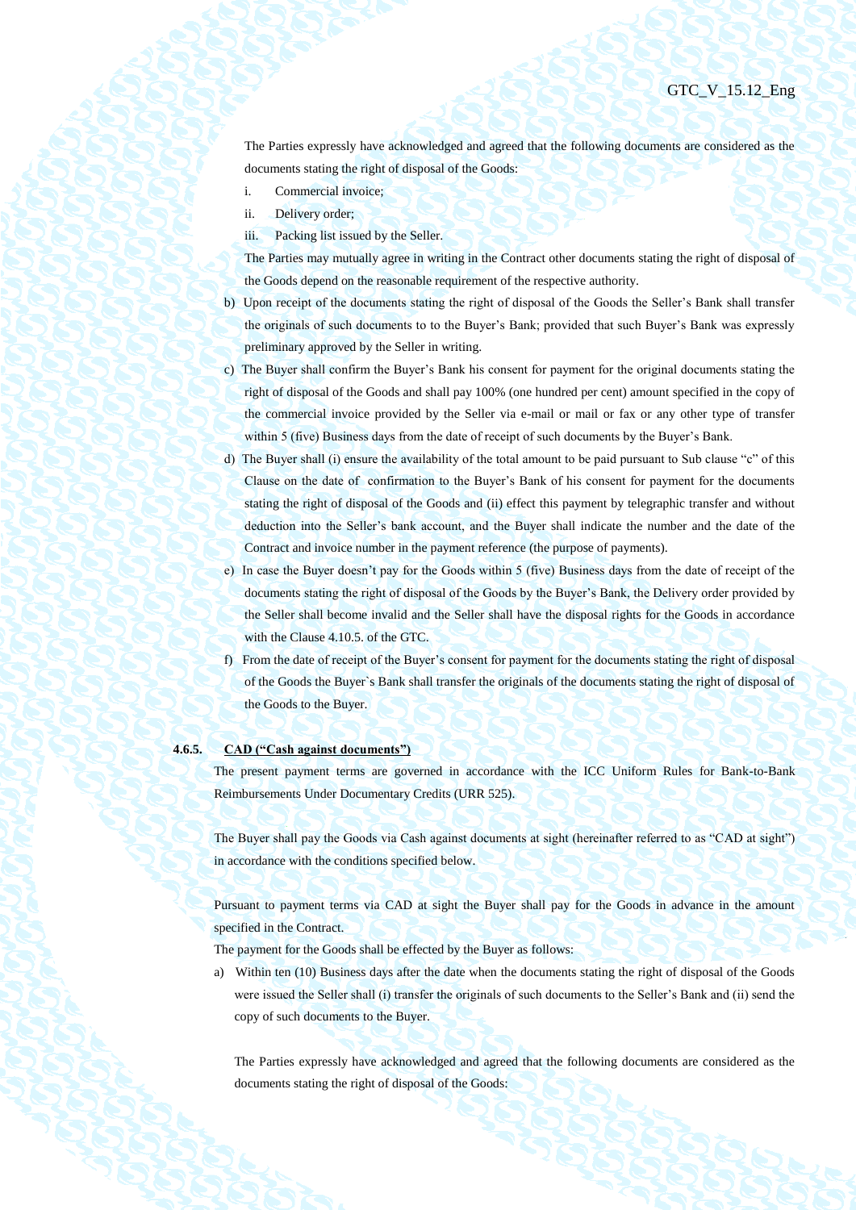The Parties expressly have acknowledged and agreed that the following documents are considered as the documents stating the right of disposal of the Goods:

i. Commercial invoice;
ii. Delivery order;
iii. Packing list issued by the Seller.

The Parties may mutually agree in writing in the Contract other documents stating the right of disposal of the Goods depend on the reasonable requirement of the respective authority.

b) Upon receipt of the documents stating the right of disposal of the Goods the Seller's Bank shall transfer the originals of such documents to to the Buyer's Bank; provided that such Buyer's Bank was expressly preliminary approved by the Seller in writing.

c) The Buyer shall confirm the Buyer's Bank his consent for payment for the original documents stating the right of disposal of the Goods and shall pay 100% (one hundred per cent) amount specified in the copy of the commercial invoice provided by the Seller via e-mail or mail or fax or any other type of transfer within 5 (five) Business days from the date of receipt of such documents by the Buyer's Bank.

d) The Buyer shall (i) ensure the availability of the total amount to be paid pursuant to Sub clause "c" of this Clause on the date of confirmation to the Buyer's Bank of his consent for payment for the documents stating the right of disposal of the Goods and (ii) effect this payment by telegraphic transfer and without deduction into the Seller's bank account, and the Buyer shall indicate the number and the date of the Contract and invoice number in the payment reference (the purpose of payments).

e) In case the Buyer doesn't pay for the Goods within 5 (five) Business days from the date of receipt of the documents stating the right of disposal of the Goods by the Buyer's Bank, the Delivery order provided by the Seller shall become invalid and the Seller shall have the disposal rights for the Goods in accordance with the Clause 4.10.5. of the GTC.

f) From the date of receipt of the Buyer's consent for payment for the documents stating the right of disposal of the Goods the Buyer`s Bank shall transfer the originals of the documents stating the right of disposal of the Goods to the Buyer.

**4.6.5. <u>CAD ("Cash against documents")</u>**

The present payment terms are governed in accordance with the ICC Uniform Rules for Bank-to-Bank Reimbursements Under Documentary Credits (URR 525).

The Buyer shall pay the Goods via Cash against documents at sight (hereinafter referred to as "CAD at sight") in accordance with the conditions specified below.

Pursuant to payment terms via CAD at sight the Buyer shall pay for the Goods in advance in the amount specified in the Contract.

The payment for the Goods shall be effected by the Buyer as follows:

a) Within ten (10) Business days after the date when the documents stating the right of disposal of the Goods were issued the Seller shall (i) transfer the originals of such documents to the Seller's Bank and (ii) send the copy of such documents to the Buyer.

The Parties expressly have acknowledged and agreed that the following documents are considered as the documents stating the right of disposal of the Goods: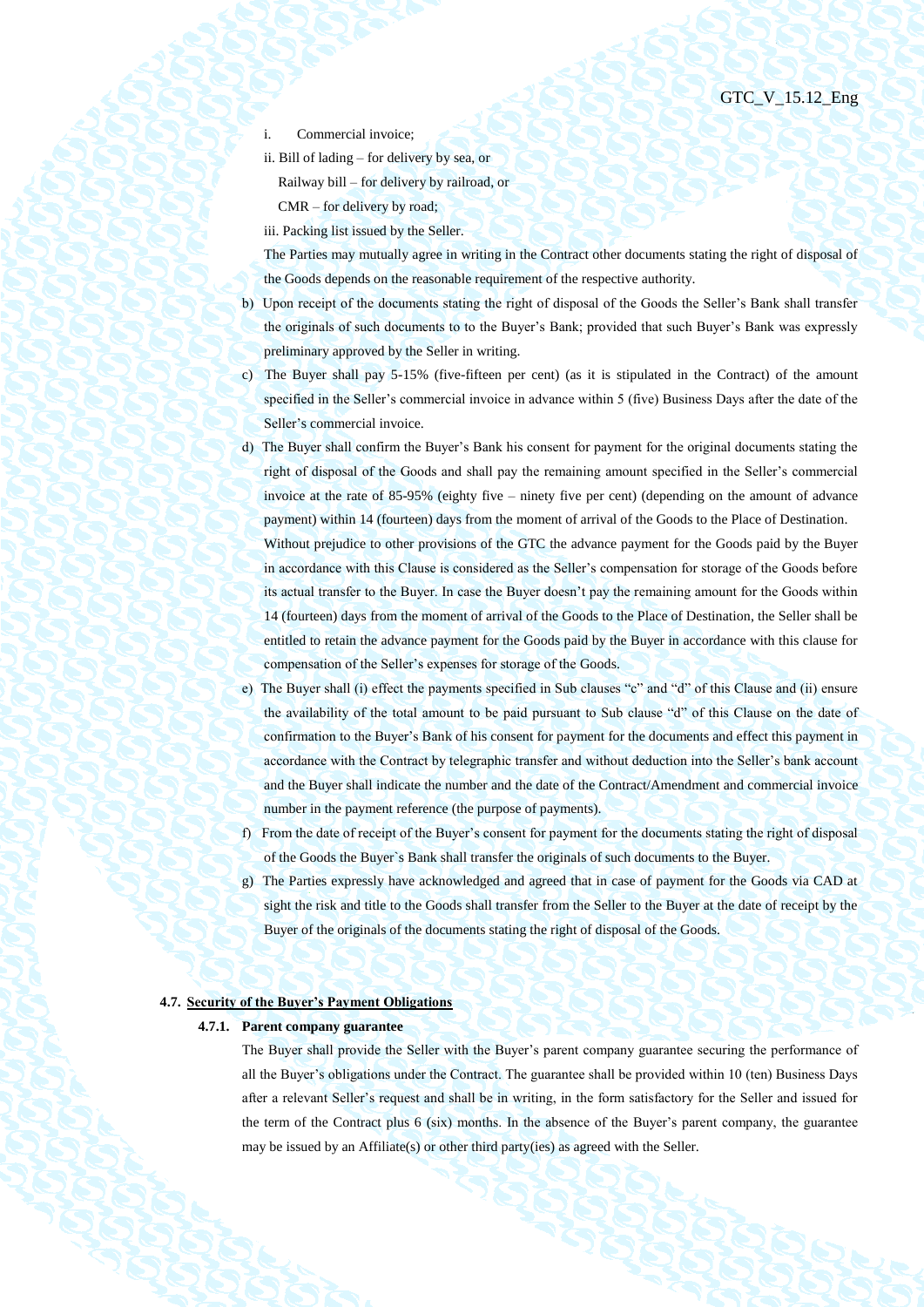i. Commercial invoice;

ii. Bill of lading – for delivery by sea, or

Railway bill – for delivery by railroad, or

CMR – for delivery by road;

iii. Packing list issued by the Seller.

The Parties may mutually agree in writing in the Contract other documents stating the right of disposal of the Goods depends on the reasonable requirement of the respective authority.

b) Upon receipt of the documents stating the right of disposal of the Goods the Seller's Bank shall transfer the originals of such documents to to the Buyer's Bank; provided that such Buyer's Bank was expressly preliminary approved by the Seller in writing.

c) The Buyer shall pay 5-15% (five-fifteen per cent) (as it is stipulated in the Contract) of the amount specified in the Seller's commercial invoice in advance within 5 (five) Business Days after the date of the Seller's commercial invoice.

d) The Buyer shall confirm the Buyer's Bank his consent for payment for the original documents stating the right of disposal of the Goods and shall pay the remaining amount specified in the Seller's commercial invoice at the rate of 85-95% (eighty five – ninety five per cent) (depending on the amount of advance payment) within 14 (fourteen) days from the moment of arrival of the Goods to the Place of Destination.

Without prejudice to other provisions of the GTC the advance payment for the Goods paid by the Buyer in accordance with this Clause is considered as the Seller's compensation for storage of the Goods before its actual transfer to the Buyer. In case the Buyer doesn't pay the remaining amount for the Goods within 14 (fourteen) days from the moment of arrival of the Goods to the Place of Destination, the Seller shall be entitled to retain the advance payment for the Goods paid by the Buyer in accordance with this clause for compensation of the Seller's expenses for storage of the Goods.

e) The Buyer shall (i) effect the payments specified in Sub clauses "c" and "d" of this Clause and (ii) ensure the availability of the total amount to be paid pursuant to Sub clause "d" of this Clause on the date of confirmation to the Buyer's Bank of his consent for payment for the documents and effect this payment in accordance with the Contract by telegraphic transfer and without deduction into the Seller's bank account and the Buyer shall indicate the number and the date of the Contract/Amendment and commercial invoice number in the payment reference (the purpose of payments).

f) From the date of receipt of the Buyer's consent for payment for the documents stating the right of disposal of the Goods the Buyer`s Bank shall transfer the originals of such documents to the Buyer.

g) The Parties expressly have acknowledged and agreed that in case of payment for the Goods via CAD at sight the risk and title to the Goods shall transfer from the Seller to the Buyer at the date of receipt by the Buyer of the originals of the documents stating the right of disposal of the Goods.

### 4.7. Security of the Buyer's Payment Obligations

#### 4.7.1. Parent company guarantee

The Buyer shall provide the Seller with the Buyer's parent company guarantee securing the performance of all the Buyer's obligations under the Contract. The guarantee shall be provided within 10 (ten) Business Days after a relevant Seller's request and shall be in writing, in the form satisfactory for the Seller and issued for the term of the Contract plus 6 (six) months. In the absence of the Buyer's parent company, the guarantee may be issued by an Affiliate(s) or other third party(ies) as agreed with the Seller.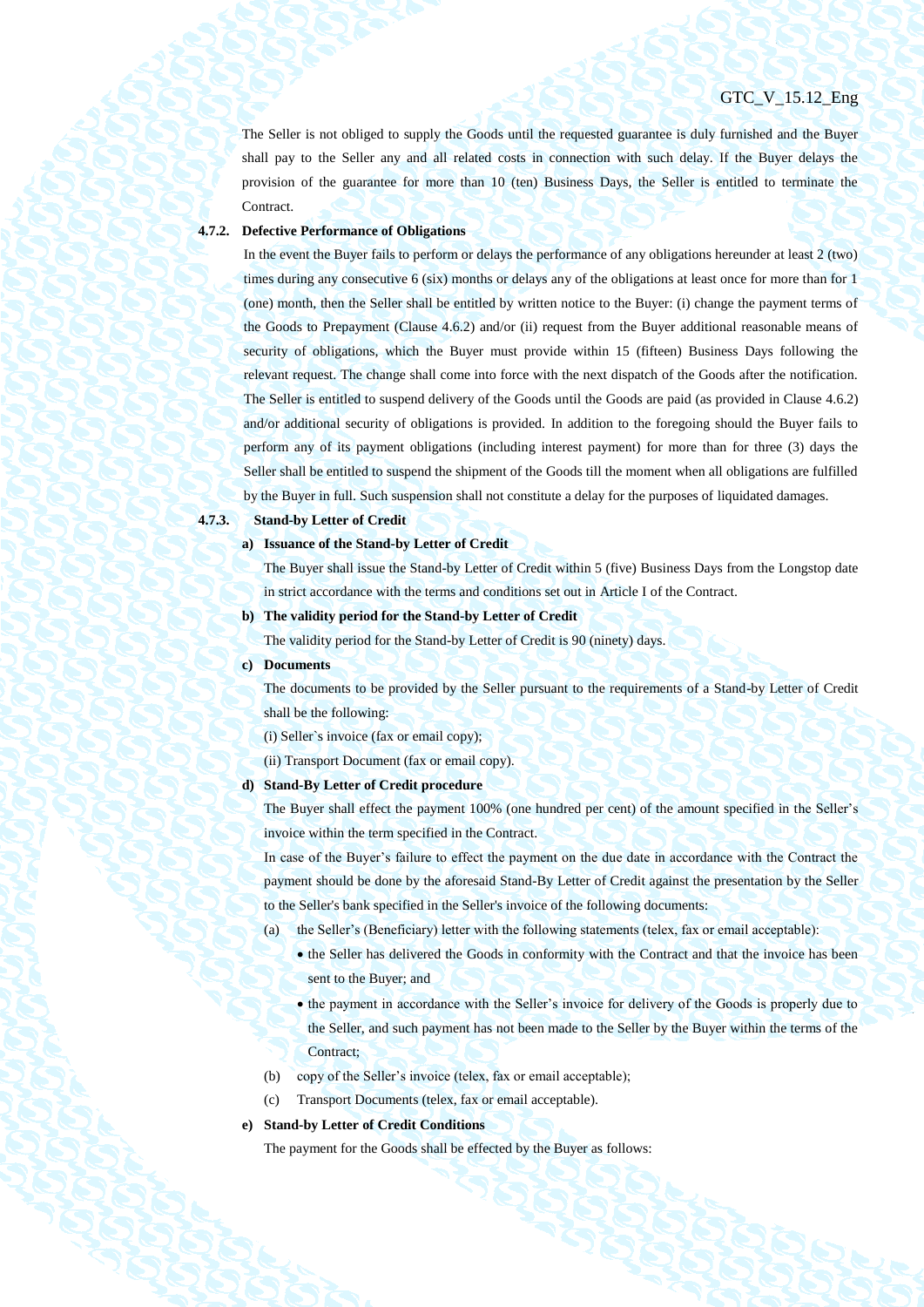The Seller is not obliged to supply the Goods until the requested guarantee is duly furnished and the Buyer shall pay to the Seller any and all related costs in connection with such delay. If the Buyer delays the provision of the guarantee for more than 10 (ten) Business Days, the Seller is entitled to terminate the Contract.

**4.7.2. Defective Performance of Obligations**

In the event the Buyer fails to perform or delays the performance of any obligations hereunder at least 2 (two) times during any consecutive 6 (six) months or delays any of the obligations at least once for more than for 1 (one) month, then the Seller shall be entitled by written notice to the Buyer: (i) change the payment terms of the Goods to Prepayment (Clause 4.6.2) and/or (ii) request from the Buyer additional reasonable means of security of obligations, which the Buyer must provide within 15 (fifteen) Business Days following the relevant request. The change shall come into force with the next dispatch of the Goods after the notification. The Seller is entitled to suspend delivery of the Goods until the Goods are paid (as provided in Clause 4.6.2) and/or additional security of obligations is provided. In addition to the foregoing should the Buyer fails to perform any of its payment obligations (including interest payment) for more than for three (3) days the Seller shall be entitled to suspend the shipment of the Goods till the moment when all obligations are fulfilled by the Buyer in full. Such suspension shall not constitute a delay for the purposes of liquidated damages.

**4.7.3. Stand-by Letter of Credit**

**a) Issuance of the Stand-by Letter of Credit**

The Buyer shall issue the Stand-by Letter of Credit within 5 (five) Business Days from the Longstop date in strict accordance with the terms and conditions set out in Article I of the Contract.

**b) The validity period for the Stand-by Letter of Credit**

The validity period for the Stand-by Letter of Credit is 90 (ninety) days.

**c) Documents**

The documents to be provided by the Seller pursuant to the requirements of a Stand-by Letter of Credit shall be the following:

(i) Seller`s invoice (fax or email copy);

(ii) Transport Document (fax or email copy).

**d) Stand-By Letter of Credit procedure**

The Buyer shall effect the payment 100% (one hundred per cent) of the amount specified in the Seller's invoice within the term specified in the Contract.

In case of the Buyer's failure to effect the payment on the due date in accordance with the Contract the payment should be done by the aforesaid Stand-By Letter of Credit against the presentation by the Seller to the Seller's bank specified in the Seller's invoice of the following documents:

(a) the Seller's (Beneficiary) letter with the following statements (telex, fax or email acceptable):

- the Seller has delivered the Goods in conformity with the Contract and that the invoice has been sent to the Buyer; and
- the payment in accordance with the Seller's invoice for delivery of the Goods is properly due to the Seller, and such payment has not been made to the Seller by the Buyer within the terms of the Contract;

(b) copy of the Seller's invoice (telex, fax or email acceptable);

(c) Transport Documents (telex, fax or email acceptable).

**e) Stand-by Letter of Credit Conditions**

The payment for the Goods shall be effected by the Buyer as follows: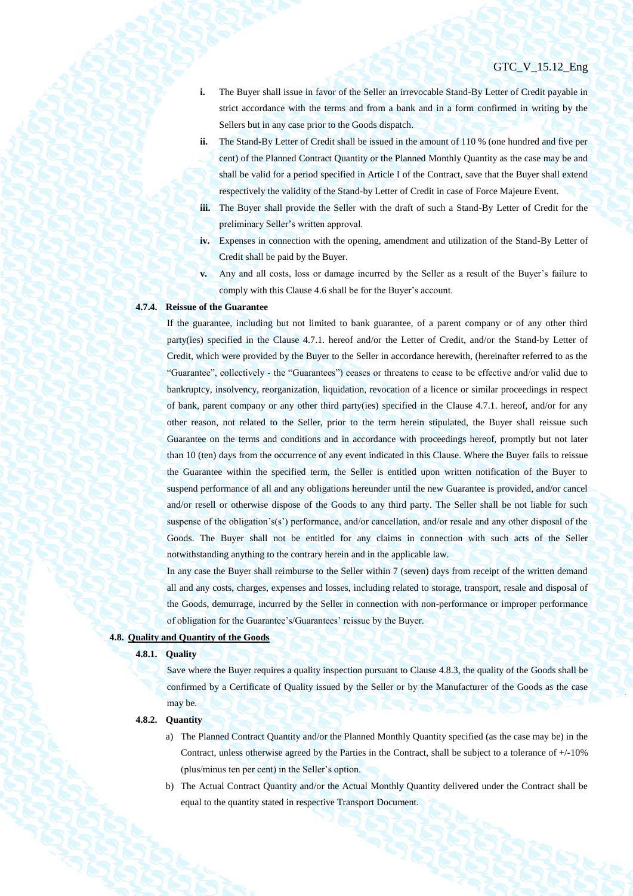i. The Buyer shall issue in favor of the Seller an irrevocable Stand-By Letter of Credit payable in strict accordance with the terms and from a bank and in a form confirmed in writing by the Sellers but in any case prior to the Goods dispatch.

ii. The Stand-By Letter of Credit shall be issued in the amount of 110 % (one hundred and five per cent) of the Planned Contract Quantity or the Planned Monthly Quantity as the case may be and shall be valid for a period specified in Article I of the Contract, save that the Buyer shall extend respectively the validity of the Stand-by Letter of Credit in case of Force Majeure Event.

iii. The Buyer shall provide the Seller with the draft of such a Stand-By Letter of Credit for the preliminary Seller's written approval.

iv. Expenses in connection with the opening, amendment and utilization of the Stand-By Letter of Credit shall be paid by the Buyer.

v. Any and all costs, loss or damage incurred by the Seller as a result of the Buyer's failure to comply with this Clause 4.6 shall be for the Buyer's account.

**4.7.4. Reissue of the Guarantee**

If the guarantee, including but not limited to bank guarantee, of a parent company or of any other third party(ies) specified in the Clause 4.7.1. hereof and/or the Letter of Credit, and/or the Stand-by Letter of Credit, which were provided by the Buyer to the Seller in accordance herewith, (hereinafter referred to as the "Guarantee", collectively - the "Guarantees") ceases or threatens to cease to be effective and/or valid due to bankruptcy, insolvency, reorganization, liquidation, revocation of a licence or similar proceedings in respect of bank, parent company or any other third party(ies) specified in the Clause 4.7.1. hereof, and/or for any other reason, not related to the Seller, prior to the term herein stipulated, the Buyer shall reissue such Guarantee on the terms and conditions and in accordance with proceedings hereof, promptly but not later than 10 (ten) days from the occurrence of any event indicated in this Clause. Where the Buyer fails to reissue the Guarantee within the specified term, the Seller is entitled upon written notification of the Buyer to suspend performance of all and any obligations hereunder until the new Guarantee is provided, and/or cancel and/or resell or otherwise dispose of the Goods to any third party. The Seller shall be not liable for such suspense of the obligation's(s') performance, and/or cancellation, and/or resale and any other disposal of the Goods. The Buyer shall not be entitled for any claims in connection with such acts of the Seller notwithstanding anything to the contrary herein and in the applicable law.

In any case the Buyer shall reimburse to the Seller within 7 (seven) days from receipt of the written demand all and any costs, charges, expenses and losses, including related to storage, transport, resale and disposal of the Goods, demurrage, incurred by the Seller in connection with non-performance or improper performance of obligation for the Guarantee's/Guarantees' reissue by the Buyer.

**4.8. <u>Quality and Quantity of the Goods</u>**

**4.8.1. Quality**

Save where the Buyer requires a quality inspection pursuant to Clause 4.8.3, the quality of the Goods shall be confirmed by a Certificate of Quality issued by the Seller or by the Manufacturer of the Goods as the case may be.

**4.8.2. Quantity**

a) The Planned Contract Quantity and/or the Planned Monthly Quantity specified (as the case may be) in the Contract, unless otherwise agreed by the Parties in the Contract, shall be subject to a tolerance of +/-10% (plus/minus ten per cent) in the Seller's option.

b) The Actual Contract Quantity and/or the Actual Monthly Quantity delivered under the Contract shall be equal to the quantity stated in respective Transport Document.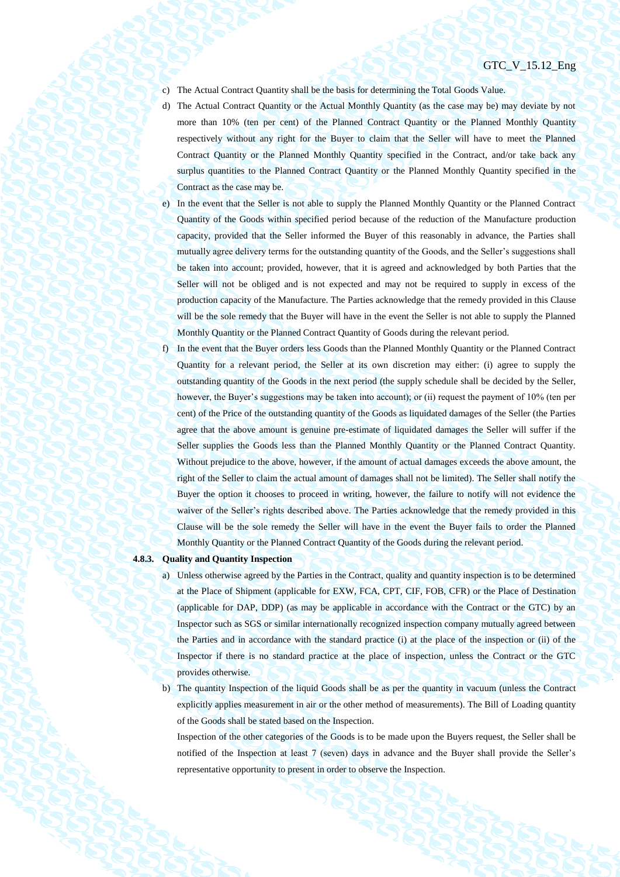c) The Actual Contract Quantity shall be the basis for determining the Total Goods Value.

d) The Actual Contract Quantity or the Actual Monthly Quantity (as the case may be) may deviate by not more than 10% (ten per cent) of the Planned Contract Quantity or the Planned Monthly Quantity respectively without any right for the Buyer to claim that the Seller will have to meet the Planned Contract Quantity or the Planned Monthly Quantity specified in the Contract, and/or take back any surplus quantities to the Planned Contract Quantity or the Planned Monthly Quantity specified in the Contract as the case may be.

e) In the event that the Seller is not able to supply the Planned Monthly Quantity or the Planned Contract Quantity of the Goods within specified period because of the reduction of the Manufacture production capacity, provided that the Seller informed the Buyer of this reasonably in advance, the Parties shall mutually agree delivery terms for the outstanding quantity of the Goods, and the Seller's suggestions shall be taken into account; provided, however, that it is agreed and acknowledged by both Parties that the Seller will not be obliged and is not expected and may not be required to supply in excess of the production capacity of the Manufacture. The Parties acknowledge that the remedy provided in this Clause will be the sole remedy that the Buyer will have in the event the Seller is not able to supply the Planned Monthly Quantity or the Planned Contract Quantity of Goods during the relevant period.

f) In the event that the Buyer orders less Goods than the Planned Monthly Quantity or the Planned Contract Quantity for a relevant period, the Seller at its own discretion may either: (i) agree to supply the outstanding quantity of the Goods in the next period (the supply schedule shall be decided by the Seller, however, the Buyer's suggestions may be taken into account); or (ii) request the payment of 10% (ten per cent) of the Price of the outstanding quantity of the Goods as liquidated damages of the Seller (the Parties agree that the above amount is genuine pre-estimate of liquidated damages the Seller will suffer if the Seller supplies the Goods less than the Planned Monthly Quantity or the Planned Contract Quantity. Without prejudice to the above, however, if the amount of actual damages exceeds the above amount, the right of the Seller to claim the actual amount of damages shall not be limited). The Seller shall notify the Buyer the option it chooses to proceed in writing, however, the failure to notify will not evidence the waiver of the Seller's rights described above. The Parties acknowledge that the remedy provided in this Clause will be the sole remedy the Seller will have in the event the Buyer fails to order the Planned Monthly Quantity or the Planned Contract Quantity of the Goods during the relevant period.

**4.8.3. Quality and Quantity Inspection**

a) Unless otherwise agreed by the Parties in the Contract, quality and quantity inspection is to be determined at the Place of Shipment (applicable for EXW, FCA, CPT, CIF, FOB, CFR) or the Place of Destination (applicable for DAP, DDP) (as may be applicable in accordance with the Contract or the GTC) by an Inspector such as SGS or similar internationally recognized inspection company mutually agreed between the Parties and in accordance with the standard practice (i) at the place of the inspection or (ii) of the Inspector if there is no standard practice at the place of inspection, unless the Contract or the GTC provides otherwise.

b) The quantity Inspection of the liquid Goods shall be as per the quantity in vacuum (unless the Contract explicitly applies measurement in air or the other method of measurements). The Bill of Loading quantity of the Goods shall be stated based on the Inspection.

   Inspection of the other categories of the Goods is to be made upon the Buyers request, the Seller shall be notified of the Inspection at least 7 (seven) days in advance and the Buyer shall provide the Seller's representative opportunity to present in order to observe the Inspection.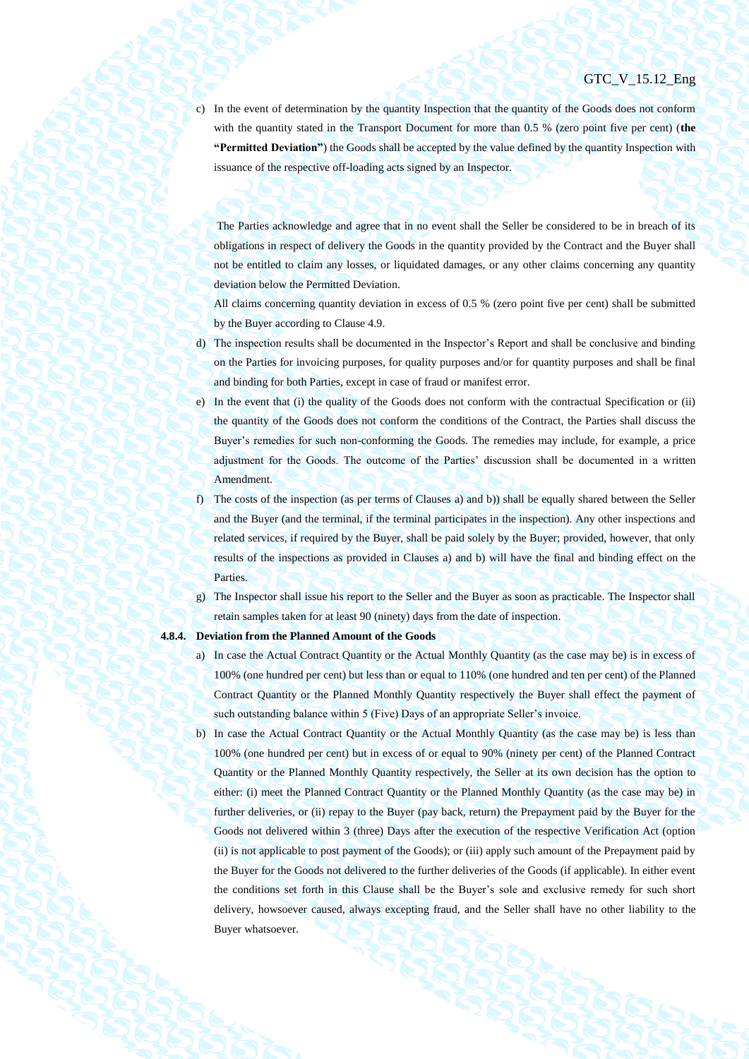c) In the event of determination by the quantity Inspection that the quantity of the Goods does not conform with the quantity stated in the Transport Document for more than 0.5 % (zero point five per cent) (**the "Permitted Deviation"**) the Goods shall be accepted by the value defined by the quantity Inspection with issuance of the respective off-loading acts signed by an Inspector.

The Parties acknowledge and agree that in no event shall the Seller be considered to be in breach of its obligations in respect of delivery the Goods in the quantity provided by the Contract and the Buyer shall not be entitled to claim any losses, or liquidated damages, or any other claims concerning any quantity deviation below the Permitted Deviation.

All claims concerning quantity deviation in excess of 0.5 % (zero point five per cent) shall be submitted by the Buyer according to Clause 4.9.

d) The inspection results shall be documented in the Inspector's Report and shall be conclusive and binding on the Parties for invoicing purposes, for quality purposes and/or for quantity purposes and shall be final and binding for both Parties, except in case of fraud or manifest error.

e) In the event that (i) the quality of the Goods does not conform with the contractual Specification or (ii) the quantity of the Goods does not conform the conditions of the Contract, the Parties shall discuss the Buyer's remedies for such non-conforming the Goods. The remedies may include, for example, a price adjustment for the Goods. The outcome of the Parties' discussion shall be documented in a written Amendment.

f) The costs of the inspection (as per terms of Clauses a) and b)) shall be equally shared between the Seller and the Buyer (and the terminal, if the terminal participates in the inspection). Any other inspections and related services, if required by the Buyer, shall be paid solely by the Buyer; provided, however, that only results of the inspections as provided in Clauses a) and b) will have the final and binding effect on the Parties.

g) The Inspector shall issue his report to the Seller and the Buyer as soon as practicable. The Inspector shall retain samples taken for at least 90 (ninety) days from the date of inspection.

**4.8.4. Deviation from the Planned Amount of the Goods**

a) In case the Actual Contract Quantity or the Actual Monthly Quantity (as the case may be) is in excess of 100% (one hundred per cent) but less than or equal to 110% (one hundred and ten per cent) of the Planned Contract Quantity or the Planned Monthly Quantity respectively the Buyer shall effect the payment of such outstanding balance within 5 (Five) Days of an appropriate Seller's invoice.

b) In case the Actual Contract Quantity or the Actual Monthly Quantity (as the case may be) is less than 100% (one hundred per cent) but in excess of or equal to 90% (ninety per cent) of the Planned Contract Quantity or the Planned Monthly Quantity respectively, the Seller at its own decision has the option to either: (i) meet the Planned Contract Quantity or the Planned Monthly Quantity (as the case may be) in further deliveries, or (ii) repay to the Buyer (pay back, return) the Prepayment paid by the Buyer for the Goods not delivered within 3 (three) Days after the execution of the respective Verification Act (option (ii) is not applicable to post payment of the Goods); or (iii) apply such amount of the Prepayment paid by the Buyer for the Goods not delivered to the further deliveries of the Goods (if applicable). In either event the conditions set forth in this Clause shall be the Buyer's sole and exclusive remedy for such short delivery, howsoever caused, always excepting fraud, and the Seller shall have no other liability to the Buyer whatsoever.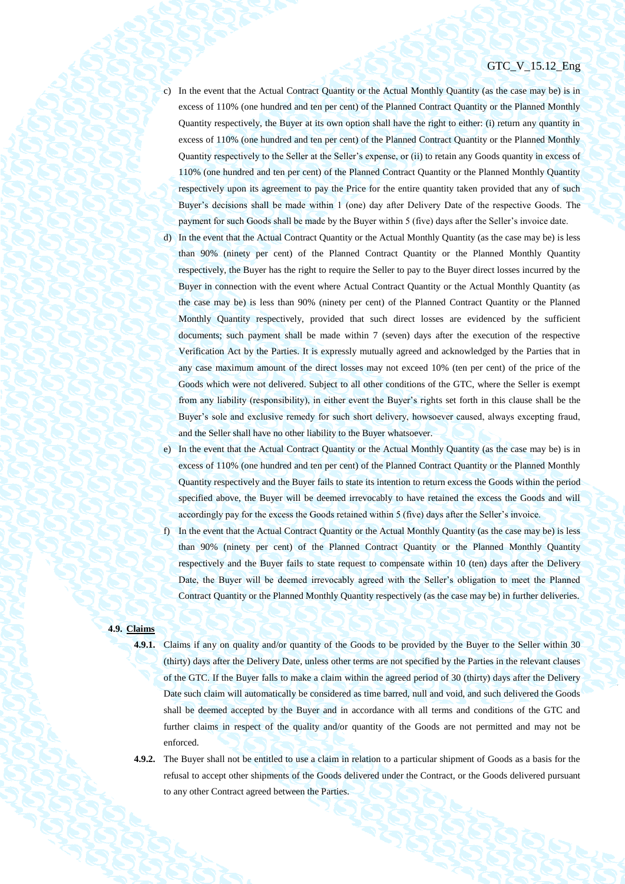c) In the event that the Actual Contract Quantity or the Actual Monthly Quantity (as the case may be) is in excess of 110% (one hundred and ten per cent) of the Planned Contract Quantity or the Planned Monthly Quantity respectively, the Buyer at its own option shall have the right to either: (i) return any quantity in excess of 110% (one hundred and ten per cent) of the Planned Contract Quantity or the Planned Monthly Quantity respectively to the Seller at the Seller's expense, or (ii) to retain any Goods quantity in excess of 110% (one hundred and ten per cent) of the Planned Contract Quantity or the Planned Monthly Quantity respectively upon its agreement to pay the Price for the entire quantity taken provided that any of such Buyer's decisions shall be made within 1 (one) day after Delivery Date of the respective Goods. The payment for such Goods shall be made by the Buyer within 5 (five) days after the Seller's invoice date.

d) In the event that the Actual Contract Quantity or the Actual Monthly Quantity (as the case may be) is less than 90% (ninety per cent) of the Planned Contract Quantity or the Planned Monthly Quantity respectively, the Buyer has the right to require the Seller to pay to the Buyer direct losses incurred by the Buyer in connection with the event where Actual Contract Quantity or the Actual Monthly Quantity (as the case may be) is less than 90% (ninety per cent) of the Planned Contract Quantity or the Planned Monthly Quantity respectively, provided that such direct losses are evidenced by the sufficient documents; such payment shall be made within 7 (seven) days after the execution of the respective Verification Act by the Parties. It is expressly mutually agreed and acknowledged by the Parties that in any case maximum amount of the direct losses may not exceed 10% (ten per cent) of the price of the Goods which were not delivered. Subject to all other conditions of the GTC, where the Seller is exempt from any liability (responsibility), in either event the Buyer's rights set forth in this clause shall be the Buyer's sole and exclusive remedy for such short delivery, howsoever caused, always excepting fraud, and the Seller shall have no other liability to the Buyer whatsoever.

e) In the event that the Actual Contract Quantity or the Actual Monthly Quantity (as the case may be) is in excess of 110% (one hundred and ten per cent) of the Planned Contract Quantity or the Planned Monthly Quantity respectively and the Buyer fails to state its intention to return excess the Goods within the period specified above, the Buyer will be deemed irrevocably to have retained the excess the Goods and will accordingly pay for the excess the Goods retained within 5 (five) days after the Seller's invoice.

f) In the event that the Actual Contract Quantity or the Actual Monthly Quantity (as the case may be) is less than 90% (ninety per cent) of the Planned Contract Quantity or the Planned Monthly Quantity respectively and the Buyer fails to state request to compensate within 10 (ten) days after the Delivery Date, the Buyer will be deemed irrevocably agreed with the Seller's obligation to meet the Planned Contract Quantity or the Planned Monthly Quantity respectively (as the case may be) in further deliveries.

**4.9. <u>Claims</u>**

**4.9.1.** Claims if any on quality and/or quantity of the Goods to be provided by the Buyer to the Seller within 30 (thirty) days after the Delivery Date, unless other terms are not specified by the Parties in the relevant clauses of the GTC. If the Buyer falls to make a claim within the agreed period of 30 (thirty) days after the Delivery Date such claim will automatically be considered as time barred, null and void, and such delivered the Goods shall be deemed accepted by the Buyer and in accordance with all terms and conditions of the GTC and further claims in respect of the quality and/or quantity of the Goods are not permitted and may not be enforced.

**4.9.2.** The Buyer shall not be entitled to use a claim in relation to a particular shipment of Goods as a basis for the refusal to accept other shipments of the Goods delivered under the Contract, or the Goods delivered pursuant to any other Contract agreed between the Parties.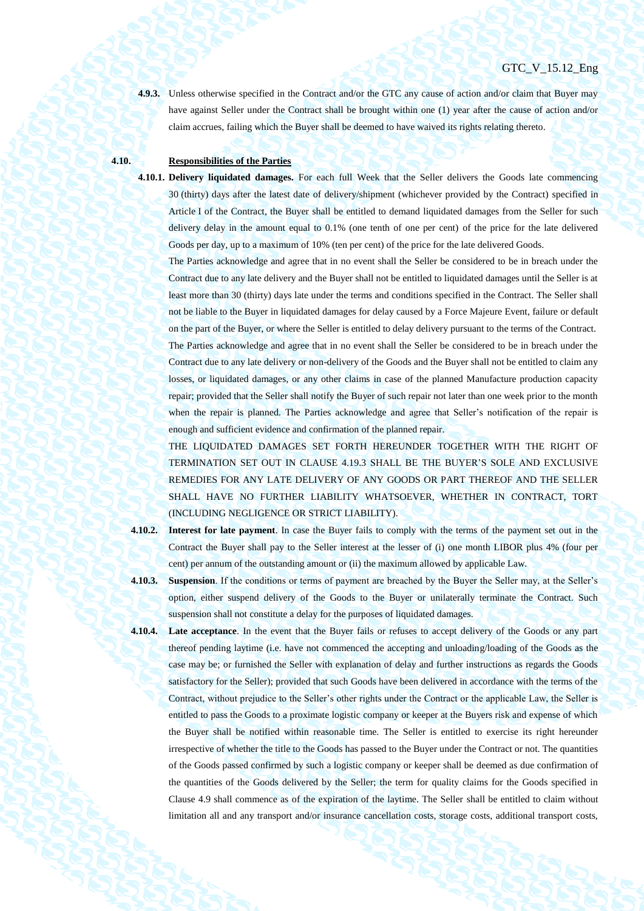**4.9.3.** Unless otherwise specified in the Contract and/or the GTC any cause of action and/or claim that Buyer may have against Seller under the Contract shall be brought within one (1) year after the cause of action and/or claim accrues, failing which the Buyer shall be deemed to have waived its rights relating thereto.

**4.10. <u>Responsibilities of the Parties</u>**

**4.10.1. Delivery liquidated damages.** For each full Week that the Seller delivers the Goods late commencing 30 (thirty) days after the latest date of delivery/shipment (whichever provided by the Contract) specified in Article I of the Contract, the Buyer shall be entitled to demand liquidated damages from the Seller for such delivery delay in the amount equal to 0.1% (one tenth of one per cent) of the price for the late delivered Goods per day, up to a maximum of 10% (ten per cent) of the price for the late delivered Goods.

The Parties acknowledge and agree that in no event shall the Seller be considered to be in breach under the Contract due to any late delivery and the Buyer shall not be entitled to liquidated damages until the Seller is at least more than 30 (thirty) days late under the terms and conditions specified in the Contract. The Seller shall not be liable to the Buyer in liquidated damages for delay caused by a Force Majeure Event, failure or default on the part of the Buyer, or where the Seller is entitled to delay delivery pursuant to the terms of the Contract.

The Parties acknowledge and agree that in no event shall the Seller be considered to be in breach under the Contract due to any late delivery or non-delivery of the Goods and the Buyer shall not be entitled to claim any losses, or liquidated damages, or any other claims in case of the planned Manufacture production capacity repair; provided that the Seller shall notify the Buyer of such repair not later than one week prior to the month when the repair is planned. The Parties acknowledge and agree that Seller's notification of the repair is enough and sufficient evidence and confirmation of the planned repair.

THE LIQUIDATED DAMAGES SET FORTH HEREUNDER TOGETHER WITH THE RIGHT OF TERMINATION SET OUT IN CLAUSE 4.19.3 SHALL BE THE BUYER'S SOLE AND EXCLUSIVE REMEDIES FOR ANY LATE DELIVERY OF ANY GOODS OR PART THEREOF AND THE SELLER SHALL HAVE NO FURTHER LIABILITY WHATSOEVER, WHETHER IN CONTRACT, TORT (INCLUDING NEGLIGENCE OR STRICT LIABILITY).

**4.10.2. Interest for late payment**. In case the Buyer fails to comply with the terms of the payment set out in the Contract the Buyer shall pay to the Seller interest at the lesser of (i) one month LIBOR plus 4% (four per cent) per annum of the outstanding amount or (ii) the maximum allowed by applicable Law.

**4.10.3. Suspension**. If the conditions or terms of payment are breached by the Buyer the Seller may, at the Seller's option, either suspend delivery of the Goods to the Buyer or unilaterally terminate the Contract. Such suspension shall not constitute a delay for the purposes of liquidated damages.

**4.10.4. Late acceptance**. In the event that the Buyer fails or refuses to accept delivery of the Goods or any part thereof pending laytime (i.e. have not commenced the accepting and unloading/loading of the Goods as the case may be; or furnished the Seller with explanation of delay and further instructions as regards the Goods satisfactory for the Seller); provided that such Goods have been delivered in accordance with the terms of the Contract, without prejudice to the Seller's other rights under the Contract or the applicable Law, the Seller is entitled to pass the Goods to a proximate logistic company or keeper at the Buyers risk and expense of which the Buyer shall be notified within reasonable time. The Seller is entitled to exercise its right hereunder irrespective of whether the title to the Goods has passed to the Buyer under the Contract or not. The quantities of the Goods passed confirmed by such a logistic company or keeper shall be deemed as due confirmation of the quantities of the Goods delivered by the Seller; the term for quality claims for the Goods specified in Clause 4.9 shall commence as of the expiration of the laytime. The Seller shall be entitled to claim without limitation all and any transport and/or insurance cancellation costs, storage costs, additional transport costs,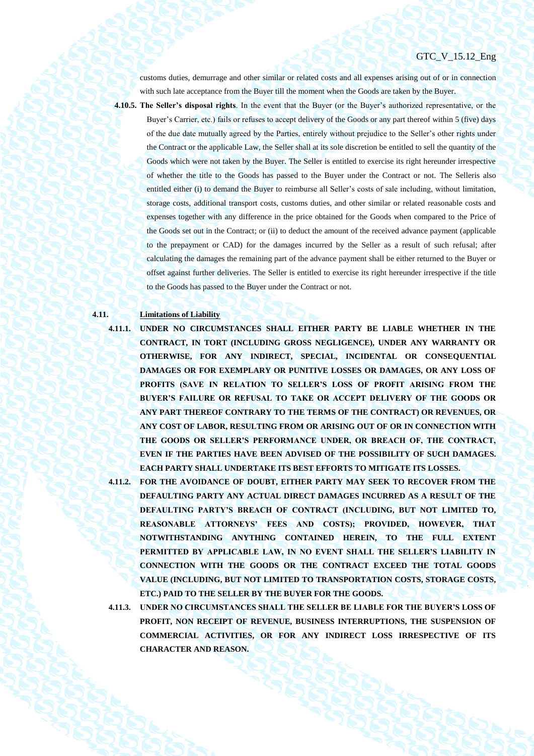customs duties, demurrage and other similar or related costs and all expenses arising out of or in connection with such late acceptance from the Buyer till the moment when the Goods are taken by the Buyer.

**4.10.5. The Seller's disposal rights**. In the event that the Buyer (or the Buyer's authorized representative, or the Buyer's Carrier, etc.) fails or refuses to accept delivery of the Goods or any part thereof within 5 (five) days of the due date mutually agreed by the Parties, entirely without prejudice to the Seller's other rights under the Contract or the applicable Law, the Seller shall at its sole discretion be entitled to sell the quantity of the Goods which were not taken by the Buyer. The Seller is entitled to exercise its right hereunder irrespective of whether the title to the Goods has passed to the Buyer under the Contract or not. The Selleris also entitled either (i) to demand the Buyer to reimburse all Seller's costs of sale including, without limitation, storage costs, additional transport costs, customs duties, and other similar or related reasonable costs and expenses together with any difference in the price obtained for the Goods when compared to the Price of the Goods set out in the Contract; or (ii) to deduct the amount of the received advance payment (applicable to the prepayment or CAD) for the damages incurred by the Seller as a result of such refusal; after calculating the damages the remaining part of the advance payment shall be either returned to the Buyer or offset against further deliveries. The Seller is entitled to exercise its right hereunder irrespective if the title to the Goods has passed to the Buyer under the Contract or not.

**4.11. <u>Limitations of Liability</u>**

**4.11.1. UNDER NO CIRCUMSTANCES SHALL EITHER PARTY BE LIABLE WHETHER IN THE CONTRACT, IN TORT (INCLUDING GROSS NEGLIGENCE), UNDER ANY WARRANTY OR OTHERWISE, FOR ANY INDIRECT, SPECIAL, INCIDENTAL OR CONSEQUENTIAL DAMAGES OR FOR EXEMPLARY OR PUNITIVE LOSSES OR DAMAGES, OR ANY LOSS OF PROFITS (SAVE IN RELATION TO SELLER'S LOSS OF PROFIT ARISING FROM THE BUYER'S FAILURE OR REFUSAL TO TAKE OR ACCEPT DELIVERY OF THE GOODS OR ANY PART THEREOF CONTRARY TO THE TERMS OF THE CONTRACT) OR REVENUES, OR ANY COST OF LABOR, RESULTING FROM OR ARISING OUT OF OR IN CONNECTION WITH THE GOODS OR SELLER'S PERFORMANCE UNDER, OR BREACH OF, THE CONTRACT, EVEN IF THE PARTIES HAVE BEEN ADVISED OF THE POSSIBILITY OF SUCH DAMAGES. EACH PARTY SHALL UNDERTAKE ITS BEST EFFORTS TO MITIGATE ITS LOSSES.**

**4.11.2. FOR THE AVOIDANCE OF DOUBT, EITHER PARTY MAY SEEK TO RECOVER FROM THE DEFAULTING PARTY ANY ACTUAL DIRECT DAMAGES INCURRED AS A RESULT OF THE DEFAULTING PARTY'S BREACH OF CONTRACT (INCLUDING, BUT NOT LIMITED TO, REASONABLE ATTORNEYS' FEES AND COSTS); PROVIDED, HOWEVER, THAT NOTWITHSTANDING ANYTHING CONTAINED HEREIN, TO THE FULL EXTENT PERMITTED BY APPLICABLE LAW, IN NO EVENT SHALL THE SELLER'S LIABILITY IN CONNECTION WITH THE GOODS OR THE CONTRACT EXCEED THE TOTAL GOODS VALUE (INCLUDING, BUT NOT LIMITED TO TRANSPORTATION COSTS, STORAGE COSTS, ETC.) PAID TO THE SELLER BY THE BUYER FOR THE GOODS.**

**4.11.3. UNDER NO CIRCUMSTANCES SHALL THE SELLER BE LIABLE FOR THE BUYER'S LOSS OF PROFIT, NON RECEIPT OF REVENUE, BUSINESS INTERRUPTIONS, THE SUSPENSION OF COMMERCIAL ACTIVITIES, OR FOR ANY INDIRECT LOSS IRRESPECTIVE OF ITS CHARACTER AND REASON.**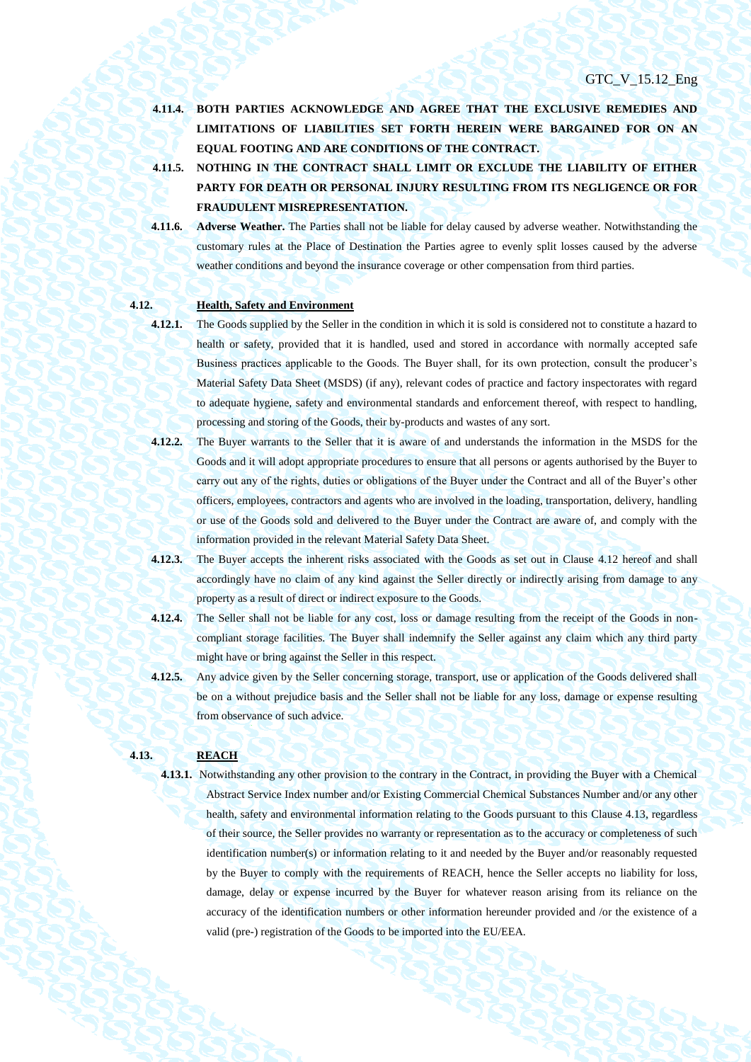**4.11.4. BOTH PARTIES ACKNOWLEDGE AND AGREE THAT THE EXCLUSIVE REMEDIES AND LIMITATIONS OF LIABILITIES SET FORTH HEREIN WERE BARGAINED FOR ON AN EQUAL FOOTING AND ARE CONDITIONS OF THE CONTRACT.**

**4.11.5. NOTHING IN THE CONTRACT SHALL LIMIT OR EXCLUDE THE LIABILITY OF EITHER PARTY FOR DEATH OR PERSONAL INJURY RESULTING FROM ITS NEGLIGENCE OR FOR FRAUDULENT MISREPRESENTATION.**

**4.11.6.** **Adverse Weather.** The Parties shall not be liable for delay caused by adverse weather. Notwithstanding the customary rules at the Place of Destination the Parties agree to evenly split losses caused by the adverse weather conditions and beyond the insurance coverage or other compensation from third parties.

**4.12. Health, Safety and Environment**

**4.12.1.** The Goods supplied by the Seller in the condition in which it is sold is considered not to constitute a hazard to health or safety, provided that it is handled, used and stored in accordance with normally accepted safe Business practices applicable to the Goods. The Buyer shall, for its own protection, consult the producer's Material Safety Data Sheet (MSDS) (if any), relevant codes of practice and factory inspectorates with regard to adequate hygiene, safety and environmental standards and enforcement thereof, with respect to handling, processing and storing of the Goods, their by-products and wastes of any sort.

**4.12.2.** The Buyer warrants to the Seller that it is aware of and understands the information in the MSDS for the Goods and it will adopt appropriate procedures to ensure that all persons or agents authorised by the Buyer to carry out any of the rights, duties or obligations of the Buyer under the Contract and all of the Buyer's other officers, employees, contractors and agents who are involved in the loading, transportation, delivery, handling or use of the Goods sold and delivered to the Buyer under the Contract are aware of, and comply with the information provided in the relevant Material Safety Data Sheet.

**4.12.3.** The Buyer accepts the inherent risks associated with the Goods as set out in Clause 4.12 hereof and shall accordingly have no claim of any kind against the Seller directly or indirectly arising from damage to any property as a result of direct or indirect exposure to the Goods.

**4.12.4.** The Seller shall not be liable for any cost, loss or damage resulting from the receipt of the Goods in non-compliant storage facilities. The Buyer shall indemnify the Seller against any claim which any third party might have or bring against the Seller in this respect.

**4.12.5.** Any advice given by the Seller concerning storage, transport, use or application of the Goods delivered shall be on a without prejudice basis and the Seller shall not be liable for any loss, damage or expense resulting from observance of such advice.

**4.13. REACH**

**4.13.1.** Notwithstanding any other provision to the contrary in the Contract, in providing the Buyer with a Chemical Abstract Service Index number and/or Existing Commercial Chemical Substances Number and/or any other health, safety and environmental information relating to the Goods pursuant to this Clause 4.13, regardless of their source, the Seller provides no warranty or representation as to the accuracy or completeness of such identification number(s) or information relating to it and needed by the Buyer and/or reasonably requested by the Buyer to comply with the requirements of REACH, hence the Seller accepts no liability for loss, damage, delay or expense incurred by the Buyer for whatever reason arising from its reliance on the accuracy of the identification numbers or other information hereunder provided and /or the existence of a valid (pre-) registration of the Goods to be imported into the EU/EEA.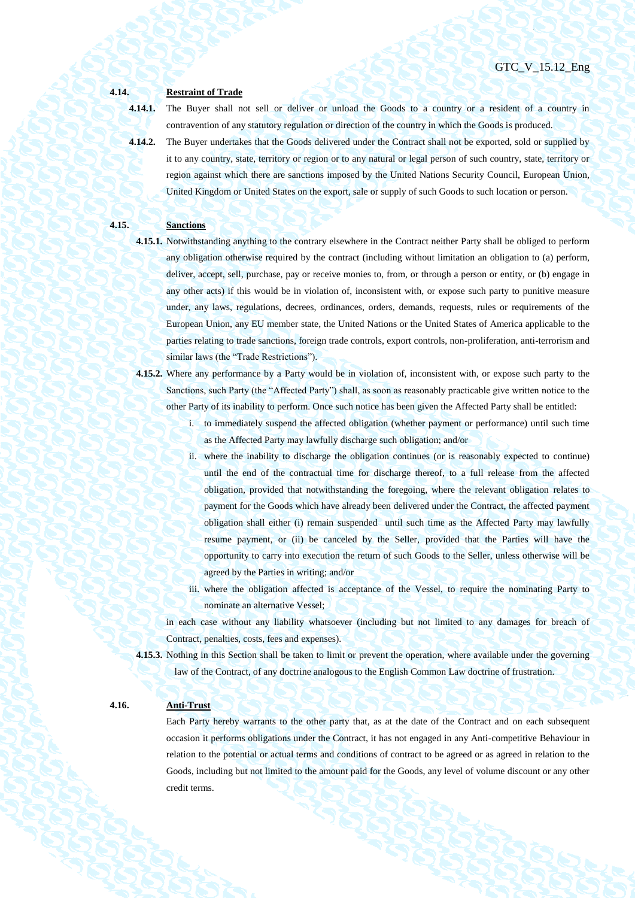**4.14. Restraint of Trade**

**4.14.1.** The Buyer shall not sell or deliver or unload the Goods to a country or a resident of a country in contravention of any statutory regulation or direction of the country in which the Goods is produced.

**4.14.2.** The Buyer undertakes that the Goods delivered under the Contract shall not be exported, sold or supplied by it to any country, state, territory or region or to any natural or legal person of such country, state, territory or region against which there are sanctions imposed by the United Nations Security Council, European Union, United Kingdom or United States on the export, sale or supply of such Goods to such location or person.

**4.15. Sanctions**

**4.15.1.** Notwithstanding anything to the contrary elsewhere in the Contract neither Party shall be obliged to perform any obligation otherwise required by the contract (including without limitation an obligation to (a) perform, deliver, accept, sell, purchase, pay or receive monies to, from, or through a person or entity, or (b) engage in any other acts) if this would be in violation of, inconsistent with, or expose such party to punitive measure under, any laws, regulations, decrees, ordinances, orders, demands, requests, rules or requirements of the European Union, any EU member state, the United Nations or the United States of America applicable to the parties relating to trade sanctions, foreign trade controls, export controls, non-proliferation, anti-terrorism and similar laws (the "Trade Restrictions").

**4.15.2.** Where any performance by a Party would be in violation of, inconsistent with, or expose such party to the Sanctions, such Party (the "Affected Party") shall, as soon as reasonably practicable give written notice to the other Party of its inability to perform. Once such notice has been given the Affected Party shall be entitled:

i. to immediately suspend the affected obligation (whether payment or performance) until such time as the Affected Party may lawfully discharge such obligation; and/or

ii. where the inability to discharge the obligation continues (or is reasonably expected to continue) until the end of the contractual time for discharge thereof, to a full release from the affected obligation, provided that notwithstanding the foregoing, where the relevant obligation relates to payment for the Goods which have already been delivered under the Contract, the affected payment obligation shall either (i) remain suspended until such time as the Affected Party may lawfully resume payment, or (ii) be canceled by the Seller, provided that the Parties will have the opportunity to carry into execution the return of such Goods to the Seller, unless otherwise will be agreed by the Parties in writing; and/or

iii. where the obligation affected is acceptance of the Vessel, to require the nominating Party to nominate an alternative Vessel;

in each case without any liability whatsoever (including but not limited to any damages for breach of Contract, penalties, costs, fees and expenses).

**4.15.3.** Nothing in this Section shall be taken to limit or prevent the operation, where available under the governing law of the Contract, of any doctrine analogous to the English Common Law doctrine of frustration.

**4.16. Anti-Trust**

Each Party hereby warrants to the other party that, as at the date of the Contract and on each subsequent occasion it performs obligations under the Contract, it has not engaged in any Anti-competitive Behaviour in relation to the potential or actual terms and conditions of contract to be agreed or as agreed in relation to the Goods, including but not limited to the amount paid for the Goods, any level of volume discount or any other credit terms.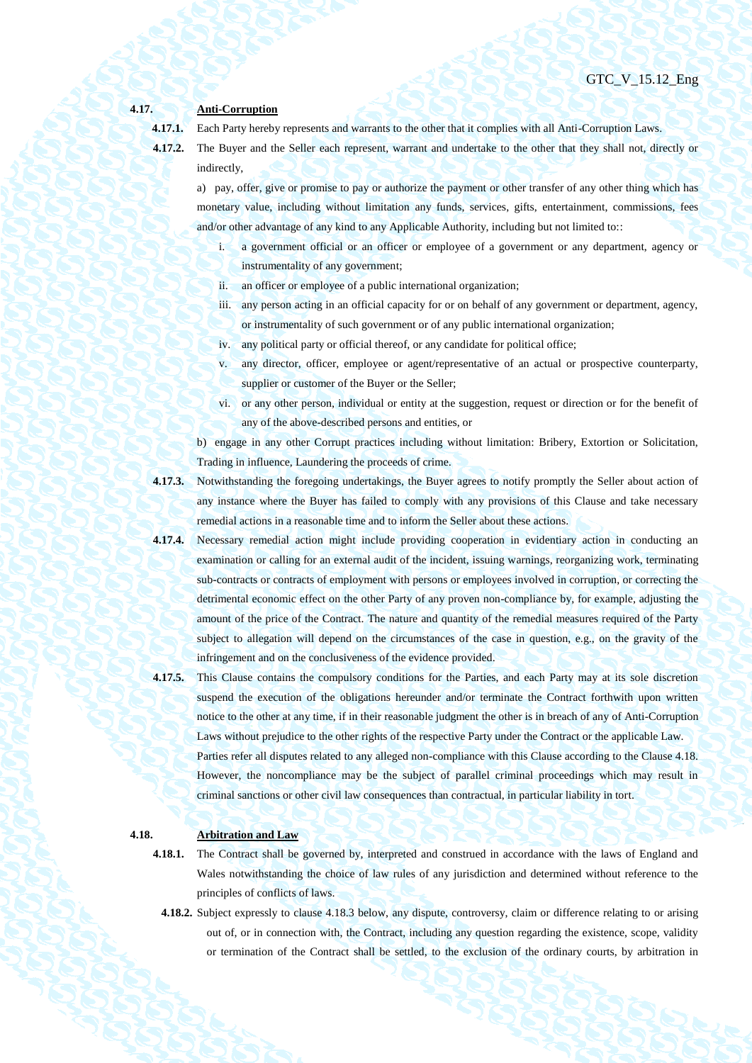**4.17. Anti-Corruption**

**4.17.1.** Each Party hereby represents and warrants to the other that it complies with all Anti-Corruption Laws.

**4.17.2.** The Buyer and the Seller each represent, warrant and undertake to the other that they shall not, directly or indirectly,

a) pay, offer, give or promise to pay or authorize the payment or other transfer of any other thing which has monetary value, including without limitation any funds, services, gifts, entertainment, commissions, fees and/or other advantage of any kind to any Applicable Authority, including but not limited to::

i. a government official or an officer or employee of a government or any department, agency or instrumentality of any government;

ii. an officer or employee of a public international organization;

iii. any person acting in an official capacity for or on behalf of any government or department, agency, or instrumentality of such government or of any public international organization;

iv. any political party or official thereof, or any candidate for political office;

v. any director, officer, employee or agent/representative of an actual or prospective counterparty, supplier or customer of the Buyer or the Seller;

vi. or any other person, individual or entity at the suggestion, request or direction or for the benefit of any of the above-described persons and entities, or

b) engage in any other Corrupt practices including without limitation: Bribery, Extortion or Solicitation, Trading in influence, Laundering the proceeds of crime.

**4.17.3.** Notwithstanding the foregoing undertakings, the Buyer agrees to notify promptly the Seller about action of any instance where the Buyer has failed to comply with any provisions of this Clause and take necessary remedial actions in a reasonable time and to inform the Seller about these actions.

**4.17.4.** Necessary remedial action might include providing cooperation in evidentiary action in conducting an examination or calling for an external audit of the incident, issuing warnings, reorganizing work, terminating sub-contracts or contracts of employment with persons or employees involved in corruption, or correcting the detrimental economic effect on the other Party of any proven non-compliance by, for example, adjusting the amount of the price of the Contract. The nature and quantity of the remedial measures required of the Party subject to allegation will depend on the circumstances of the case in question, e.g., on the gravity of the infringement and on the conclusiveness of the evidence provided.

**4.17.5.** This Clause contains the compulsory conditions for the Parties, and each Party may at its sole discretion suspend the execution of the obligations hereunder and/or terminate the Contract forthwith upon written notice to the other at any time, if in their reasonable judgment the other is in breach of any of Anti-Corruption Laws without prejudice to the other rights of the respective Party under the Contract or the applicable Law. Parties refer all disputes related to any alleged non-compliance with this Clause according to the Clause 4.18. However, the noncompliance may be the subject of parallel criminal proceedings which may result in criminal sanctions or other civil law consequences than contractual, in particular liability in tort.

**4.18. Arbitration and Law**

**4.18.1.** The Contract shall be governed by, interpreted and construed in accordance with the laws of England and Wales notwithstanding the choice of law rules of any jurisdiction and determined without reference to the principles of conflicts of laws.

**4.18.2.** Subject expressly to clause 4.18.3 below, any dispute, controversy, claim or difference relating to or arising out of, or in connection with, the Contract, including any question regarding the existence, scope, validity or termination of the Contract shall be settled, to the exclusion of the ordinary courts, by arbitration in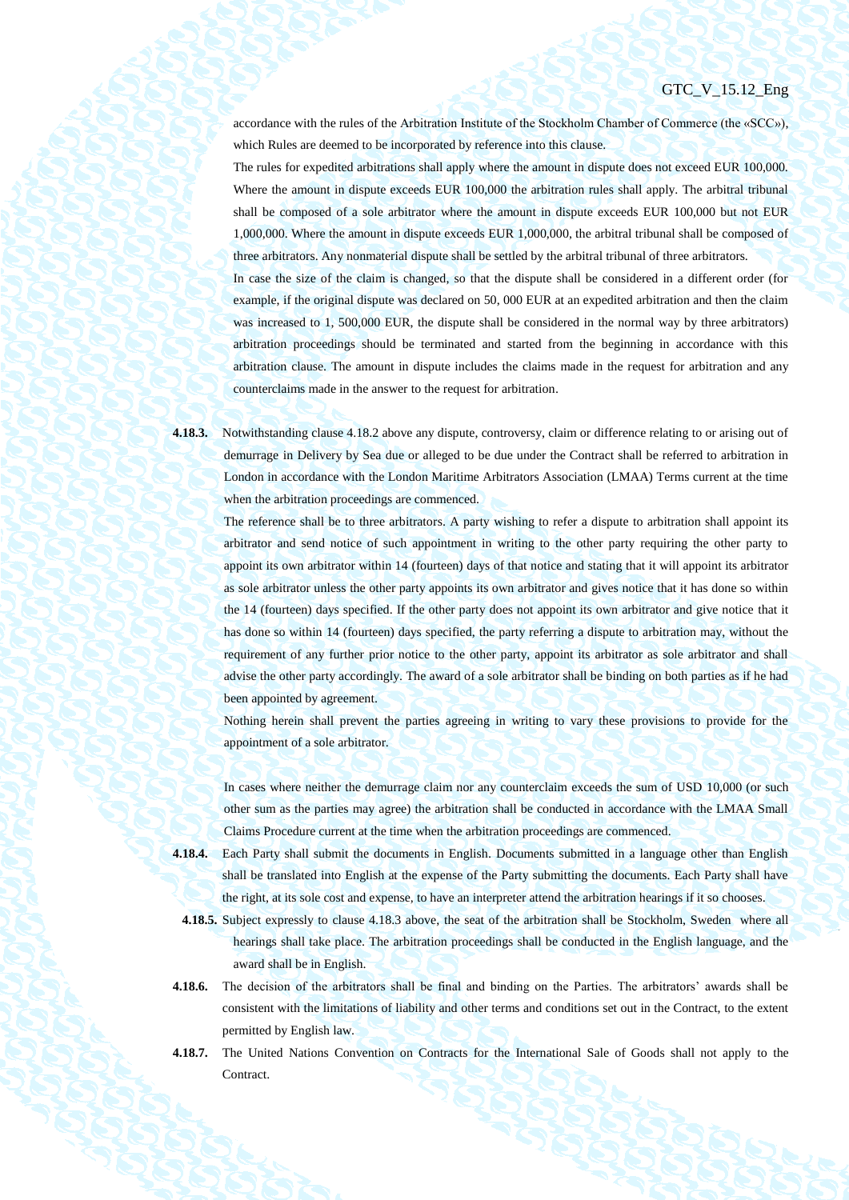accordance with the rules of the Arbitration Institute of the Stockholm Chamber of Commerce (the «SCC»), which Rules are deemed to be incorporated by reference into this clause.

The rules for expedited arbitrations shall apply where the amount in dispute does not exceed EUR 100,000. Where the amount in dispute exceeds EUR 100,000 the arbitration rules shall apply. The arbitral tribunal shall be composed of a sole arbitrator where the amount in dispute exceeds EUR 100,000 but not EUR 1,000,000. Where the amount in dispute exceeds EUR 1,000,000, the arbitral tribunal shall be composed of three arbitrators. Any nonmaterial dispute shall be settled by the arbitral tribunal of three arbitrators.

In case the size of the claim is changed, so that the dispute shall be considered in a different order (for example, if the original dispute was declared on 50, 000 EUR at an expedited arbitration and then the claim was increased to 1, 500,000 EUR, the dispute shall be considered in the normal way by three arbitrators) arbitration proceedings should be terminated and started from the beginning in accordance with this arbitration clause. The amount in dispute includes the claims made in the request for arbitration and any counterclaims made in the answer to the request for arbitration.

**4.18.3.** Notwithstanding clause 4.18.2 above any dispute, controversy, claim or difference relating to or arising out of demurrage in Delivery by Sea due or alleged to be due under the Contract shall be referred to arbitration in London in accordance with the London Maritime Arbitrators Association (LMAA) Terms current at the time when the arbitration proceedings are commenced.

The reference shall be to three arbitrators. A party wishing to refer a dispute to arbitration shall appoint its arbitrator and send notice of such appointment in writing to the other party requiring the other party to appoint its own arbitrator within 14 (fourteen) days of that notice and stating that it will appoint its arbitrator as sole arbitrator unless the other party appoints its own arbitrator and gives notice that it has done so within the 14 (fourteen) days specified. If the other party does not appoint its own arbitrator and give notice that it has done so within 14 (fourteen) days specified, the party referring a dispute to arbitration may, without the requirement of any further prior notice to the other party, appoint its arbitrator as sole arbitrator and shall advise the other party accordingly. The award of a sole arbitrator shall be binding on both parties as if he had been appointed by agreement.

Nothing herein shall prevent the parties agreeing in writing to vary these provisions to provide for the appointment of a sole arbitrator.

In cases where neither the demurrage claim nor any counterclaim exceeds the sum of USD 10,000 (or such other sum as the parties may agree) the arbitration shall be conducted in accordance with the LMAA Small Claims Procedure current at the time when the arbitration proceedings are commenced.

**4.18.4.** Each Party shall submit the documents in English. Documents submitted in a language other than English shall be translated into English at the expense of the Party submitting the documents. Each Party shall have the right, at its sole cost and expense, to have an interpreter attend the arbitration hearings if it so chooses.

**4.18.5.** Subject expressly to clause 4.18.3 above, the seat of the arbitration shall be Stockholm, Sweden where all hearings shall take place. The arbitration proceedings shall be conducted in the English language, and the award shall be in English.

**4.18.6.** The decision of the arbitrators shall be final and binding on the Parties. The arbitrators' awards shall be consistent with the limitations of liability and other terms and conditions set out in the Contract, to the extent permitted by English law.

**4.18.7.** The United Nations Convention on Contracts for the International Sale of Goods shall not apply to the Contract.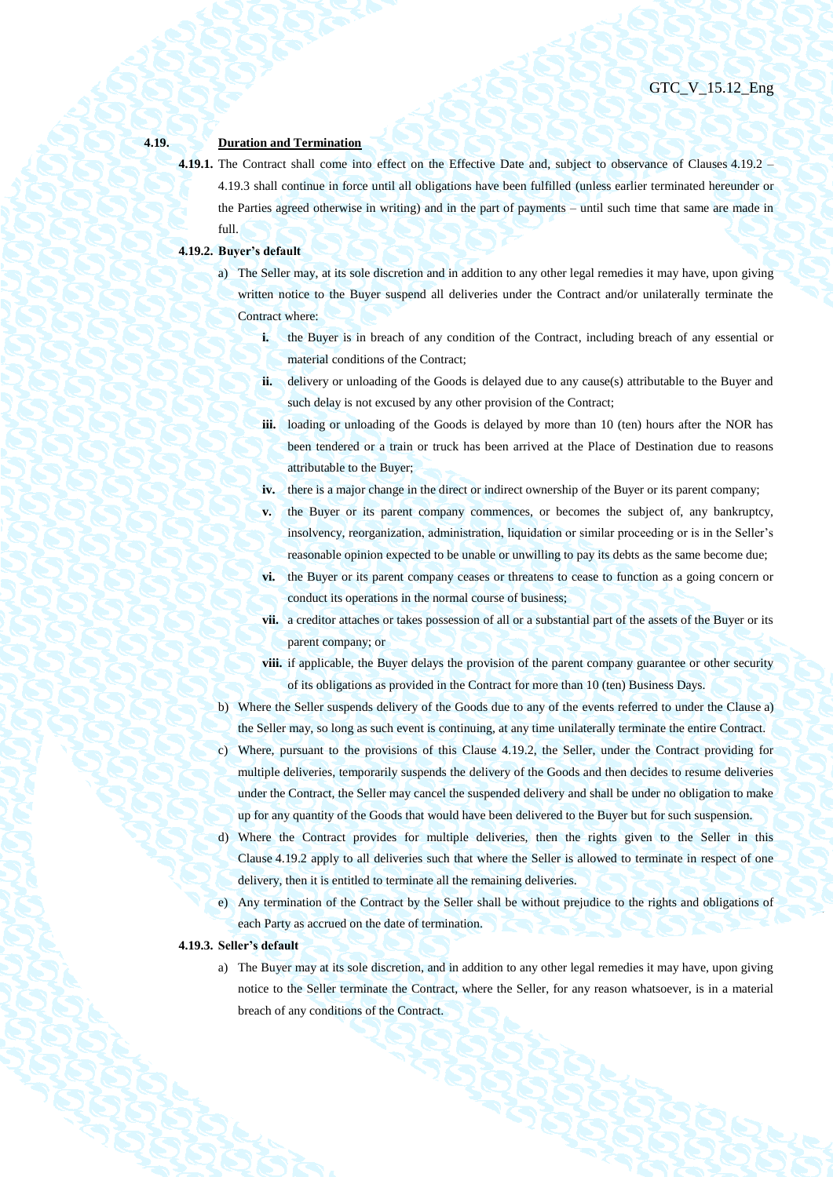**4.19. Duration and Termination**

**4.19.1.** The Contract shall come into effect on the Effective Date and, subject to observance of Clauses 4.19.2 – 4.19.3 shall continue in force until all obligations have been fulfilled (unless earlier terminated hereunder or the Parties agreed otherwise in writing) and in the part of payments – until such time that same are made in full.

**4.19.2. Buyer's default**

a) The Seller may, at its sole discretion and in addition to any other legal remedies it may have, upon giving written notice to the Buyer suspend all deliveries under the Contract and/or unilaterally terminate the Contract where:

   **i.** the Buyer is in breach of any condition of the Contract, including breach of any essential or material conditions of the Contract;

   **ii.** delivery or unloading of the Goods is delayed due to any cause(s) attributable to the Buyer and such delay is not excused by any other provision of the Contract;

   **iii.** loading or unloading of the Goods is delayed by more than 10 (ten) hours after the NOR has been tendered or a train or truck has been arrived at the Place of Destination due to reasons attributable to the Buyer;

   **iv.** there is a major change in the direct or indirect ownership of the Buyer or its parent company;

   **v.** the Buyer or its parent company commences, or becomes the subject of, any bankruptcy, insolvency, reorganization, administration, liquidation or similar proceeding or is in the Seller's reasonable opinion expected to be unable or unwilling to pay its debts as the same become due;

   **vi.** the Buyer or its parent company ceases or threatens to cease to function as a going concern or conduct its operations in the normal course of business;

   **vii.** a creditor attaches or takes possession of all or a substantial part of the assets of the Buyer or its parent company; or

   **viii.** if applicable, the Buyer delays the provision of the parent company guarantee or other security of its obligations as provided in the Contract for more than 10 (ten) Business Days.

b) Where the Seller suspends delivery of the Goods due to any of the events referred to under the Clause a) the Seller may, so long as such event is continuing, at any time unilaterally terminate the entire Contract.

c) Where, pursuant to the provisions of this Clause 4.19.2, the Seller, under the Contract providing for multiple deliveries, temporarily suspends the delivery of the Goods and then decides to resume deliveries under the Contract, the Seller may cancel the suspended delivery and shall be under no obligation to make up for any quantity of the Goods that would have been delivered to the Buyer but for such suspension.

d) Where the Contract provides for multiple deliveries, then the rights given to the Seller in this Clause 4.19.2 apply to all deliveries such that where the Seller is allowed to terminate in respect of one delivery, then it is entitled to terminate all the remaining deliveries.

e) Any termination of the Contract by the Seller shall be without prejudice to the rights and obligations of each Party as accrued on the date of termination.

**4.19.3. Seller's default**

a) The Buyer may at its sole discretion, and in addition to any other legal remedies it may have, upon giving notice to the Seller terminate the Contract, where the Seller, for any reason whatsoever, is in a material breach of any conditions of the Contract.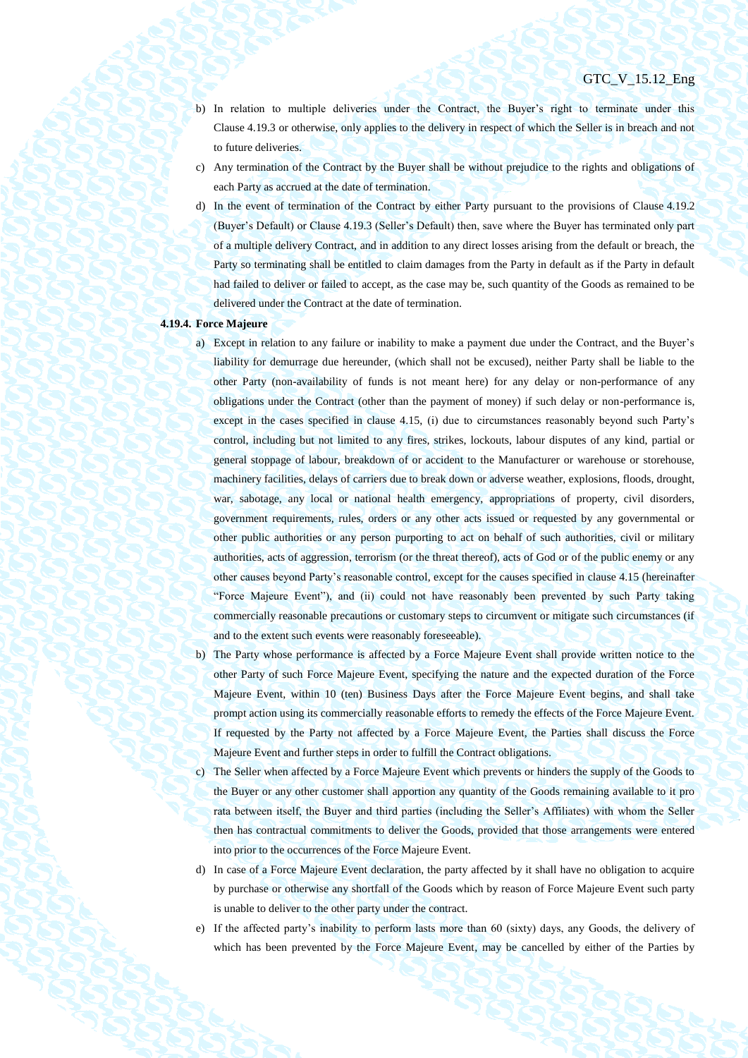b) In relation to multiple deliveries under the Contract, the Buyer's right to terminate under this Clause 4.19.3 or otherwise, only applies to the delivery in respect of which the Seller is in breach and not to future deliveries.

c) Any termination of the Contract by the Buyer shall be without prejudice to the rights and obligations of each Party as accrued at the date of termination.

d) In the event of termination of the Contract by either Party pursuant to the provisions of Clause 4.19.2 (Buyer's Default) or Clause 4.19.3 (Seller's Default) then, save where the Buyer has terminated only part of a multiple delivery Contract, and in addition to any direct losses arising from the default or breach, the Party so terminating shall be entitled to claim damages from the Party in default as if the Party in default had failed to deliver or failed to accept, as the case may be, such quantity of the Goods as remained to be delivered under the Contract at the date of termination.

**4.19.4. Force Majeure**

a) Except in relation to any failure or inability to make a payment due under the Contract, and the Buyer's liability for demurrage due hereunder, (which shall not be excused), neither Party shall be liable to the other Party (non-availability of funds is not meant here) for any delay or non-performance of any obligations under the Contract (other than the payment of money) if such delay or non-performance is, except in the cases specified in clause 4.15, (i) due to circumstances reasonably beyond such Party's control, including but not limited to any fires, strikes, lockouts, labour disputes of any kind, partial or general stoppage of labour, breakdown of or accident to the Manufacturer or warehouse or storehouse, machinery facilities, delays of carriers due to break down or adverse weather, explosions, floods, drought, war, sabotage, any local or national health emergency, appropriations of property, civil disorders, government requirements, rules, orders or any other acts issued or requested by any governmental or other public authorities or any person purporting to act on behalf of such authorities, civil or military authorities, acts of aggression, terrorism (or the threat thereof), acts of God or of the public enemy or any other causes beyond Party's reasonable control, except for the causes specified in clause 4.15 (hereinafter "Force Majeure Event"), and (ii) could not have reasonably been prevented by such Party taking commercially reasonable precautions or customary steps to circumvent or mitigate such circumstances (if and to the extent such events were reasonably foreseeable).

b) The Party whose performance is affected by a Force Majeure Event shall provide written notice to the other Party of such Force Majeure Event, specifying the nature and the expected duration of the Force Majeure Event, within 10 (ten) Business Days after the Force Majeure Event begins, and shall take prompt action using its commercially reasonable efforts to remedy the effects of the Force Majeure Event. If requested by the Party not affected by a Force Majeure Event, the Parties shall discuss the Force Majeure Event and further steps in order to fulfill the Contract obligations.

c) The Seller when affected by a Force Majeure Event which prevents or hinders the supply of the Goods to the Buyer or any other customer shall apportion any quantity of the Goods remaining available to it pro rata between itself, the Buyer and third parties (including the Seller's Affiliates) with whom the Seller then has contractual commitments to deliver the Goods, provided that those arrangements were entered into prior to the occurrences of the Force Majeure Event.

d) In case of a Force Majeure Event declaration, the party affected by it shall have no obligation to acquire by purchase or otherwise any shortfall of the Goods which by reason of Force Majeure Event such party is unable to deliver to the other party under the contract.

e) If the affected party's inability to perform lasts more than 60 (sixty) days, any Goods, the delivery of which has been prevented by the Force Majeure Event, may be cancelled by either of the Parties by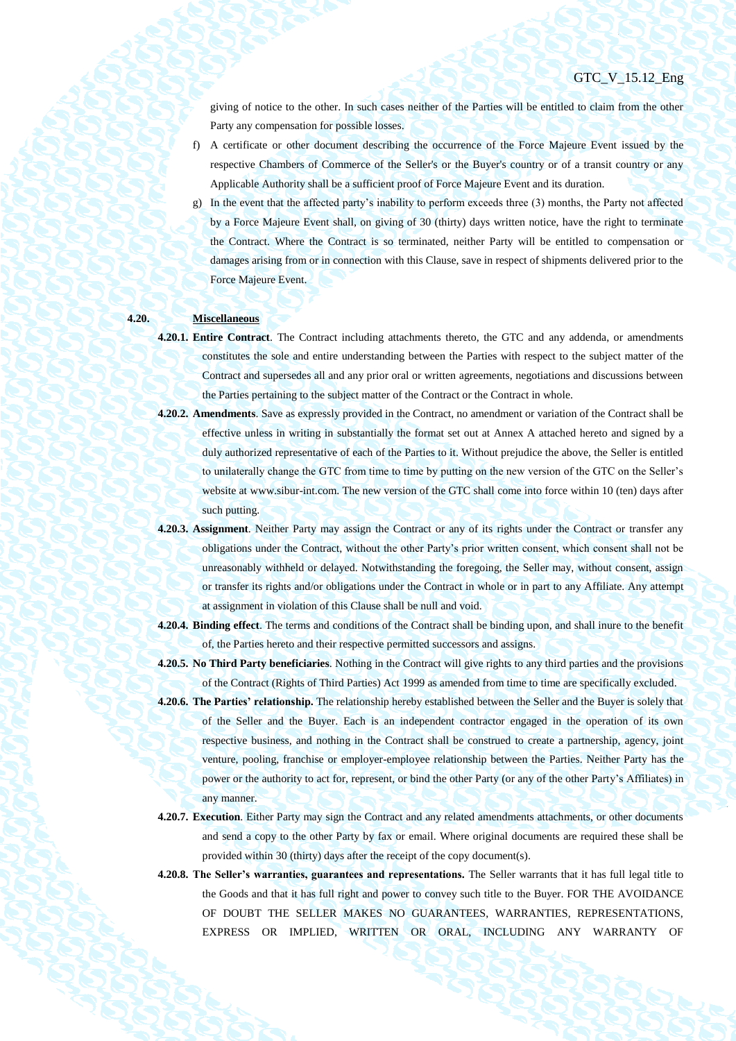giving of notice to the other. In such cases neither of the Parties will be entitled to claim from the other Party any compensation for possible losses.

f) A certificate or other document describing the occurrence of the Force Majeure Event issued by the respective Chambers of Commerce of the Seller's or the Buyer's country or of a transit country or any Applicable Authority shall be a sufficient proof of Force Majeure Event and its duration.

g) In the event that the affected party's inability to perform exceeds three (3) months, the Party not affected by a Force Majeure Event shall, on giving of 30 (thirty) days written notice, have the right to terminate the Contract. Where the Contract is so terminated, neither Party will be entitled to compensation or damages arising from or in connection with this Clause, save in respect of shipments delivered prior to the Force Majeure Event.

**4.20. Miscellaneous**

**4.20.1. Entire Contract**. The Contract including attachments thereto, the GTC and any addenda, or amendments constitutes the sole and entire understanding between the Parties with respect to the subject matter of the Contract and supersedes all and any prior oral or written agreements, negotiations and discussions between the Parties pertaining to the subject matter of the Contract or the Contract in whole.

**4.20.2. Amendments**. Save as expressly provided in the Contract, no amendment or variation of the Contract shall be effective unless in writing in substantially the format set out at Annex A attached hereto and signed by a duly authorized representative of each of the Parties to it. Without prejudice the above, the Seller is entitled to unilaterally change the GTC from time to time by putting on the new version of the GTC on the Seller's website at www.sibur-int.com. The new version of the GTC shall come into force within 10 (ten) days after such putting.

**4.20.3. Assignment**. Neither Party may assign the Contract or any of its rights under the Contract or transfer any obligations under the Contract, without the other Party's prior written consent, which consent shall not be unreasonably withheld or delayed. Notwithstanding the foregoing, the Seller may, without consent, assign or transfer its rights and/or obligations under the Contract in whole or in part to any Affiliate. Any attempt at assignment in violation of this Clause shall be null and void.

**4.20.4. Binding effect**. The terms and conditions of the Contract shall be binding upon, and shall inure to the benefit of, the Parties hereto and their respective permitted successors and assigns.

**4.20.5. No Third Party beneficiaries**. Nothing in the Contract will give rights to any third parties and the provisions of the Contract (Rights of Third Parties) Act 1999 as amended from time to time are specifically excluded.

**4.20.6. The Parties' relationship.** The relationship hereby established between the Seller and the Buyer is solely that of the Seller and the Buyer. Each is an independent contractor engaged in the operation of its own respective business, and nothing in the Contract shall be construed to create a partnership, agency, joint venture, pooling, franchise or employer-employee relationship between the Parties. Neither Party has the power or the authority to act for, represent, or bind the other Party (or any of the other Party's Affiliates) in any manner.

**4.20.7. Execution**. Either Party may sign the Contract and any related amendments attachments, or other documents and send a copy to the other Party by fax or email. Where original documents are required these shall be provided within 30 (thirty) days after the receipt of the copy document(s).

**4.20.8. The Seller's warranties, guarantees and representations.** The Seller warrants that it has full legal title to the Goods and that it has full right and power to convey such title to the Buyer. FOR THE AVOIDANCE OF DOUBT THE SELLER MAKES NO GUARANTEES, WARRANTIES, REPRESENTATIONS, EXPRESS OR IMPLIED, WRITTEN OR ORAL, INCLUDING ANY WARRANTY OF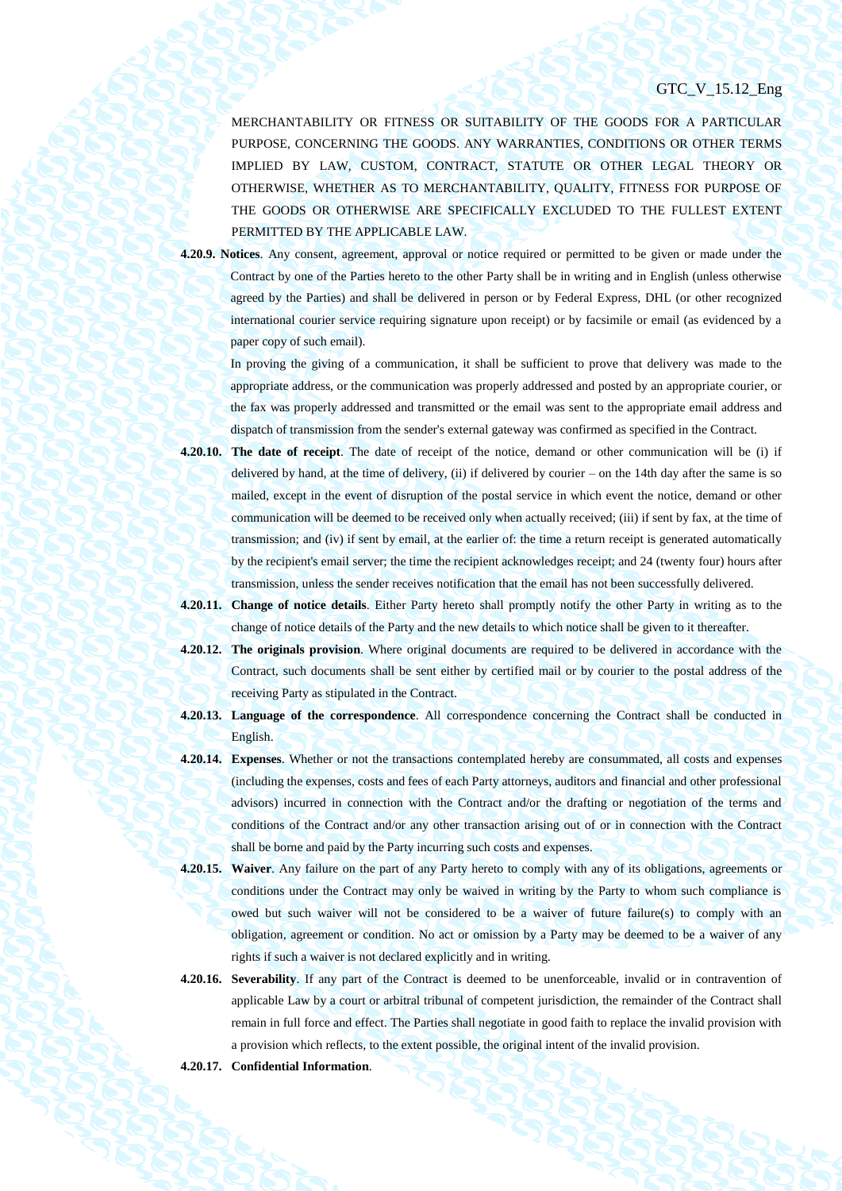MERCHANTABILITY OR FITNESS OR SUITABILITY OF THE GOODS FOR A PARTICULAR PURPOSE, CONCERNING THE GOODS. ANY WARRANTIES, CONDITIONS OR OTHER TERMS IMPLIED BY LAW, CUSTOM, CONTRACT, STATUTE OR OTHER LEGAL THEORY OR OTHERWISE, WHETHER AS TO MERCHANTABILITY, QUALITY, FITNESS FOR PURPOSE OF THE GOODS OR OTHERWISE ARE SPECIFICALLY EXCLUDED TO THE FULLEST EXTENT PERMITTED BY THE APPLICABLE LAW.

**4.20.9. Notices**. Any consent, agreement, approval or notice required or permitted to be given or made under the Contract by one of the Parties hereto to the other Party shall be in writing and in English (unless otherwise agreed by the Parties) and shall be delivered in person or by Federal Express, DHL (or other recognized international courier service requiring signature upon receipt) or by facsimile or email (as evidenced by a paper copy of such email).

In proving the giving of a communication, it shall be sufficient to prove that delivery was made to the appropriate address, or the communication was properly addressed and posted by an appropriate courier, or the fax was properly addressed and transmitted or the email was sent to the appropriate email address and dispatch of transmission from the sender's external gateway was confirmed as specified in the Contract.

**4.20.10. The date of receipt**. The date of receipt of the notice, demand or other communication will be (i) if delivered by hand, at the time of delivery, (ii) if delivered by courier – on the 14th day after the same is so mailed, except in the event of disruption of the postal service in which event the notice, demand or other communication will be deemed to be received only when actually received; (iii) if sent by fax, at the time of transmission; and (iv) if sent by email, at the earlier of: the time a return receipt is generated automatically by the recipient's email server; the time the recipient acknowledges receipt; and 24 (twenty four) hours after transmission, unless the sender receives notification that the email has not been successfully delivered.

**4.20.11. Change of notice details**. Either Party hereto shall promptly notify the other Party in writing as to the change of notice details of the Party and the new details to which notice shall be given to it thereafter.

**4.20.12. The originals provision**. Where original documents are required to be delivered in accordance with the Contract, such documents shall be sent either by certified mail or by courier to the postal address of the receiving Party as stipulated in the Contract.

**4.20.13. Language of the correspondence**. All correspondence concerning the Contract shall be conducted in English.

**4.20.14. Expenses**. Whether or not the transactions contemplated hereby are consummated, all costs and expenses (including the expenses, costs and fees of each Party attorneys, auditors and financial and other professional advisors) incurred in connection with the Contract and/or the drafting or negotiation of the terms and conditions of the Contract and/or any other transaction arising out of or in connection with the Contract shall be borne and paid by the Party incurring such costs and expenses.

**4.20.15. Waiver**. Any failure on the part of any Party hereto to comply with any of its obligations, agreements or conditions under the Contract may only be waived in writing by the Party to whom such compliance is owed but such waiver will not be considered to be a waiver of future failure(s) to comply with an obligation, agreement or condition. No act or omission by a Party may be deemed to be a waiver of any rights if such a waiver is not declared explicitly and in writing.

**4.20.16. Severability**. If any part of the Contract is deemed to be unenforceable, invalid or in contravention of applicable Law by a court or arbitral tribunal of competent jurisdiction, the remainder of the Contract shall remain in full force and effect. The Parties shall negotiate in good faith to replace the invalid provision with a provision which reflects, to the extent possible, the original intent of the invalid provision.

**4.20.17. Confidential Information**.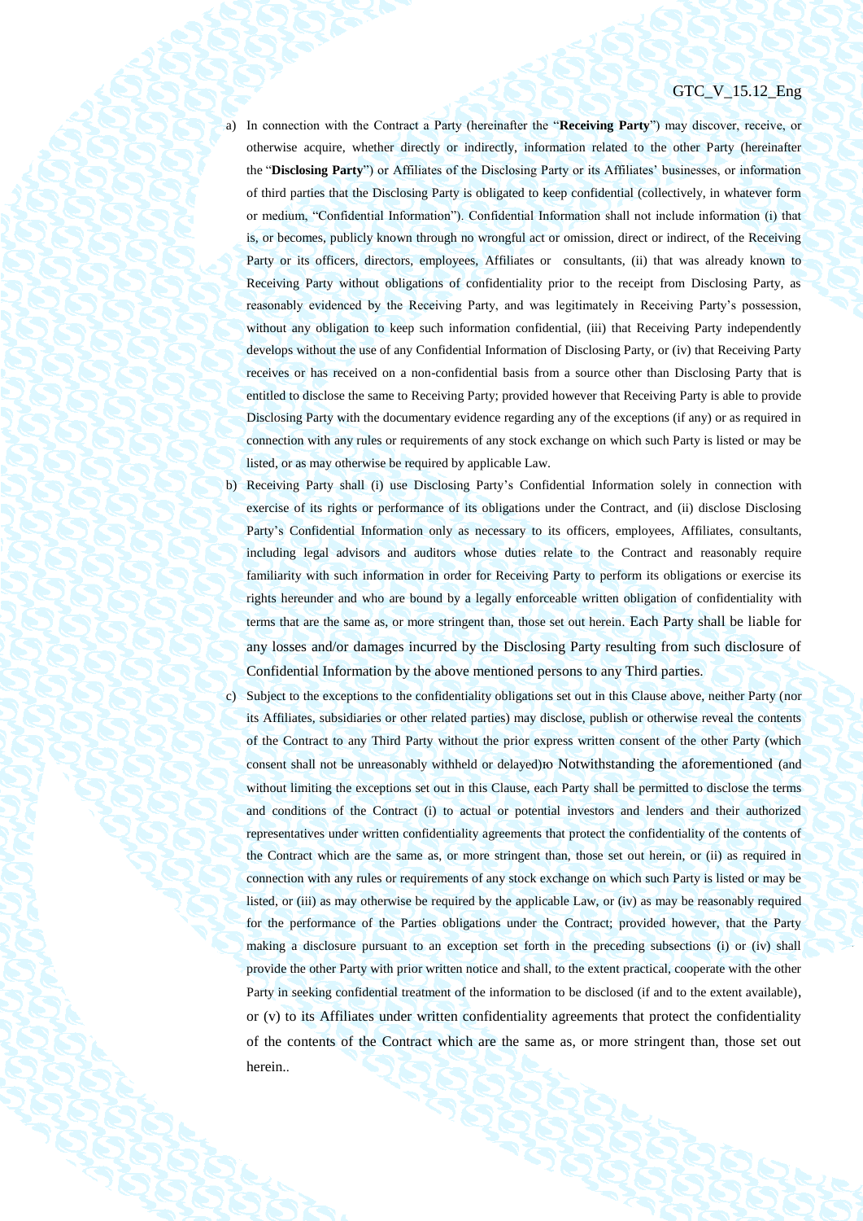a) In connection with the Contract a Party (hereinafter the "**Receiving Party**") may discover, receive, or otherwise acquire, whether directly or indirectly, information related to the other Party (hereinafter the "**Disclosing Party**") or Affiliates of the Disclosing Party or its Affiliates' businesses, or information of third parties that the Disclosing Party is obligated to keep confidential (collectively, in whatever form or medium, "Confidential Information"). Confidential Information shall not include information (i) that is, or becomes, publicly known through no wrongful act or omission, direct or indirect, of the Receiving Party or its officers, directors, employees, Affiliates or consultants, (ii) that was already known to Receiving Party without obligations of confidentiality prior to the receipt from Disclosing Party, as reasonably evidenced by the Receiving Party, and was legitimately in Receiving Party's possession, without any obligation to keep such information confidential, (iii) that Receiving Party independently develops without the use of any Confidential Information of Disclosing Party, or (iv) that Receiving Party receives or has received on a non-confidential basis from a source other than Disclosing Party that is entitled to disclose the same to Receiving Party; provided however that Receiving Party is able to provide Disclosing Party with the documentary evidence regarding any of the exceptions (if any) or as required in connection with any rules or requirements of any stock exchange on which such Party is listed or may be listed, or as may otherwise be required by applicable Law.

b) Receiving Party shall (i) use Disclosing Party's Confidential Information solely in connection with exercise of its rights or performance of its obligations under the Contract, and (ii) disclose Disclosing Party's Confidential Information only as necessary to its officers, employees, Affiliates, consultants, including legal advisors and auditors whose duties relate to the Contract and reasonably require familiarity with such information in order for Receiving Party to perform its obligations or exercise its rights hereunder and who are bound by a legally enforceable written obligation of confidentiality with terms that are the same as, or more stringent than, those set out herein. Each Party shall be liable for any losses and/or damages incurred by the Disclosing Party resulting from such disclosure of Confidential Information by the above mentioned persons to any Third parties.

c) Subject to the exceptions to the confidentiality obligations set out in this Clause above, neither Party (nor its Affiliates, subsidiaries or other related parties) may disclose, publish or otherwise reveal the contents of the Contract to any Third Party without the prior express written consent of the other Party (which consent shall not be unreasonably withheld or delayed)ю Notwithstanding the aforementioned (and without limiting the exceptions set out in this Clause, each Party shall be permitted to disclose the terms and conditions of the Contract (i) to actual or potential investors and lenders and their authorized representatives under written confidentiality agreements that protect the confidentiality of the contents of the Contract which are the same as, or more stringent than, those set out herein, or (ii) as required in connection with any rules or requirements of any stock exchange on which such Party is listed or may be listed, or (iii) as may otherwise be required by the applicable Law, or (iv) as may be reasonably required for the performance of the Parties obligations under the Contract; provided however, that the Party making a disclosure pursuant to an exception set forth in the preceding subsections (i) or (iv) shall provide the other Party with prior written notice and shall, to the extent practical, cooperate with the other Party in seeking confidential treatment of the information to be disclosed (if and to the extent available), or (v) to its Affiliates under written confidentiality agreements that protect the confidentiality of the contents of the Contract which are the same as, or more stringent than, those set out herein..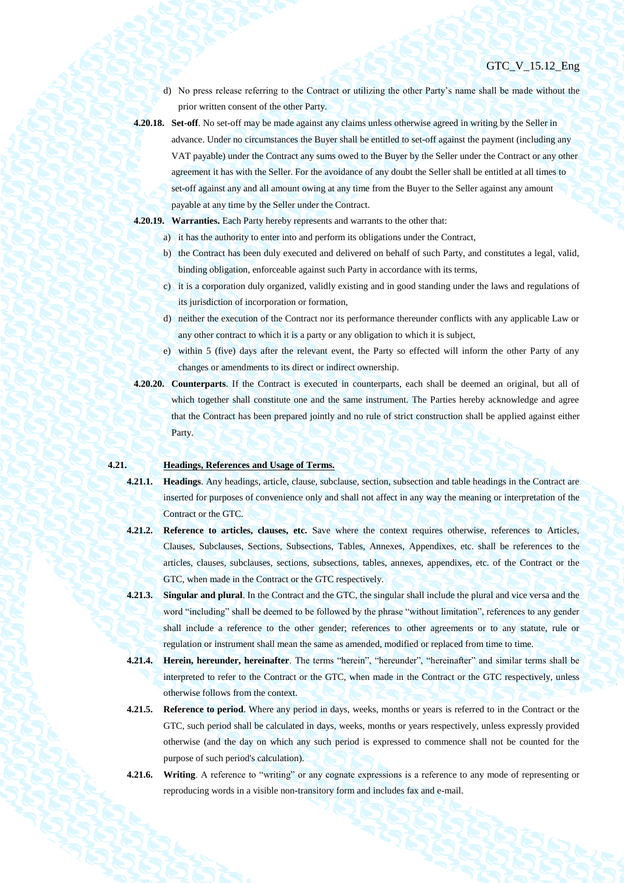d) No press release referring to the Contract or utilizing the other Party's name shall be made without the prior written consent of the other Party.

**4.20.18. Set-off**. No set-off may be made against any claims unless otherwise agreed in writing by the Seller in advance. Under no circumstances the Buyer shall be entitled to set-off against the payment (including any VAT payable) under the Contract any sums owed to the Buyer by the Seller under the Contract or any other agreement it has with the Seller. For the avoidance of any doubt the Seller shall be entitled at all times to set-off against any and all amount owing at any time from the Buyer to the Seller against any amount payable at any time by the Seller under the Contract.

**4.20.19. Warranties.** Each Party hereby represents and warrants to the other that:

a) it has the authority to enter into and perform its obligations under the Contract,

b) the Contract has been duly executed and delivered on behalf of such Party, and constitutes a legal, valid, binding obligation, enforceable against such Party in accordance with its terms,

c) it is a corporation duly organized, validly existing and in good standing under the laws and regulations of its jurisdiction of incorporation or formation,

d) neither the execution of the Contract nor its performance thereunder conflicts with any applicable Law or any other contract to which it is a party or any obligation to which it is subject,

e) within 5 (five) days after the relevant event, the Party so effected will inform the other Party of any changes or amendments to its direct or indirect ownership.

**4.20.20. Counterparts**. If the Contract is executed in counterparts, each shall be deemed an original, but all of which together shall constitute one and the same instrument. The Parties hereby acknowledge and agree that the Contract has been prepared jointly and no rule of strict construction shall be applied against either Party.

## 4.21. Headings, References and Usage of Terms.

**4.21.1. Headings**. Any headings, article, clause, subclause, section, subsection and table headings in the Contract are inserted for purposes of convenience only and shall not affect in any way the meaning or interpretation of the Contract or the GTC.

**4.21.2. Reference to articles, clauses, etc.** Save where the context requires otherwise, references to Articles, Clauses, Subclauses, Sections, Subsections, Tables, Annexes, Appendixes, etc. shall be references to the articles, clauses, subclauses, sections, subsections, tables, annexes, appendixes, etc. of the Contract or the GTC, when made in the Contract or the GTC respectively.

**4.21.3. Singular and plural**. In the Contract and the GTC, the singular shall include the plural and vice versa and the word "including" shall be deemed to be followed by the phrase "without limitation", references to any gender shall include a reference to the other gender; references to other agreements or to any statute, rule or regulation or instrument shall mean the same as amended, modified or replaced from time to time.

**4.21.4. Herein, hereunder, hereinafter**. The terms "herein", "hereunder", "hereinafter" and similar terms shall be interpreted to refer to the Contract or the GTC, when made in the Contract or the GTC respectively, unless otherwise follows from the context.

**4.21.5. Reference to period**. Where any period in days, weeks, months or years is referred to in the Contract or the GTC, such period shall be calculated in days, weeks, months or years respectively, unless expressly provided otherwise (and the day on which any such period is expressed to commence shall not be counted for the purpose of such period's calculation).

**4.21.6. Writing**. A reference to "writing" or any cognate expressions is a reference to any mode of representing or reproducing words in a visible non-transitory form and includes fax and e-mail.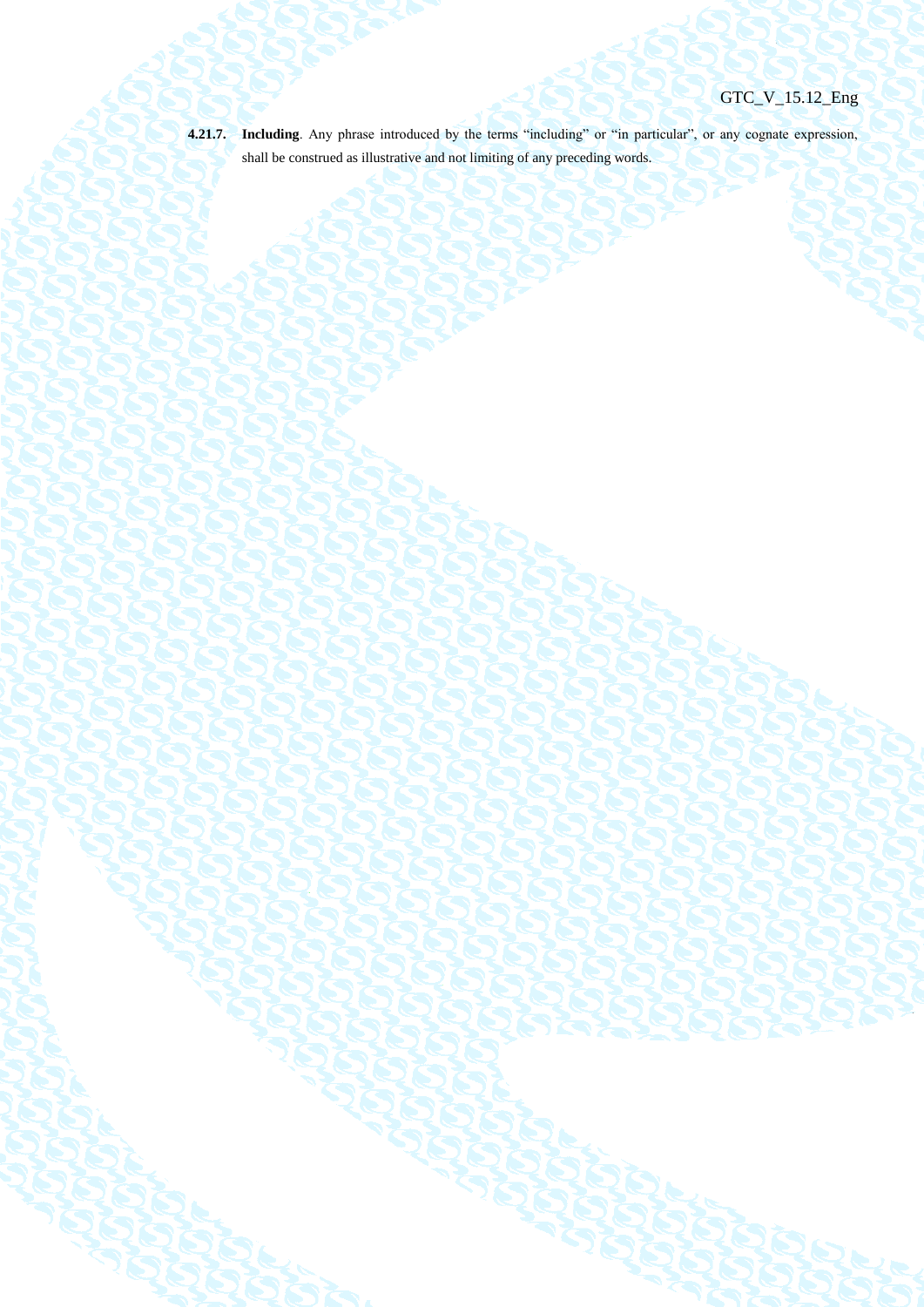**4.21.7.** **Including**. Any phrase introduced by the terms "including" or "in particular", or any cognate expression, shall be construed as illustrative and not limiting of any preceding words.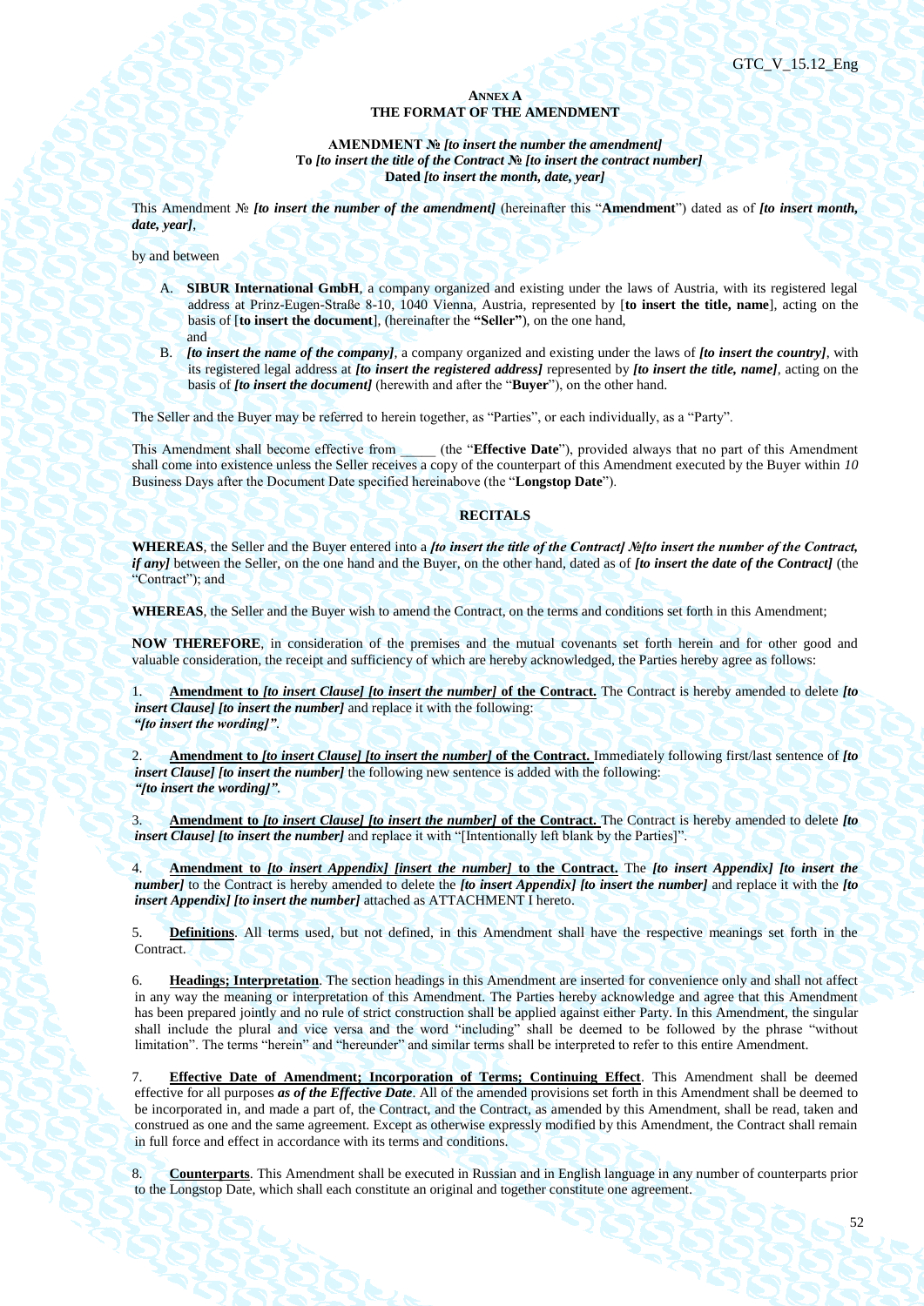**ANNEX A**
**THE FORMAT OF THE AMENDMENT**

**AMENDMENT № *[to insert the number the amendment]***
**To *[to insert the title of the Contract № [to insert the contract number]***
**Dated *[to insert the month, date, year]***

This Amendment № ***[to insert the number of the amendment]*** (hereinafter this "**Amendment**") dated as of ***[to insert month, date, year]***,

by and between

A. **SIBUR International GmbH**, a company organized and existing under the laws of Austria, with its registered legal address at Prinz-Eugen-Straße 8-10, 1040 Vienna, Austria, represented by [**to insert the title, name**], acting on the basis of [**to insert the document**], (hereinafter the **"Seller")**, on the one hand,
and
B. ***[to insert the name of the company]***, a company organized and existing under the laws of ***[to insert the country]***, with its registered legal address at ***[to insert the registered address]*** represented by ***[to insert the title, name]***, acting on the basis of ***[to insert the document]*** (herewith and after the "**Buyer**"), on the other hand.

The Seller and the Buyer may be referred to herein together, as "Parties", or each individually, as a "Party".

This Amendment shall become effective from _____ (the "**Effective Date**"), provided always that no part of this Amendment shall come into existence unless the Seller receives a copy of the counterpart of this Amendment executed by the Buyer within *10* Business Days after the Document Date specified hereinabove (the "**Longstop Date**").

**RECITALS**

**WHEREAS**, the Seller and the Buyer entered into a ***[to insert the title of the Contract] №[to insert the number of the Contract, if any]*** between the Seller, on the one hand and the Buyer, on the other hand, dated as of ***[to insert the date of the Contract]*** (the "Contract"); and

**WHEREAS**, the Seller and the Buyer wish to amend the Contract, on the terms and conditions set forth in this Amendment;

**NOW THEREFORE**, in consideration of the premises and the mutual covenants set forth herein and for other good and valuable consideration, the receipt and sufficiency of which are hereby acknowledged, the Parties hereby agree as follows:

1. **Amendment to *[to insert Clause] [to insert the number]* of the Contract.** The Contract is hereby amended to delete ***[to insert Clause] [to insert the number]*** and replace it with the following:
***"[to insert the wording]".***

2. **Amendment to *[to insert Clause] [to insert the number]* of the Contract.** Immediately following first/last sentence of ***[to insert Clause] [to insert the number]*** the following new sentence is added with the following:
***"[to insert the wording]".***

3. **Amendment to *[to insert Clause] [to insert the number]* of the Contract.** The Contract is hereby amended to delete ***[to insert Clause] [to insert the number]*** and replace it with "[Intentionally left blank by the Parties]".

4. **Amendment to *[to insert Appendix] [insert the number]* to the Contract.** The ***[to insert Appendix] [to insert the number]*** to the Contract is hereby amended to delete the ***[to insert Appendix] [to insert the number]*** and replace it with the ***[to insert Appendix] [to insert the number]*** attached as ATTACHMENT I hereto.

5. **Definitions**. All terms used, but not defined, in this Amendment shall have the respective meanings set forth in the Contract.

6. **Headings; Interpretation**. The section headings in this Amendment are inserted for convenience only and shall not affect in any way the meaning or interpretation of this Amendment. The Parties hereby acknowledge and agree that this Amendment has been prepared jointly and no rule of strict construction shall be applied against either Party. In this Amendment, the singular shall include the plural and vice versa and the word "including" shall be deemed to be followed by the phrase "without limitation". The terms "herein" and "hereunder" and similar terms shall be interpreted to refer to this entire Amendment.

7. **Effective Date of Amendment; Incorporation of Terms; Continuing Effect**. This Amendment shall be deemed effective for all purposes ***as of the Effective Date***. All of the amended provisions set forth in this Amendment shall be deemed to be incorporated in, and made a part of, the Contract, and the Contract, as amended by this Amendment, shall be read, taken and construed as one and the same agreement. Except as otherwise expressly modified by this Amendment, the Contract shall remain in full force and effect in accordance with its terms and conditions.

8. **Counterparts**. This Amendment shall be executed in Russian and in English language in any number of counterparts prior to the Longstop Date, which shall each constitute an original and together constitute one agreement.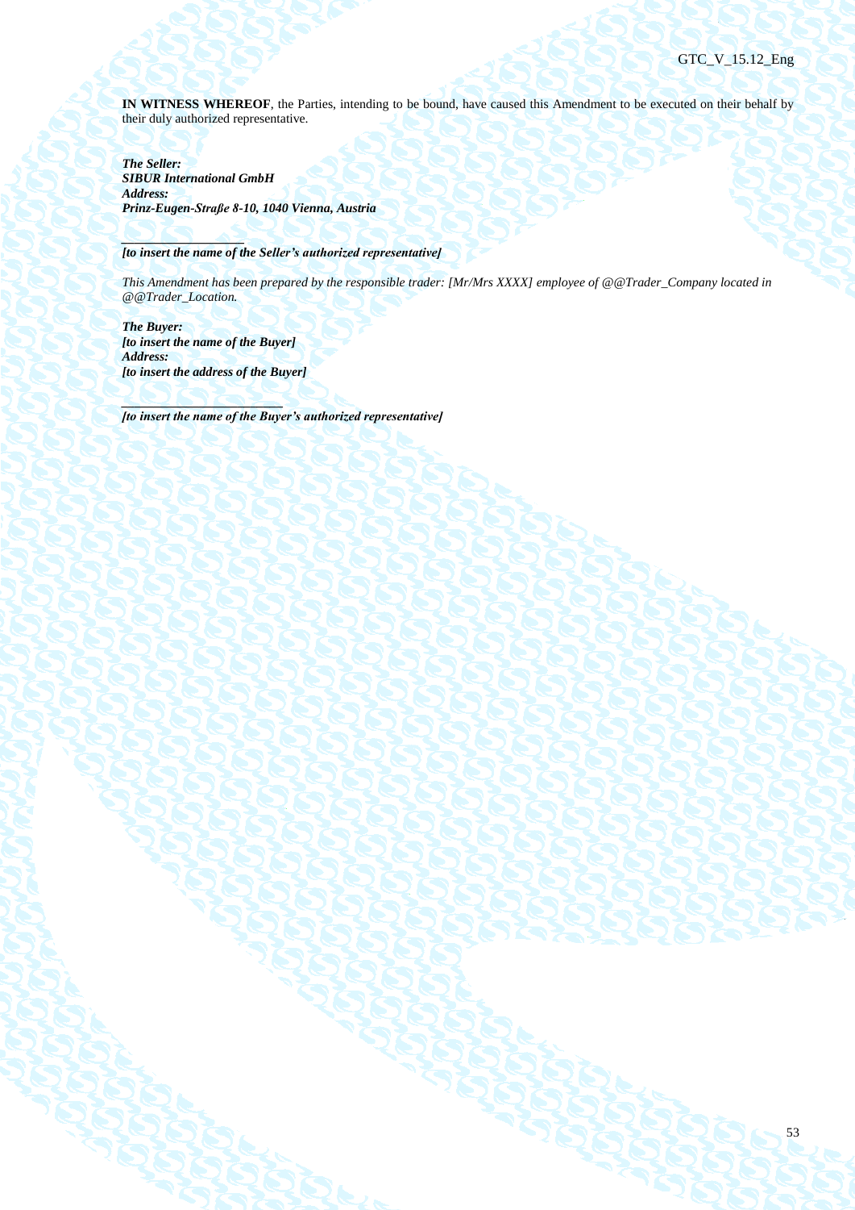**IN WITNESS WHEREOF**, the Parties, intending to be bound, have caused this Amendment to be executed on their behalf by their duly authorized representative.

***The Seller:***
***SIBUR International GmbH***
***Address:***
***Prinz-Eugen-Straße 8-10, 1040 Vienna, Austria***

___________________
***[to insert the name of the Seller's authorized representative]***

*This Amendment has been prepared by the responsible trader: [Mr/Mrs XXXX] employee of @@Trader_Company located in @@Trader_Location.*

***The Buyer:***
***[to insert the name of the Buyer]***
***Address:***
***[to insert the address of the Buyer]***

_________________________
***[to insert the name of the Buyer's authorized representative]***